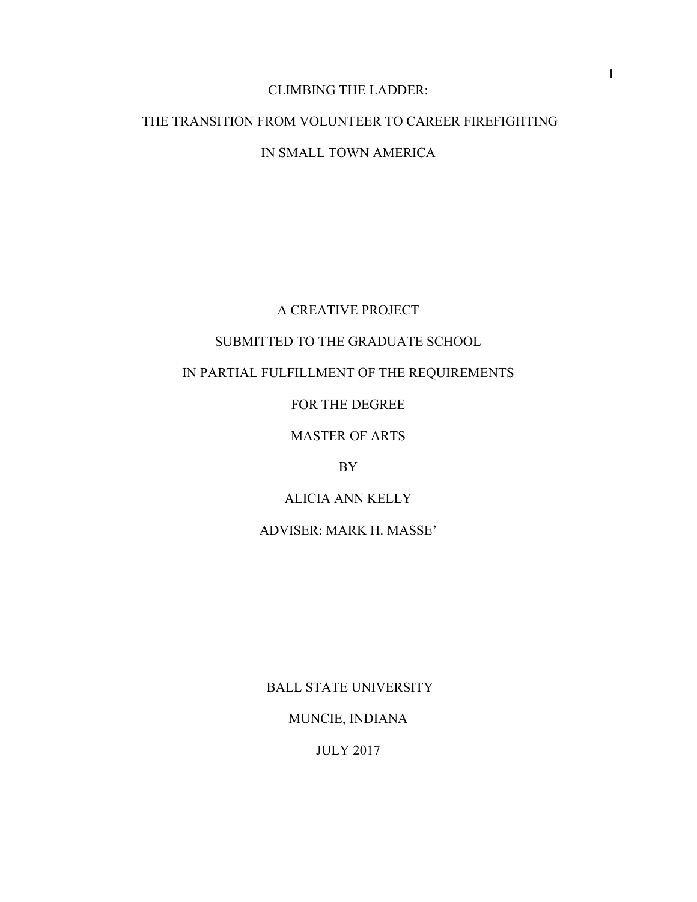# CLIMBING THE LADDER:

# THE TRANSITION FROM VOLUNTEER TO CAREER FIREFIGHTING

# IN SMALL TOWN AMERICA

A CREATIVE PROJECT

SUBMITTED TO THE GRADUATE SCHOOL

IN PARTIAL FULFILLMENT OF THE REQUIREMENTS

FOR THE DEGREE

MASTER OF ARTS

BY

ALICIA ANN KELLY

ADVISER: MARK H. MASSE'

BALL STATE UNIVERSITY

MUNCIE, INDIANA

JULY 2017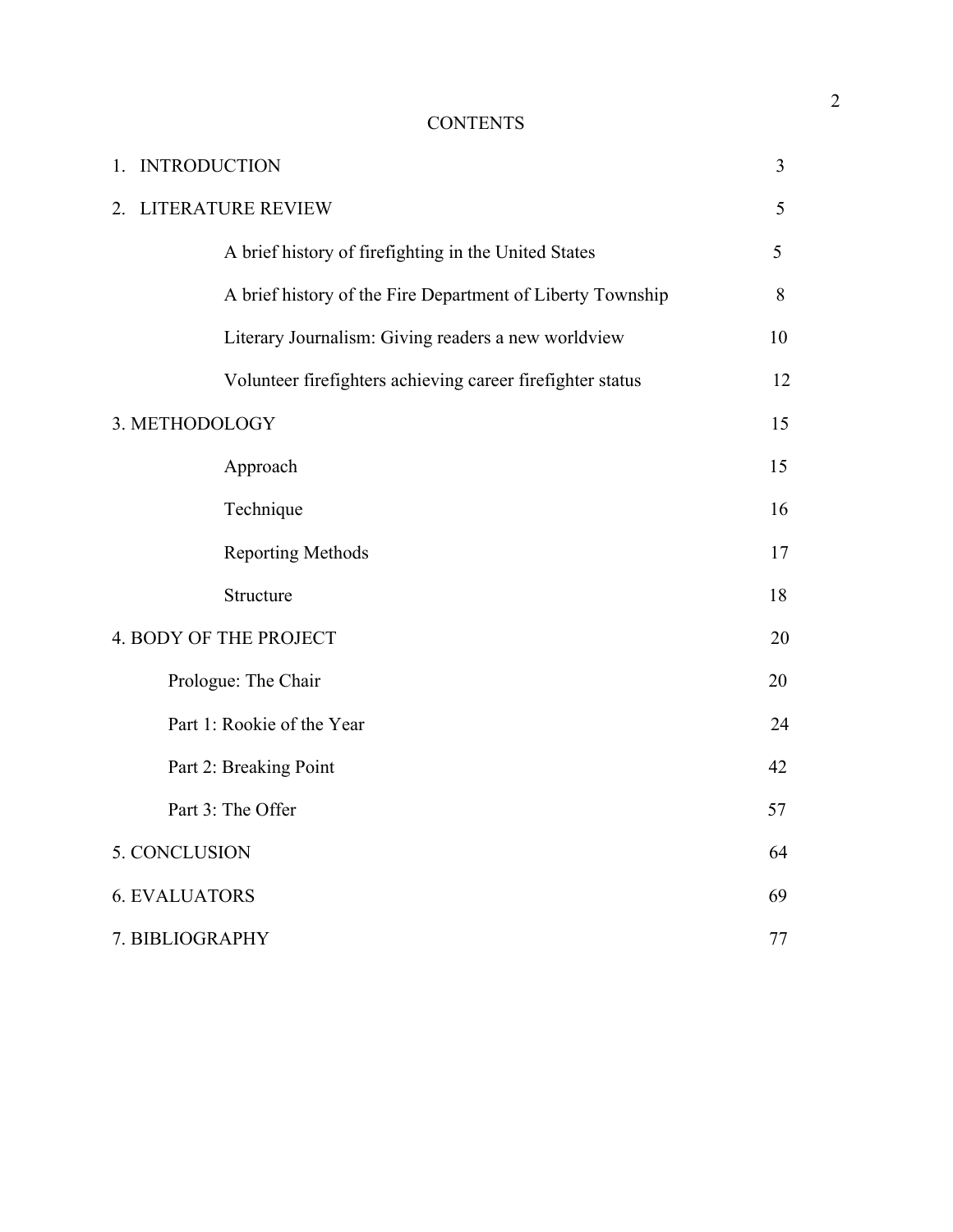# CONTENTS

| | |
|---|---|
| 1. INTRODUCTION | 3 |
| 2. LITERATURE REVIEW | 5 |
| A brief history of firefighting in the United States | 5 |
| A brief history of the Fire Department of Liberty Township | 8 |
| Literary Journalism: Giving readers a new worldview | 10 |
| Volunteer firefighters achieving career firefighter status | 12 |
| 3. METHODOLOGY | 15 |
| Approach | 15 |
| Technique | 16 |
| Reporting Methods | 17 |
| Structure | 18 |
| 4. BODY OF THE PROJECT | 20 |
| Prologue: The Chair | 20 |
| Part 1: Rookie of the Year | 24 |
| Part 2: Breaking Point | 42 |
| Part 3: The Offer | 57 |
| 5. CONCLUSION | 64 |
| 6. EVALUATORS | 69 |
| 7. BIBLIOGRAPHY | 77 |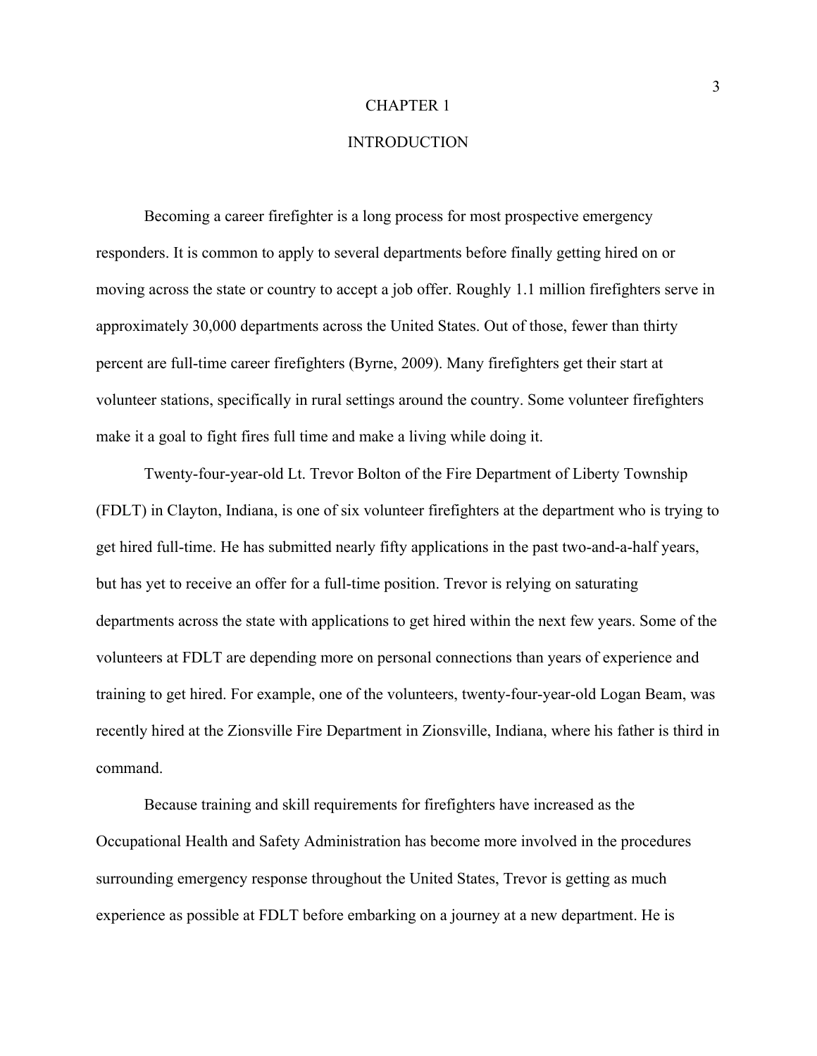# CHAPTER 1

# INTRODUCTION

Becoming a career firefighter is a long process for most prospective emergency responders. It is common to apply to several departments before finally getting hired on or moving across the state or country to accept a job offer. Roughly 1.1 million firefighters serve in approximately 30,000 departments across the United States. Out of those, fewer than thirty percent are full-time career firefighters (Byrne, 2009). Many firefighters get their start at volunteer stations, specifically in rural settings around the country. Some volunteer firefighters make it a goal to fight fires full time and make a living while doing it.

Twenty-four-year-old Lt. Trevor Bolton of the Fire Department of Liberty Township (FDLT) in Clayton, Indiana, is one of six volunteer firefighters at the department who is trying to get hired full-time. He has submitted nearly fifty applications in the past two-and-a-half years, but has yet to receive an offer for a full-time position. Trevor is relying on saturating departments across the state with applications to get hired within the next few years. Some of the volunteers at FDLT are depending more on personal connections than years of experience and training to get hired. For example, one of the volunteers, twenty-four-year-old Logan Beam, was recently hired at the Zionsville Fire Department in Zionsville, Indiana, where his father is third in command.

Because training and skill requirements for firefighters have increased as the Occupational Health and Safety Administration has become more involved in the procedures surrounding emergency response throughout the United States, Trevor is getting as much experience as possible at FDLT before embarking on a journey at a new department. He is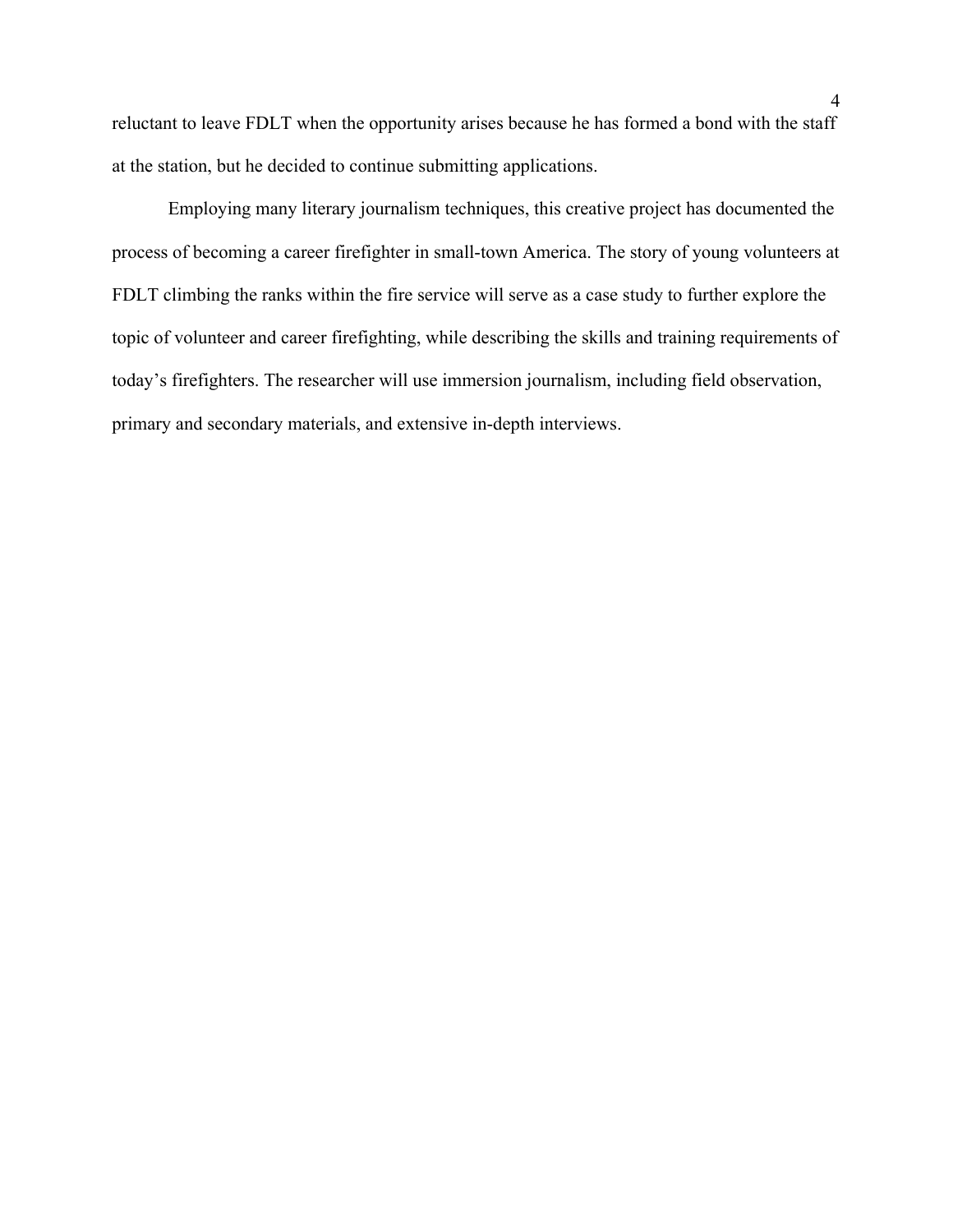reluctant to leave FDLT when the opportunity arises because he has formed a bond with the staff at the station, but he decided to continue submitting applications.

Employing many literary journalism techniques, this creative project has documented the process of becoming a career firefighter in small-town America. The story of young volunteers at FDLT climbing the ranks within the fire service will serve as a case study to further explore the topic of volunteer and career firefighting, while describing the skills and training requirements of today's firefighters. The researcher will use immersion journalism, including field observation, primary and secondary materials, and extensive in-depth interviews.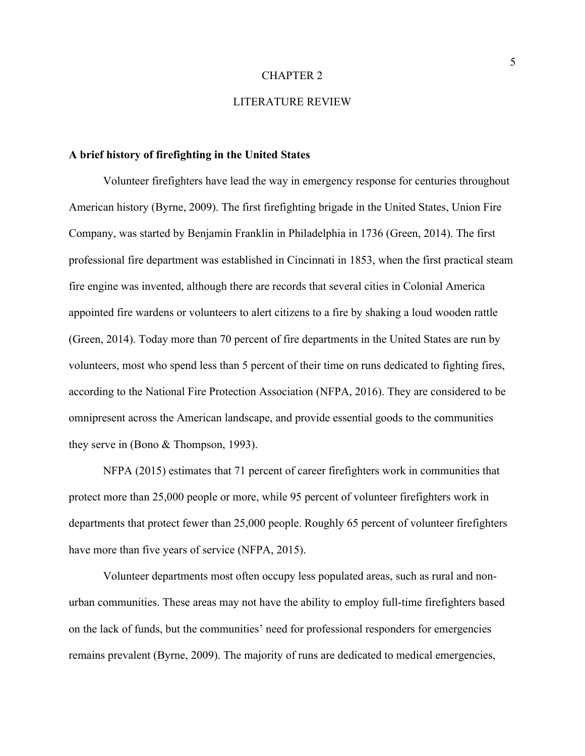# CHAPTER 2

# LITERATURE REVIEW

**A brief history of firefighting in the United States**

Volunteer firefighters have lead the way in emergency response for centuries throughout American history (Byrne, 2009). The first firefighting brigade in the United States, Union Fire Company, was started by Benjamin Franklin in Philadelphia in 1736 (Green, 2014). The first professional fire department was established in Cincinnati in 1853, when the first practical steam fire engine was invented, although there are records that several cities in Colonial America appointed fire wardens or volunteers to alert citizens to a fire by shaking a loud wooden rattle (Green, 2014). Today more than 70 percent of fire departments in the United States are run by volunteers, most who spend less than 5 percent of their time on runs dedicated to fighting fires, according to the National Fire Protection Association (NFPA, 2016). They are considered to be omnipresent across the American landscape, and provide essential goods to the communities they serve in (Bono & Thompson, 1993).

NFPA (2015) estimates that 71 percent of career firefighters work in communities that protect more than 25,000 people or more, while 95 percent of volunteer firefighters work in departments that protect fewer than 25,000 people. Roughly 65 percent of volunteer firefighters have more than five years of service (NFPA, 2015).

Volunteer departments most often occupy less populated areas, such as rural and non-urban communities. These areas may not have the ability to employ full-time firefighters based on the lack of funds, but the communities' need for professional responders for emergencies remains prevalent (Byrne, 2009). The majority of runs are dedicated to medical emergencies,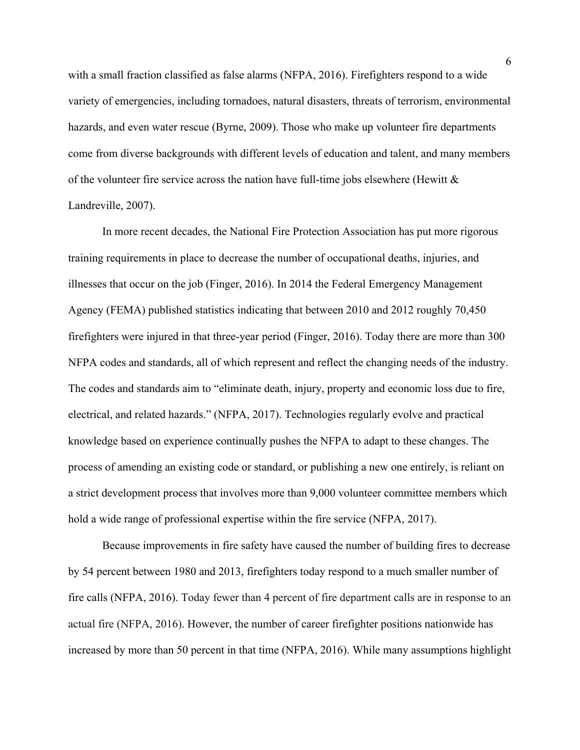with a small fraction classified as false alarms (NFPA, 2016). Firefighters respond to a wide variety of emergencies, including tornadoes, natural disasters, threats of terrorism, environmental hazards, and even water rescue (Byrne, 2009). Those who make up volunteer fire departments come from diverse backgrounds with different levels of education and talent, and many members of the volunteer fire service across the nation have full-time jobs elsewhere (Hewitt & Landreville, 2007).

In more recent decades, the National Fire Protection Association has put more rigorous training requirements in place to decrease the number of occupational deaths, injuries, and illnesses that occur on the job (Finger, 2016). In 2014 the Federal Emergency Management Agency (FEMA) published statistics indicating that between 2010 and 2012 roughly 70,450 firefighters were injured in that three-year period (Finger, 2016). Today there are more than 300 NFPA codes and standards, all of which represent and reflect the changing needs of the industry. The codes and standards aim to "eliminate death, injury, property and economic loss due to fire, electrical, and related hazards." (NFPA, 2017). Technologies regularly evolve and practical knowledge based on experience continually pushes the NFPA to adapt to these changes. The process of amending an existing code or standard, or publishing a new one entirely, is reliant on a strict development process that involves more than 9,000 volunteer committee members which hold a wide range of professional expertise within the fire service (NFPA, 2017).

Because improvements in fire safety have caused the number of building fires to decrease by 54 percent between 1980 and 2013, firefighters today respond to a much smaller number of fire calls (NFPA, 2016). Today fewer than 4 percent of fire department calls are in response to an actual fire (NFPA, 2016). However, the number of career firefighter positions nationwide has increased by more than 50 percent in that time (NFPA, 2016). While many assumptions highlight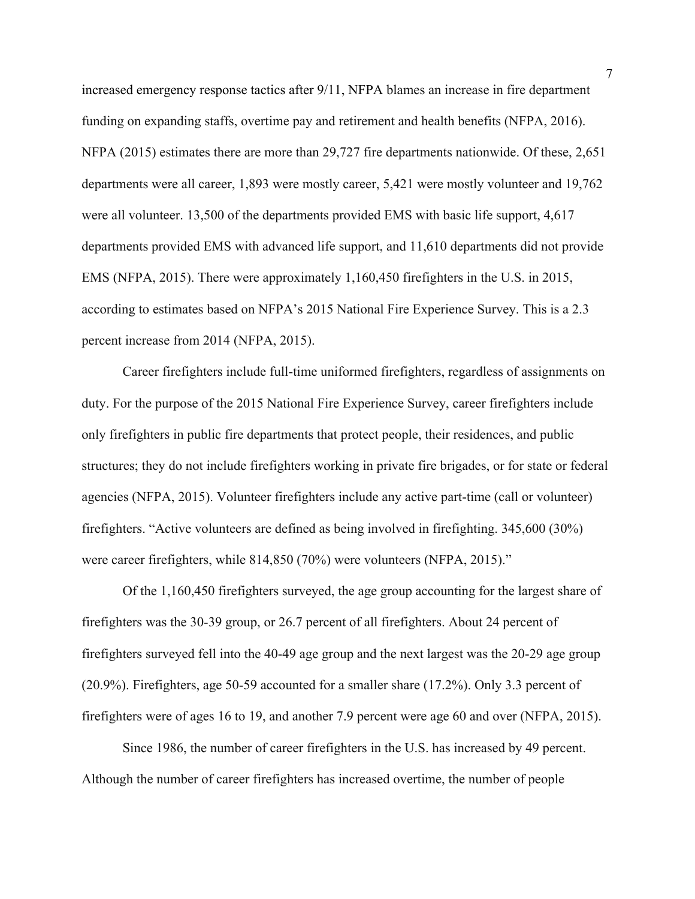increased emergency response tactics after 9/11, NFPA blames an increase in fire department funding on expanding staffs, overtime pay and retirement and health benefits (NFPA, 2016). NFPA (2015) estimates there are more than 29,727 fire departments nationwide. Of these, 2,651 departments were all career, 1,893 were mostly career, 5,421 were mostly volunteer and 19,762 were all volunteer. 13,500 of the departments provided EMS with basic life support, 4,617 departments provided EMS with advanced life support, and 11,610 departments did not provide EMS (NFPA, 2015). There were approximately 1,160,450 firefighters in the U.S. in 2015, according to estimates based on NFPA's 2015 National Fire Experience Survey. This is a 2.3 percent increase from 2014 (NFPA, 2015).

Career firefighters include full-time uniformed firefighters, regardless of assignments on duty. For the purpose of the 2015 National Fire Experience Survey, career firefighters include only firefighters in public fire departments that protect people, their residences, and public structures; they do not include firefighters working in private fire brigades, or for state or federal agencies (NFPA, 2015). Volunteer firefighters include any active part-time (call or volunteer) firefighters. "Active volunteers are defined as being involved in firefighting. 345,600 (30%) were career firefighters, while 814,850 (70%) were volunteers (NFPA, 2015)."

Of the 1,160,450 firefighters surveyed, the age group accounting for the largest share of firefighters was the 30-39 group, or 26.7 percent of all firefighters. About 24 percent of firefighters surveyed fell into the 40-49 age group and the next largest was the 20-29 age group (20.9%). Firefighters, age 50-59 accounted for a smaller share (17.2%). Only 3.3 percent of firefighters were of ages 16 to 19, and another 7.9 percent were age 60 and over (NFPA, 2015).

Since 1986, the number of career firefighters in the U.S. has increased by 49 percent. Although the number of career firefighters has increased overtime, the number of people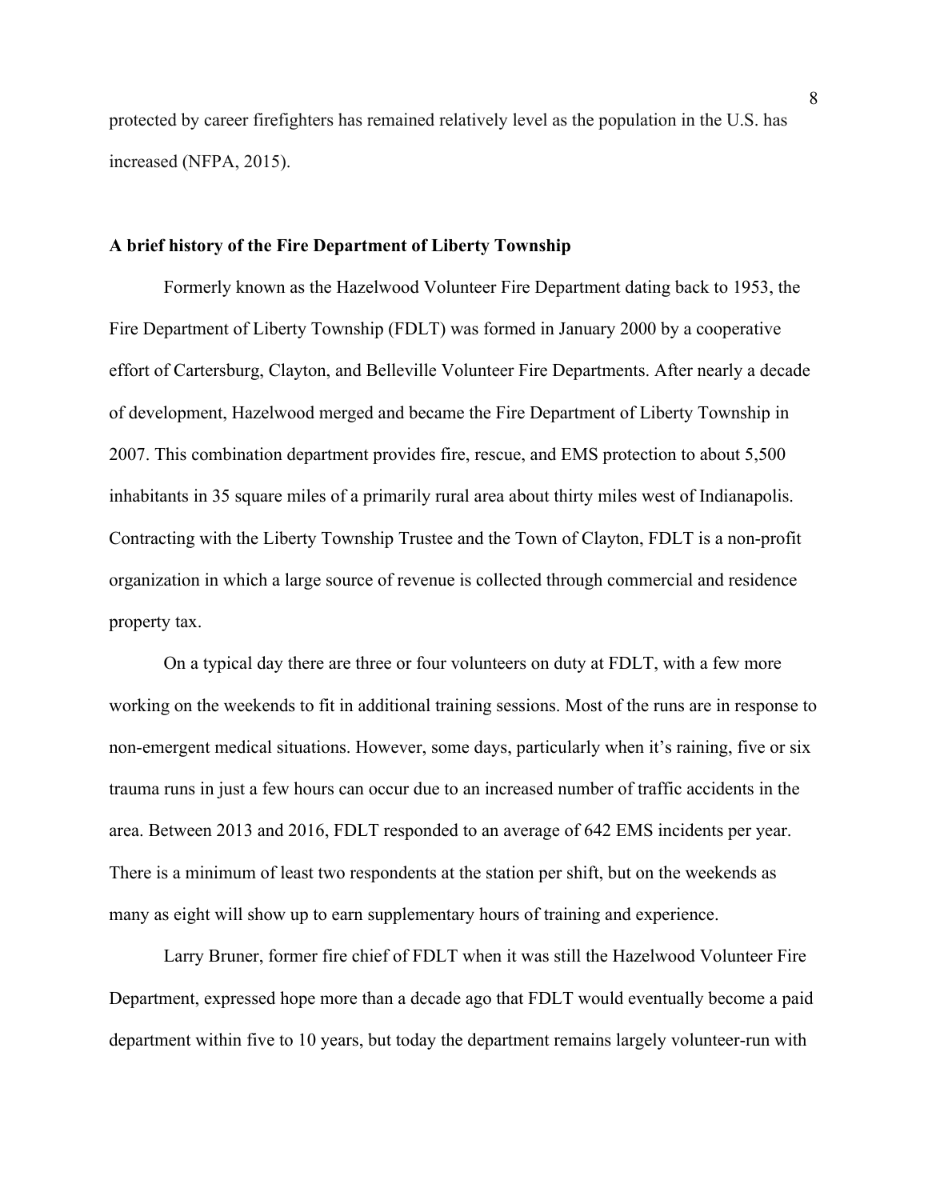protected by career firefighters has remained relatively level as the population in the U.S. has increased (NFPA, 2015).

**A brief history of the Fire Department of Liberty Township**

Formerly known as the Hazelwood Volunteer Fire Department dating back to 1953, the Fire Department of Liberty Township (FDLT) was formed in January 2000 by a cooperative effort of Cartersburg, Clayton, and Belleville Volunteer Fire Departments. After nearly a decade of development, Hazelwood merged and became the Fire Department of Liberty Township in 2007. This combination department provides fire, rescue, and EMS protection to about 5,500 inhabitants in 35 square miles of a primarily rural area about thirty miles west of Indianapolis. Contracting with the Liberty Township Trustee and the Town of Clayton, FDLT is a non-profit organization in which a large source of revenue is collected through commercial and residence property tax.

On a typical day there are three or four volunteers on duty at FDLT, with a few more working on the weekends to fit in additional training sessions. Most of the runs are in response to non-emergent medical situations. However, some days, particularly when it's raining, five or six trauma runs in just a few hours can occur due to an increased number of traffic accidents in the area. Between 2013 and 2016, FDLT responded to an average of 642 EMS incidents per year. There is a minimum of least two respondents at the station per shift, but on the weekends as many as eight will show up to earn supplementary hours of training and experience.

Larry Bruner, former fire chief of FDLT when it was still the Hazelwood Volunteer Fire Department, expressed hope more than a decade ago that FDLT would eventually become a paid department within five to 10 years, but today the department remains largely volunteer-run with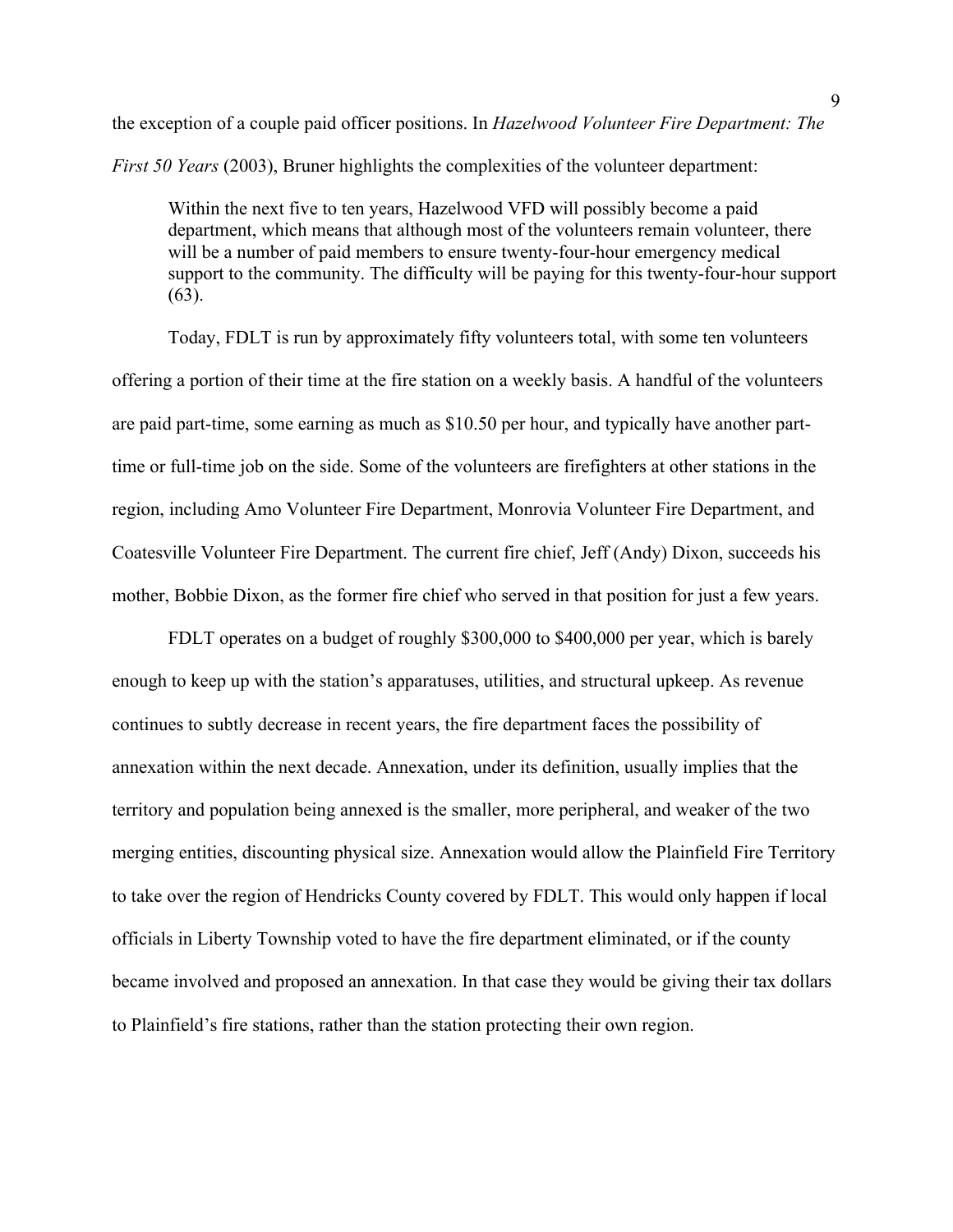the exception of a couple paid officer positions. In *Hazelwood Volunteer Fire Department: The First 50 Years* (2003), Bruner highlights the complexities of the volunteer department:

> Within the next five to ten years, Hazelwood VFD will possibly become a paid department, which means that although most of the volunteers remain volunteer, there will be a number of paid members to ensure twenty-four-hour emergency medical support to the community. The difficulty will be paying for this twenty-four-hour support (63).

Today, FDLT is run by approximately fifty volunteers total, with some ten volunteers offering a portion of their time at the fire station on a weekly basis. A handful of the volunteers are paid part-time, some earning as much as $10.50 per hour, and typically have another part-time or full-time job on the side. Some of the volunteers are firefighters at other stations in the region, including Amo Volunteer Fire Department, Monrovia Volunteer Fire Department, and Coatesville Volunteer Fire Department. The current fire chief, Jeff (Andy) Dixon, succeeds his mother, Bobbie Dixon, as the former fire chief who served in that position for just a few years.

FDLT operates on a budget of roughly $300,000 to $400,000 per year, which is barely enough to keep up with the station's apparatuses, utilities, and structural upkeep. As revenue continues to subtly decrease in recent years, the fire department faces the possibility of annexation within the next decade. Annexation, under its definition, usually implies that the territory and population being annexed is the smaller, more peripheral, and weaker of the two merging entities, discounting physical size. Annexation would allow the Plainfield Fire Territory to take over the region of Hendricks County covered by FDLT. This would only happen if local officials in Liberty Township voted to have the fire department eliminated, or if the county became involved and proposed an annexation. In that case they would be giving their tax dollars to Plainfield's fire stations, rather than the station protecting their own region.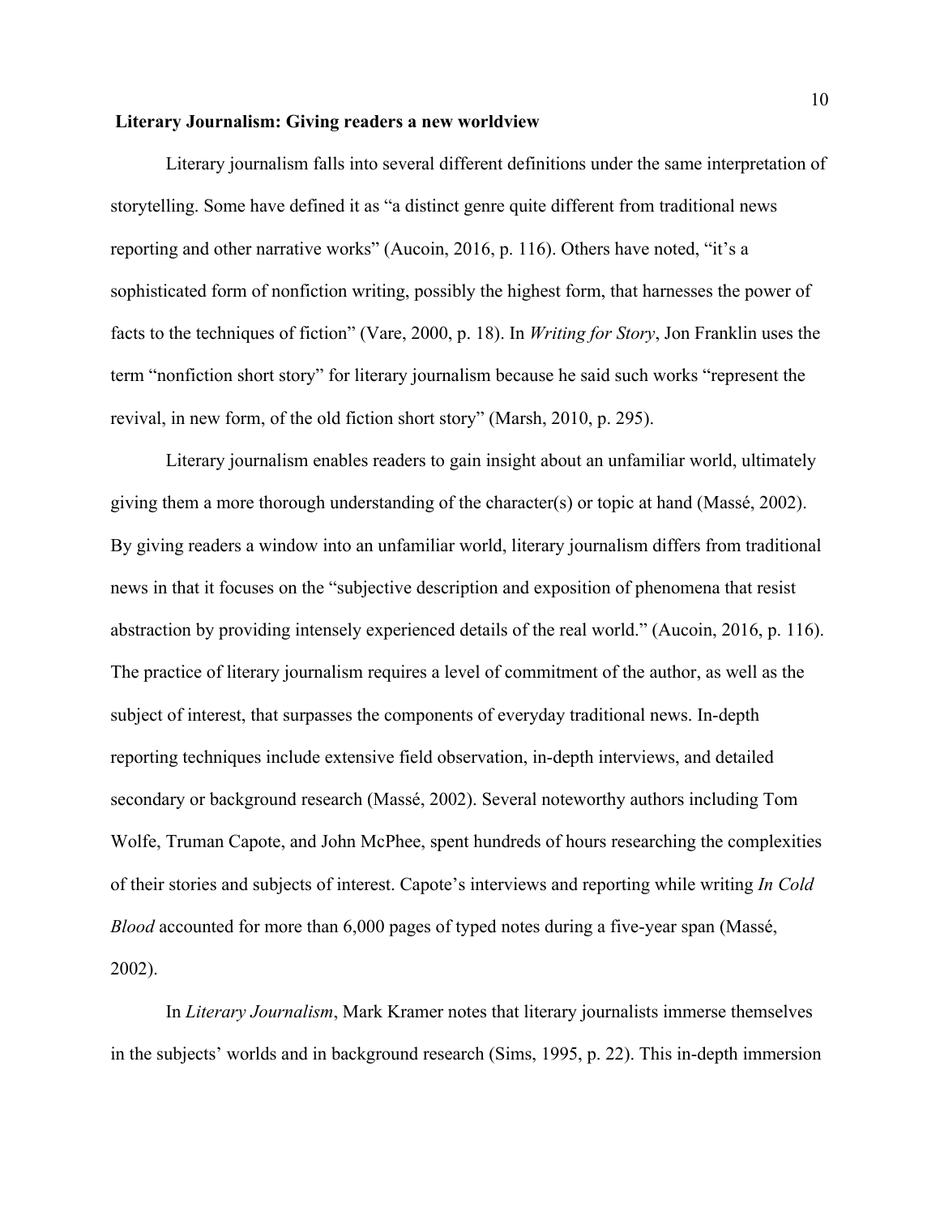## Literary Journalism: Giving readers a new worldview

Literary journalism falls into several different definitions under the same interpretation of storytelling. Some have defined it as "a distinct genre quite different from traditional news reporting and other narrative works" (Aucoin, 2016, p. 116). Others have noted, "it's a sophisticated form of nonfiction writing, possibly the highest form, that harnesses the power of facts to the techniques of fiction" (Vare, 2000, p. 18). In *Writing for Story*, Jon Franklin uses the term "nonfiction short story" for literary journalism because he said such works "represent the revival, in new form, of the old fiction short story" (Marsh, 2010, p. 295).

Literary journalism enables readers to gain insight about an unfamiliar world, ultimately giving them a more thorough understanding of the character(s) or topic at hand (Massé, 2002). By giving readers a window into an unfamiliar world, literary journalism differs from traditional news in that it focuses on the "subjective description and exposition of phenomena that resist abstraction by providing intensely experienced details of the real world." (Aucoin, 2016, p. 116). The practice of literary journalism requires a level of commitment of the author, as well as the subject of interest, that surpasses the components of everyday traditional news. In-depth reporting techniques include extensive field observation, in-depth interviews, and detailed secondary or background research (Massé, 2002). Several noteworthy authors including Tom Wolfe, Truman Capote, and John McPhee, spent hundreds of hours researching the complexities of their stories and subjects of interest. Capote's interviews and reporting while writing *In Cold Blood* accounted for more than 6,000 pages of typed notes during a five-year span (Massé, 2002).

In *Literary Journalism*, Mark Kramer notes that literary journalists immerse themselves in the subjects' worlds and in background research (Sims, 1995, p. 22). This in-depth immersion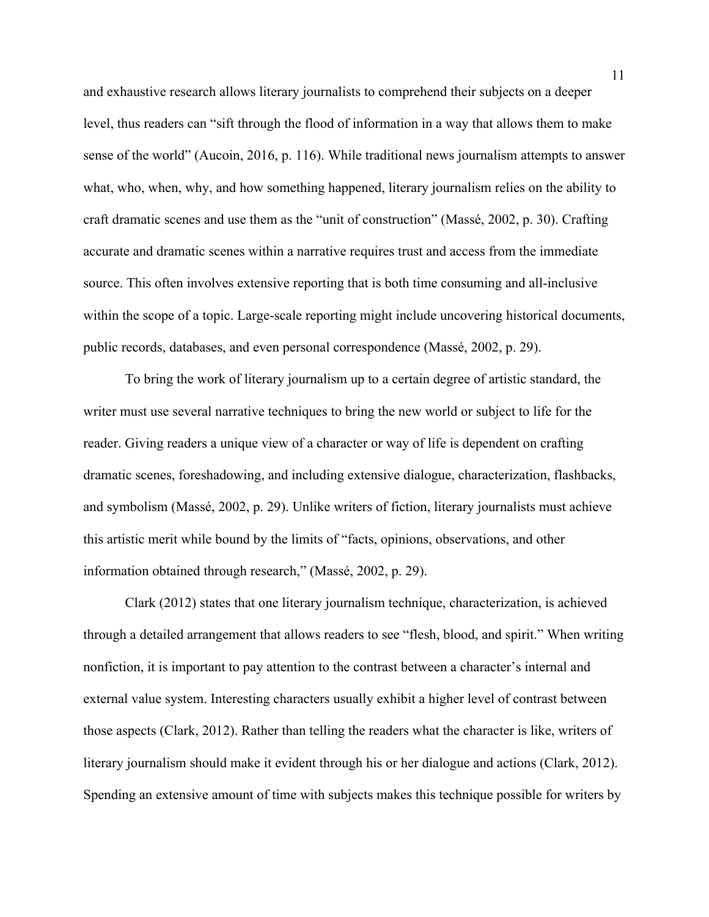and exhaustive research allows literary journalists to comprehend their subjects on a deeper level, thus readers can "sift through the flood of information in a way that allows them to make sense of the world" (Aucoin, 2016, p. 116). While traditional news journalism attempts to answer what, who, when, why, and how something happened, literary journalism relies on the ability to craft dramatic scenes and use them as the "unit of construction" (Massé, 2002, p. 30). Crafting accurate and dramatic scenes within a narrative requires trust and access from the immediate source. This often involves extensive reporting that is both time consuming and all-inclusive within the scope of a topic. Large-scale reporting might include uncovering historical documents, public records, databases, and even personal correspondence (Massé, 2002, p. 29).

To bring the work of literary journalism up to a certain degree of artistic standard, the writer must use several narrative techniques to bring the new world or subject to life for the reader. Giving readers a unique view of a character or way of life is dependent on crafting dramatic scenes, foreshadowing, and including extensive dialogue, characterization, flashbacks, and symbolism (Massé, 2002, p. 29). Unlike writers of fiction, literary journalists must achieve this artistic merit while bound by the limits of "facts, opinions, observations, and other information obtained through research," (Massé, 2002, p. 29).

Clark (2012) states that one literary journalism technique, characterization, is achieved through a detailed arrangement that allows readers to see "flesh, blood, and spirit." When writing nonfiction, it is important to pay attention to the contrast between a character's internal and external value system. Interesting characters usually exhibit a higher level of contrast between those aspects (Clark, 2012). Rather than telling the readers what the character is like, writers of literary journalism should make it evident through his or her dialogue and actions (Clark, 2012). Spending an extensive amount of time with subjects makes this technique possible for writers by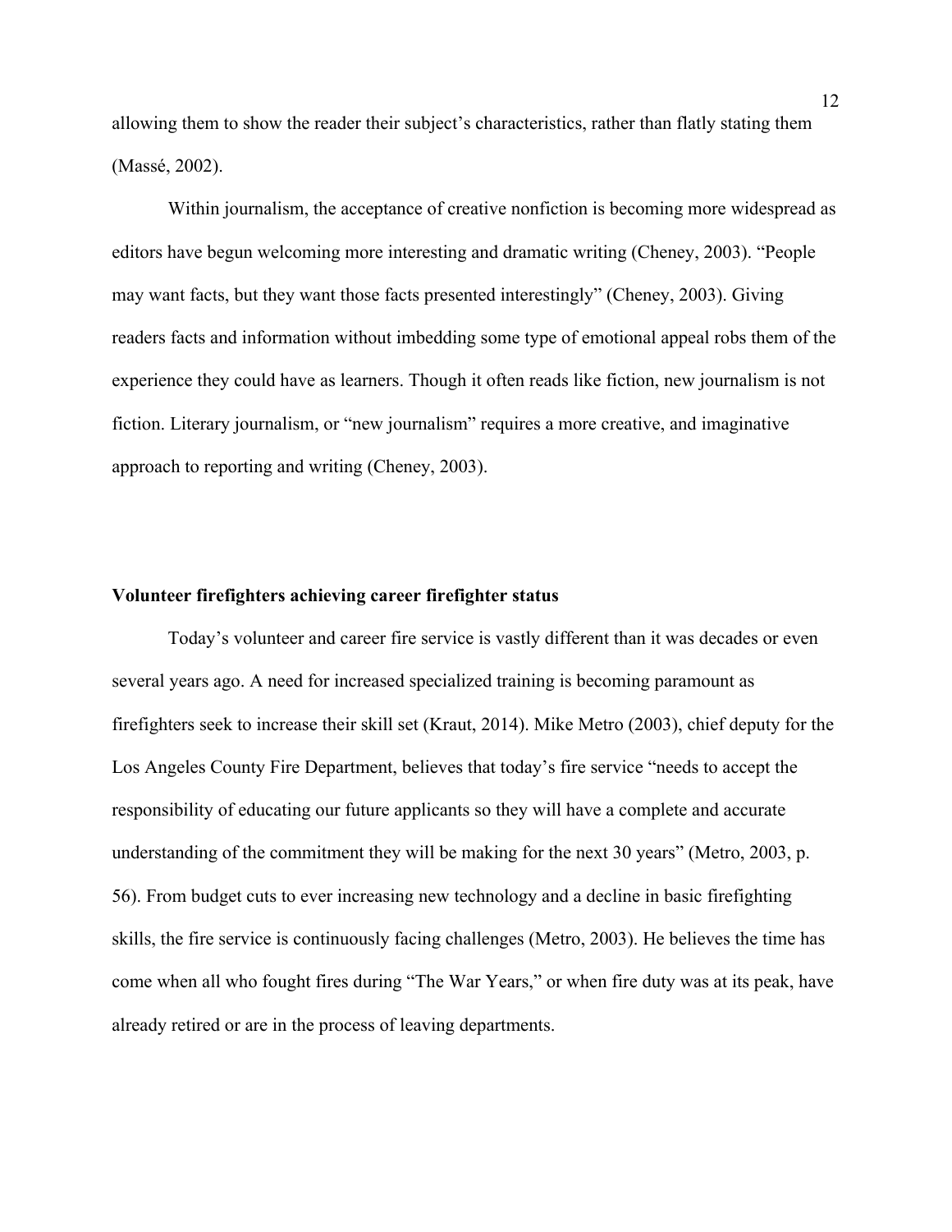allowing them to show the reader their subject's characteristics, rather than flatly stating them (Massé, 2002).

Within journalism, the acceptance of creative nonfiction is becoming more widespread as editors have begun welcoming more interesting and dramatic writing (Cheney, 2003). "People may want facts, but they want those facts presented interestingly" (Cheney, 2003). Giving readers facts and information without imbedding some type of emotional appeal robs them of the experience they could have as learners. Though it often reads like fiction, new journalism is not fiction. Literary journalism, or "new journalism" requires a more creative, and imaginative approach to reporting and writing (Cheney, 2003).

**Volunteer firefighters achieving career firefighter status**

Today's volunteer and career fire service is vastly different than it was decades or even several years ago. A need for increased specialized training is becoming paramount as firefighters seek to increase their skill set (Kraut, 2014). Mike Metro (2003), chief deputy for the Los Angeles County Fire Department, believes that today's fire service "needs to accept the responsibility of educating our future applicants so they will have a complete and accurate understanding of the commitment they will be making for the next 30 years" (Metro, 2003, p. 56). From budget cuts to ever increasing new technology and a decline in basic firefighting skills, the fire service is continuously facing challenges (Metro, 2003). He believes the time has come when all who fought fires during "The War Years," or when fire duty was at its peak, have already retired or are in the process of leaving departments.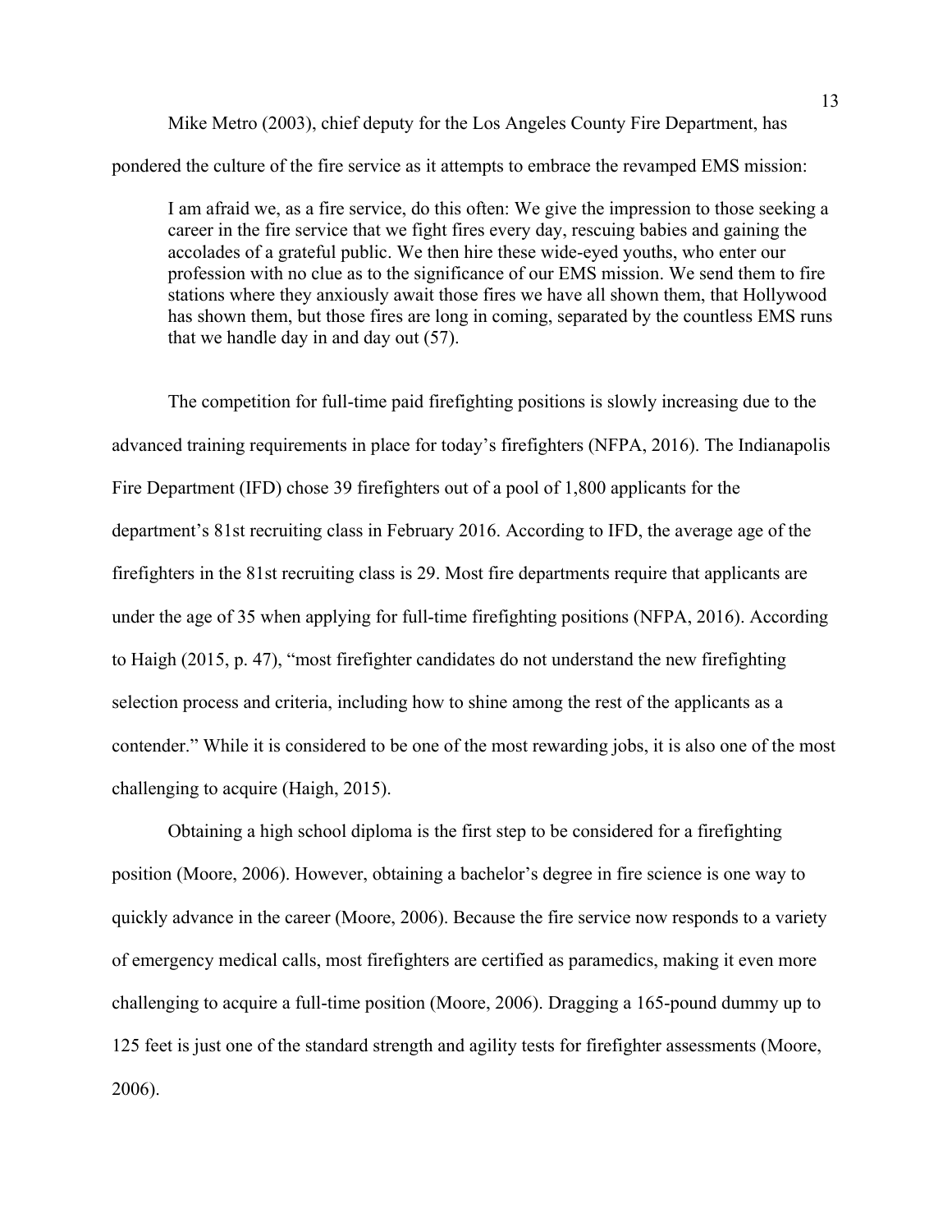Mike Metro (2003), chief deputy for the Los Angeles County Fire Department, has pondered the culture of the fire service as it attempts to embrace the revamped EMS mission:

> I am afraid we, as a fire service, do this often: We give the impression to those seeking a career in the fire service that we fight fires every day, rescuing babies and gaining the accolades of a grateful public. We then hire these wide-eyed youths, who enter our profession with no clue as to the significance of our EMS mission. We send them to fire stations where they anxiously await those fires we have all shown them, that Hollywood has shown them, but those fires are long in coming, separated by the countless EMS runs that we handle day in and day out (57).

The competition for full-time paid firefighting positions is slowly increasing due to the advanced training requirements in place for today's firefighters (NFPA, 2016). The Indianapolis Fire Department (IFD) chose 39 firefighters out of a pool of 1,800 applicants for the department's 81st recruiting class in February 2016. According to IFD, the average age of the firefighters in the 81st recruiting class is 29. Most fire departments require that applicants are under the age of 35 when applying for full-time firefighting positions (NFPA, 2016). According to Haigh (2015, p. 47), "most firefighter candidates do not understand the new firefighting selection process and criteria, including how to shine among the rest of the applicants as a contender." While it is considered to be one of the most rewarding jobs, it is also one of the most challenging to acquire (Haigh, 2015).

Obtaining a high school diploma is the first step to be considered for a firefighting position (Moore, 2006). However, obtaining a bachelor's degree in fire science is one way to quickly advance in the career (Moore, 2006). Because the fire service now responds to a variety of emergency medical calls, most firefighters are certified as paramedics, making it even more challenging to acquire a full-time position (Moore, 2006). Dragging a 165-pound dummy up to 125 feet is just one of the standard strength and agility tests for firefighter assessments (Moore, 2006).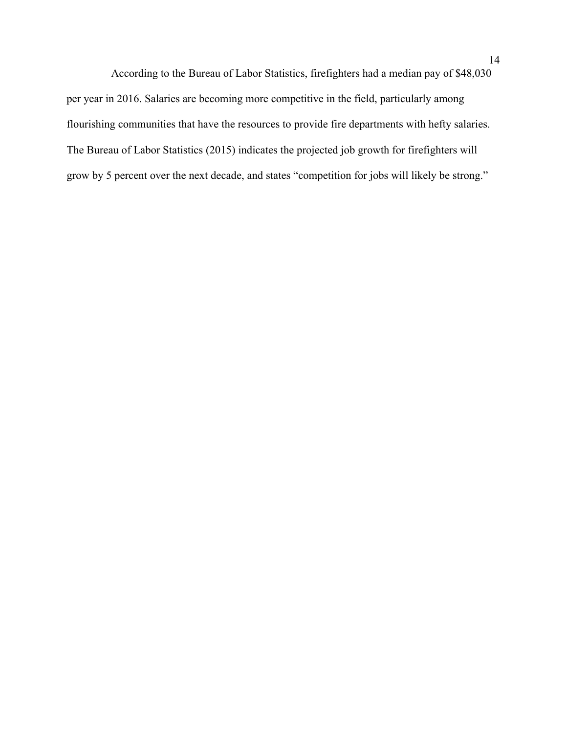According to the Bureau of Labor Statistics, firefighters had a median pay of $48,030 per year in 2016. Salaries are becoming more competitive in the field, particularly among flourishing communities that have the resources to provide fire departments with hefty salaries. The Bureau of Labor Statistics (2015) indicates the projected job growth for firefighters will grow by 5 percent over the next decade, and states "competition for jobs will likely be strong."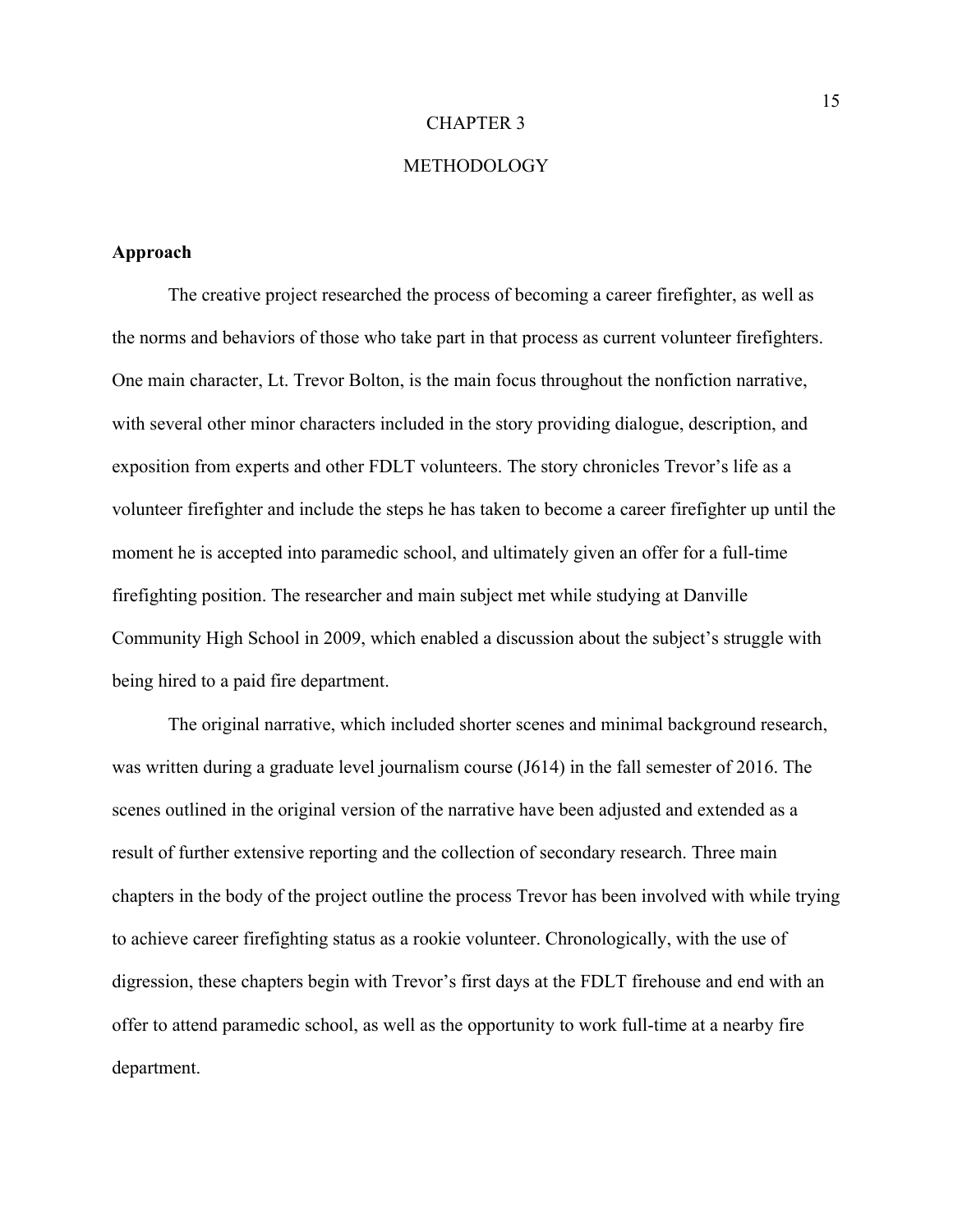# CHAPTER 3

# METHODOLOGY

### Approach

The creative project researched the process of becoming a career firefighter, as well as the norms and behaviors of those who take part in that process as current volunteer firefighters. One main character, Lt. Trevor Bolton, is the main focus throughout the nonfiction narrative, with several other minor characters included in the story providing dialogue, description, and exposition from experts and other FDLT volunteers. The story chronicles Trevor's life as a volunteer firefighter and include the steps he has taken to become a career firefighter up until the moment he is accepted into paramedic school, and ultimately given an offer for a full-time firefighting position. The researcher and main subject met while studying at Danville Community High School in 2009, which enabled a discussion about the subject's struggle with being hired to a paid fire department.

The original narrative, which included shorter scenes and minimal background research, was written during a graduate level journalism course (J614) in the fall semester of 2016. The scenes outlined in the original version of the narrative have been adjusted and extended as a result of further extensive reporting and the collection of secondary research. Three main chapters in the body of the project outline the process Trevor has been involved with while trying to achieve career firefighting status as a rookie volunteer. Chronologically, with the use of digression, these chapters begin with Trevor's first days at the FDLT firehouse and end with an offer to attend paramedic school, as well as the opportunity to work full-time at a nearby fire department.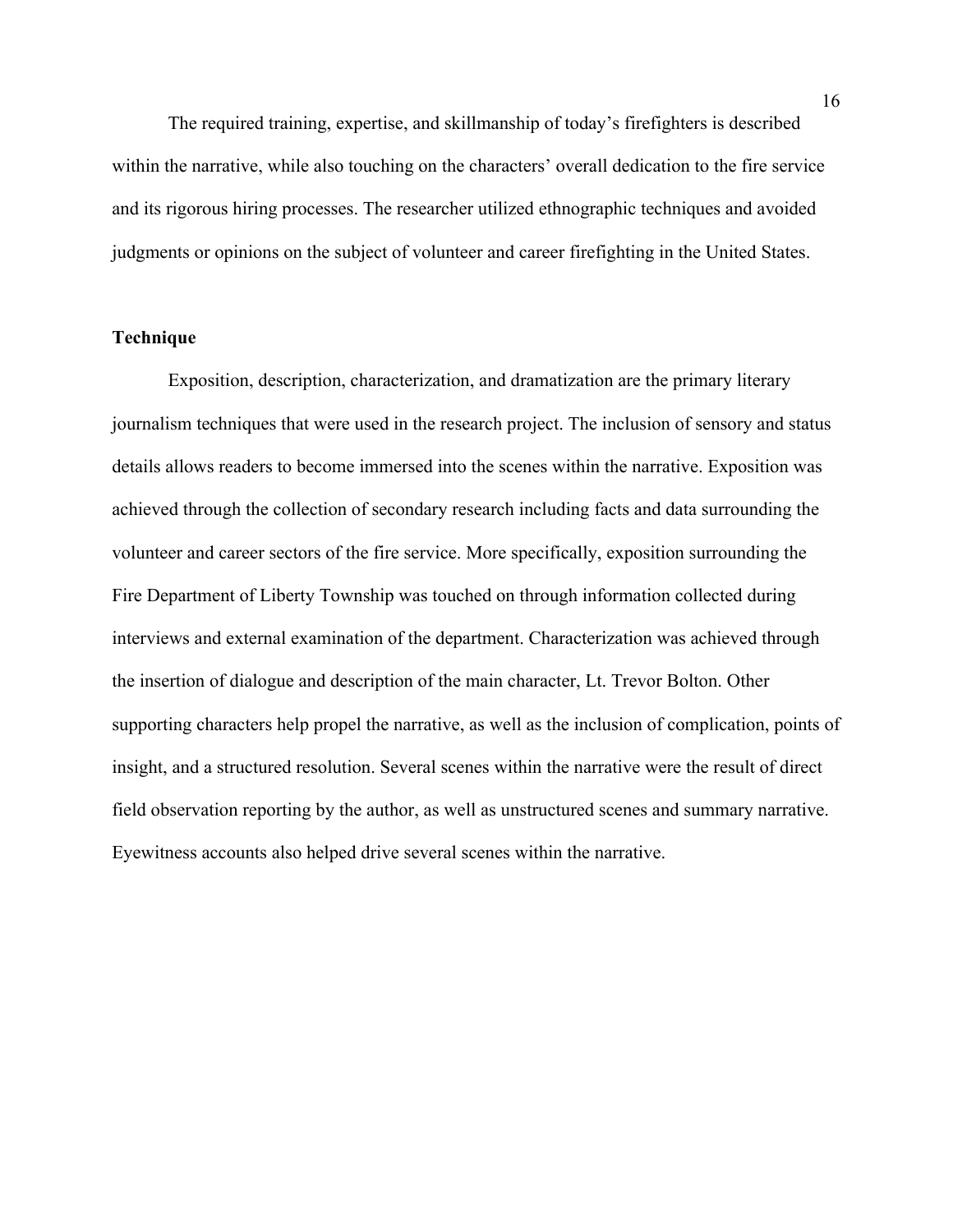The required training, expertise, and skillmanship of today's firefighters is described within the narrative, while also touching on the characters' overall dedication to the fire service and its rigorous hiring processes. The researcher utilized ethnographic techniques and avoided judgments or opinions on the subject of volunteer and career firefighting in the United States.

**Technique**

Exposition, description, characterization, and dramatization are the primary literary journalism techniques that were used in the research project. The inclusion of sensory and status details allows readers to become immersed into the scenes within the narrative. Exposition was achieved through the collection of secondary research including facts and data surrounding the volunteer and career sectors of the fire service. More specifically, exposition surrounding the Fire Department of Liberty Township was touched on through information collected during interviews and external examination of the department. Characterization was achieved through the insertion of dialogue and description of the main character, Lt. Trevor Bolton. Other supporting characters help propel the narrative, as well as the inclusion of complication, points of insight, and a structured resolution. Several scenes within the narrative were the result of direct field observation reporting by the author, as well as unstructured scenes and summary narrative. Eyewitness accounts also helped drive several scenes within the narrative.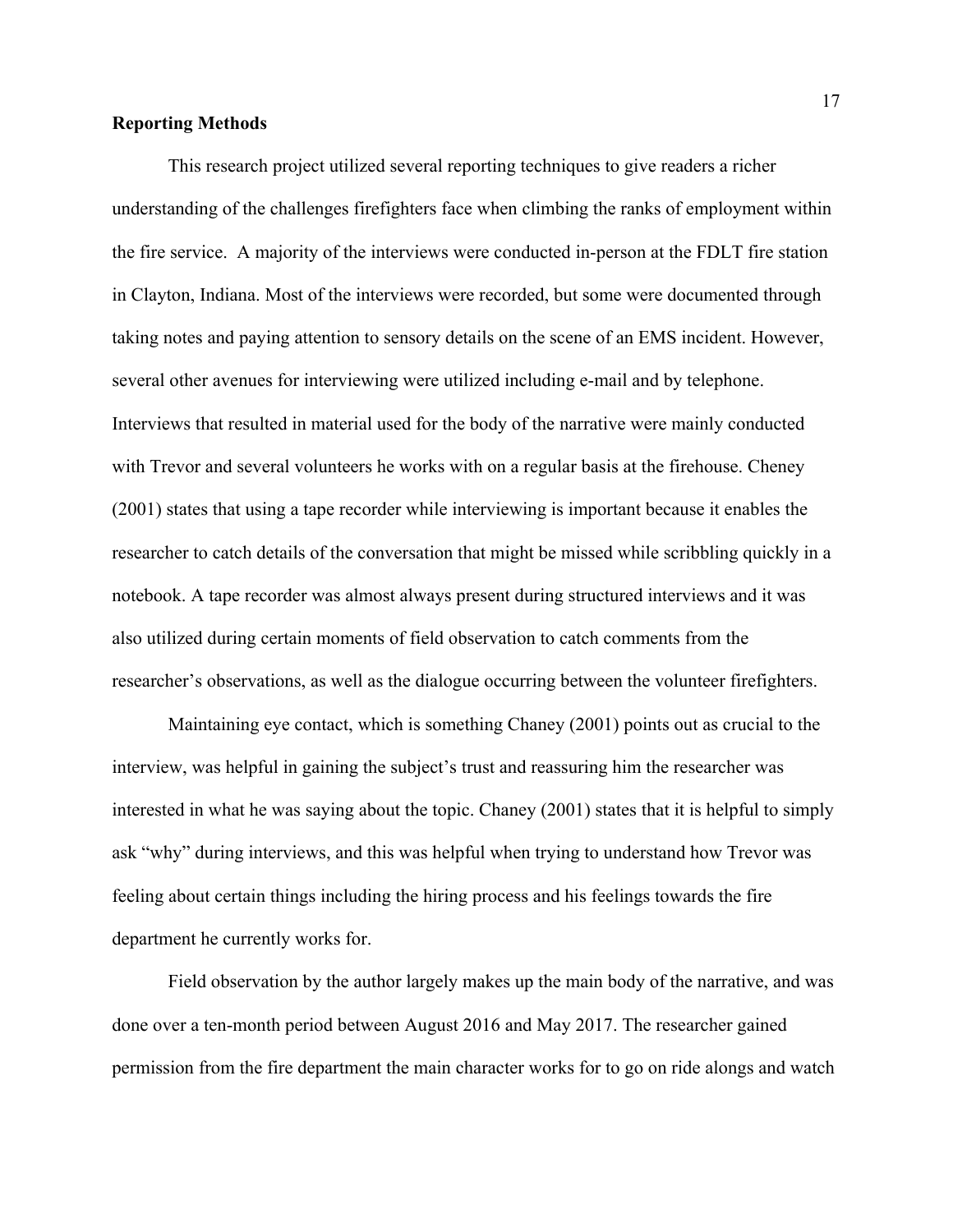**Reporting Methods**

This research project utilized several reporting techniques to give readers a richer understanding of the challenges firefighters face when climbing the ranks of employment within the fire service.  A majority of the interviews were conducted in-person at the FDLT fire station in Clayton, Indiana. Most of the interviews were recorded, but some were documented through taking notes and paying attention to sensory details on the scene of an EMS incident. However, several other avenues for interviewing were utilized including e-mail and by telephone. Interviews that resulted in material used for the body of the narrative were mainly conducted with Trevor and several volunteers he works with on a regular basis at the firehouse. Cheney (2001) states that using a tape recorder while interviewing is important because it enables the researcher to catch details of the conversation that might be missed while scribbling quickly in a notebook. A tape recorder was almost always present during structured interviews and it was also utilized during certain moments of field observation to catch comments from the researcher's observations, as well as the dialogue occurring between the volunteer firefighters.

Maintaining eye contact, which is something Chaney (2001) points out as crucial to the interview, was helpful in gaining the subject's trust and reassuring him the researcher was interested in what he was saying about the topic. Chaney (2001) states that it is helpful to simply ask "why" during interviews, and this was helpful when trying to understand how Trevor was feeling about certain things including the hiring process and his feelings towards the fire department he currently works for.

Field observation by the author largely makes up the main body of the narrative, and was done over a ten-month period between August 2016 and May 2017. The researcher gained permission from the fire department the main character works for to go on ride alongs and watch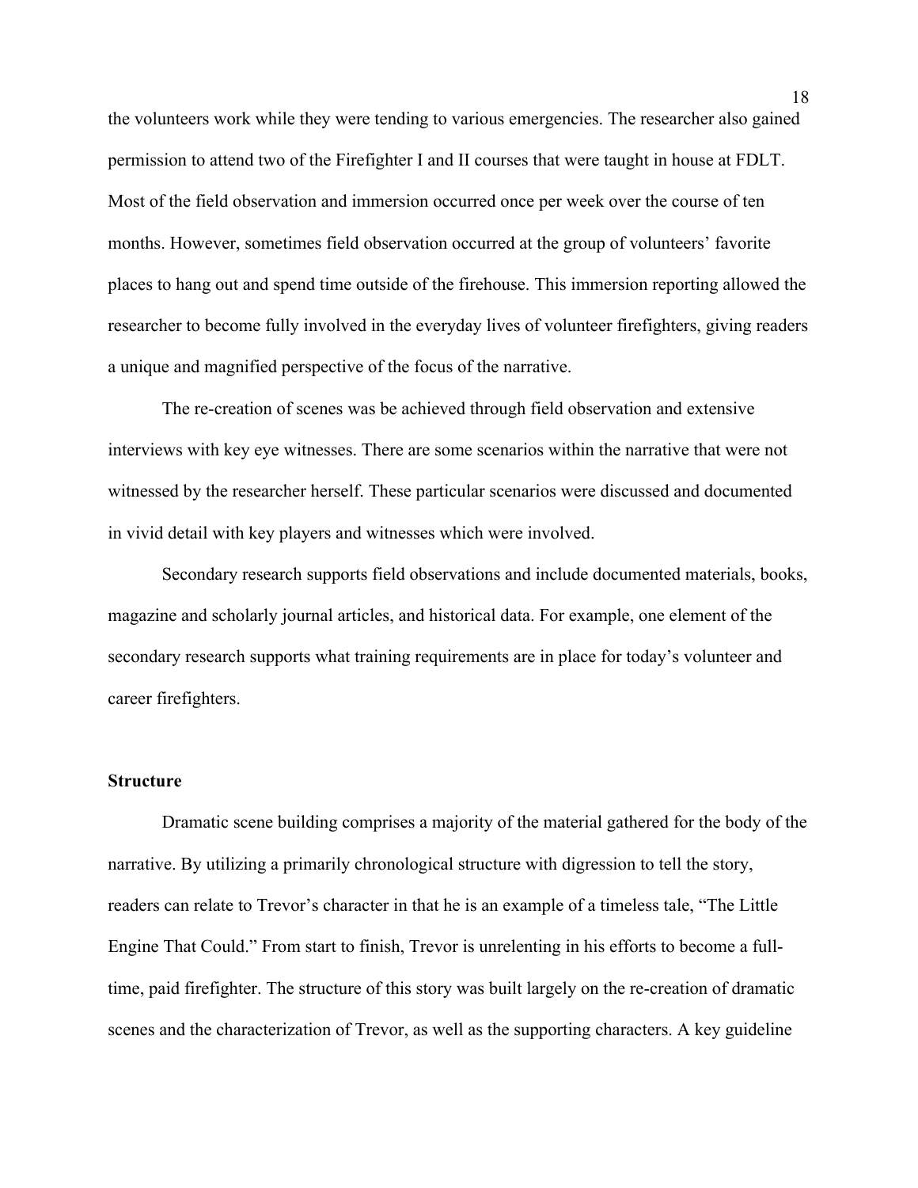the volunteers work while they were tending to various emergencies. The researcher also gained permission to attend two of the Firefighter I and II courses that were taught in house at FDLT. Most of the field observation and immersion occurred once per week over the course of ten months. However, sometimes field observation occurred at the group of volunteers' favorite places to hang out and spend time outside of the firehouse. This immersion reporting allowed the researcher to become fully involved in the everyday lives of volunteer firefighters, giving readers a unique and magnified perspective of the focus of the narrative.

The re-creation of scenes was be achieved through field observation and extensive interviews with key eye witnesses. There are some scenarios within the narrative that were not witnessed by the researcher herself. These particular scenarios were discussed and documented in vivid detail with key players and witnesses which were involved.

Secondary research supports field observations and include documented materials, books, magazine and scholarly journal articles, and historical data. For example, one element of the secondary research supports what training requirements are in place for today's volunteer and career firefighters.

**Structure**

Dramatic scene building comprises a majority of the material gathered for the body of the narrative. By utilizing a primarily chronological structure with digression to tell the story, readers can relate to Trevor's character in that he is an example of a timeless tale, "The Little Engine That Could." From start to finish, Trevor is unrelenting in his efforts to become a full-time, paid firefighter. The structure of this story was built largely on the re-creation of dramatic scenes and the characterization of Trevor, as well as the supporting characters. A key guideline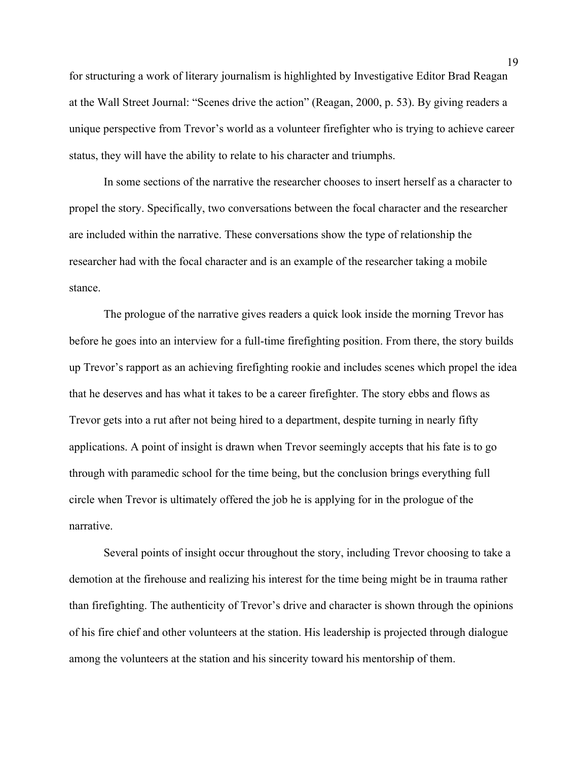for structuring a work of literary journalism is highlighted by Investigative Editor Brad Reagan at the Wall Street Journal: "Scenes drive the action" (Reagan, 2000, p. 53). By giving readers a unique perspective from Trevor's world as a volunteer firefighter who is trying to achieve career status, they will have the ability to relate to his character and triumphs.

In some sections of the narrative the researcher chooses to insert herself as a character to propel the story. Specifically, two conversations between the focal character and the researcher are included within the narrative. These conversations show the type of relationship the researcher had with the focal character and is an example of the researcher taking a mobile stance.

The prologue of the narrative gives readers a quick look inside the morning Trevor has before he goes into an interview for a full-time firefighting position. From there, the story builds up Trevor's rapport as an achieving firefighting rookie and includes scenes which propel the idea that he deserves and has what it takes to be a career firefighter. The story ebbs and flows as Trevor gets into a rut after not being hired to a department, despite turning in nearly fifty applications. A point of insight is drawn when Trevor seemingly accepts that his fate is to go through with paramedic school for the time being, but the conclusion brings everything full circle when Trevor is ultimately offered the job he is applying for in the prologue of the narrative.

Several points of insight occur throughout the story, including Trevor choosing to take a demotion at the firehouse and realizing his interest for the time being might be in trauma rather than firefighting. The authenticity of Trevor's drive and character is shown through the opinions of his fire chief and other volunteers at the station. His leadership is projected through dialogue among the volunteers at the station and his sincerity toward his mentorship of them.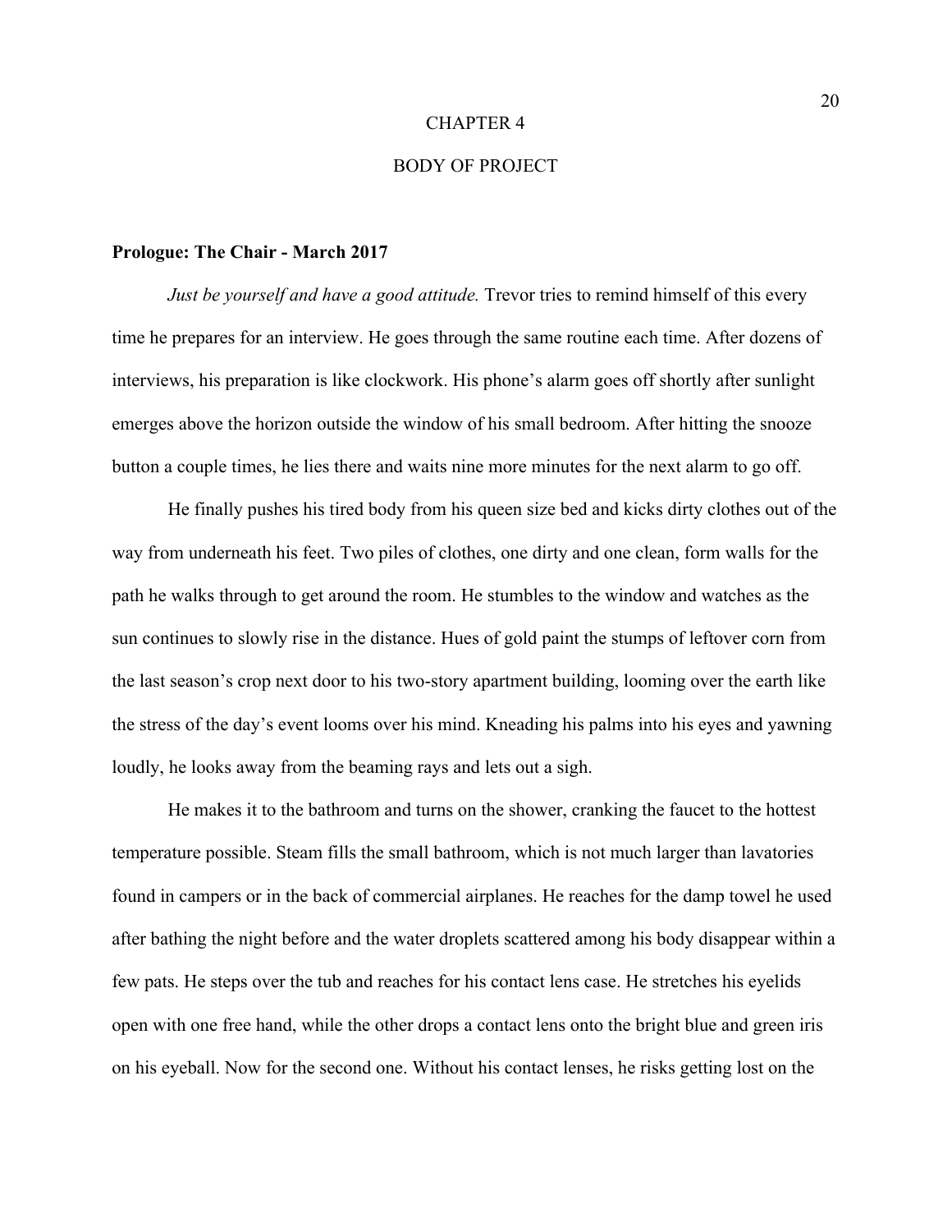# CHAPTER 4

# BODY OF PROJECT

**Prologue: The Chair - March 2017**

*Just be yourself and have a good attitude.* Trevor tries to remind himself of this every time he prepares for an interview. He goes through the same routine each time. After dozens of interviews, his preparation is like clockwork. His phone's alarm goes off shortly after sunlight emerges above the horizon outside the window of his small bedroom. After hitting the snooze button a couple times, he lies there and waits nine more minutes for the next alarm to go off.

He finally pushes his tired body from his queen size bed and kicks dirty clothes out of the way from underneath his feet. Two piles of clothes, one dirty and one clean, form walls for the path he walks through to get around the room. He stumbles to the window and watches as the sun continues to slowly rise in the distance. Hues of gold paint the stumps of leftover corn from the last season's crop next door to his two-story apartment building, looming over the earth like the stress of the day's event looms over his mind. Kneading his palms into his eyes and yawning loudly, he looks away from the beaming rays and lets out a sigh.

He makes it to the bathroom and turns on the shower, cranking the faucet to the hottest temperature possible. Steam fills the small bathroom, which is not much larger than lavatories found in campers or in the back of commercial airplanes. He reaches for the damp towel he used after bathing the night before and the water droplets scattered among his body disappear within a few pats. He steps over the tub and reaches for his contact lens case. He stretches his eyelids open with one free hand, while the other drops a contact lens onto the bright blue and green iris on his eyeball. Now for the second one. Without his contact lenses, he risks getting lost on the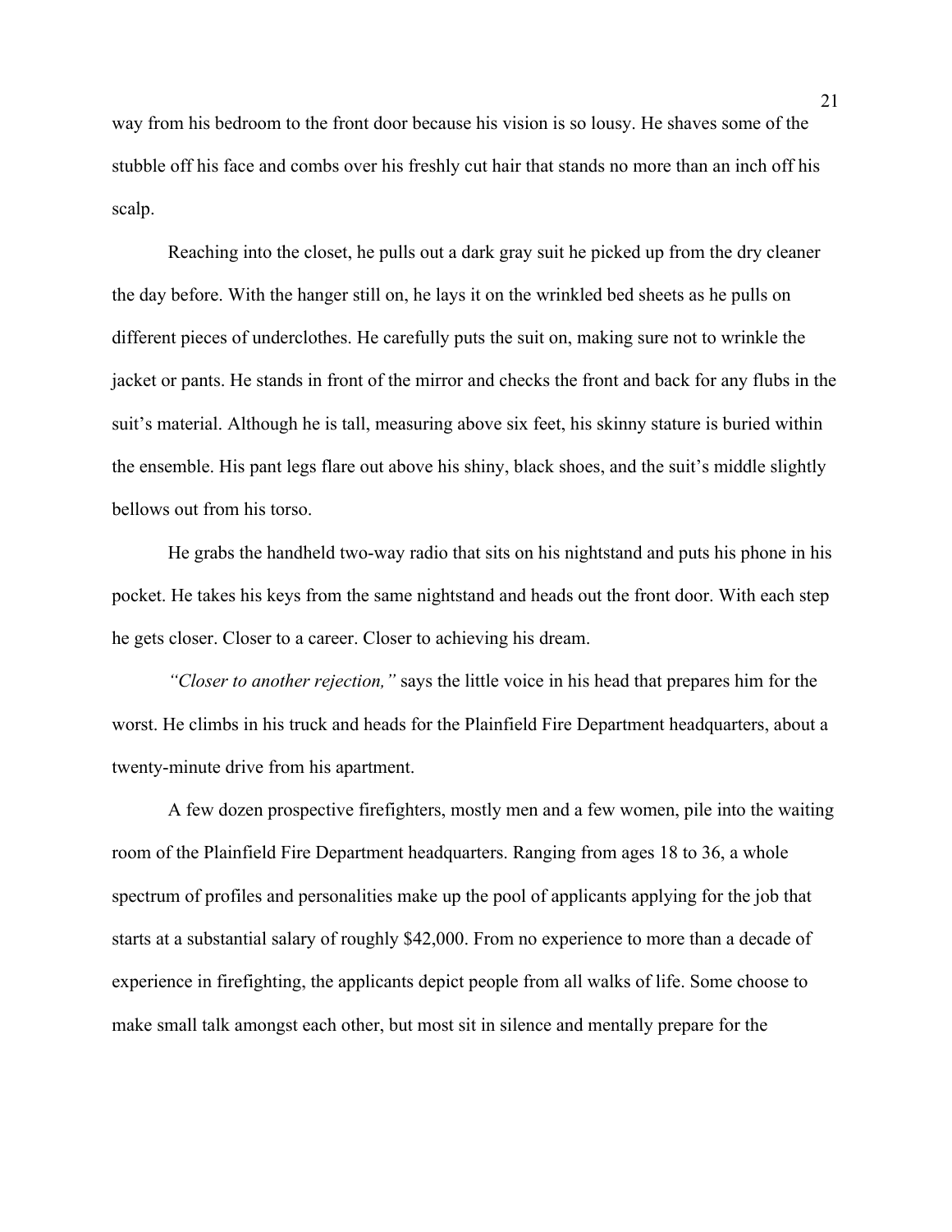way from his bedroom to the front door because his vision is so lousy. He shaves some of the stubble off his face and combs over his freshly cut hair that stands no more than an inch off his scalp.

Reaching into the closet, he pulls out a dark gray suit he picked up from the dry cleaner the day before. With the hanger still on, he lays it on the wrinkled bed sheets as he pulls on different pieces of underclothes. He carefully puts the suit on, making sure not to wrinkle the jacket or pants. He stands in front of the mirror and checks the front and back for any flubs in the suit's material. Although he is tall, measuring above six feet, his skinny stature is buried within the ensemble. His pant legs flare out above his shiny, black shoes, and the suit's middle slightly bellows out from his torso.

He grabs the handheld two-way radio that sits on his nightstand and puts his phone in his pocket. He takes his keys from the same nightstand and heads out the front door. With each step he gets closer. Closer to a career. Closer to achieving his dream.

*"Closer to another rejection,"* says the little voice in his head that prepares him for the worst. He climbs in his truck and heads for the Plainfield Fire Department headquarters, about a twenty-minute drive from his apartment.

A few dozen prospective firefighters, mostly men and a few women, pile into the waiting room of the Plainfield Fire Department headquarters. Ranging from ages 18 to 36, a whole spectrum of profiles and personalities make up the pool of applicants applying for the job that starts at a substantial salary of roughly $42,000. From no experience to more than a decade of experience in firefighting, the applicants depict people from all walks of life. Some choose to make small talk amongst each other, but most sit in silence and mentally prepare for the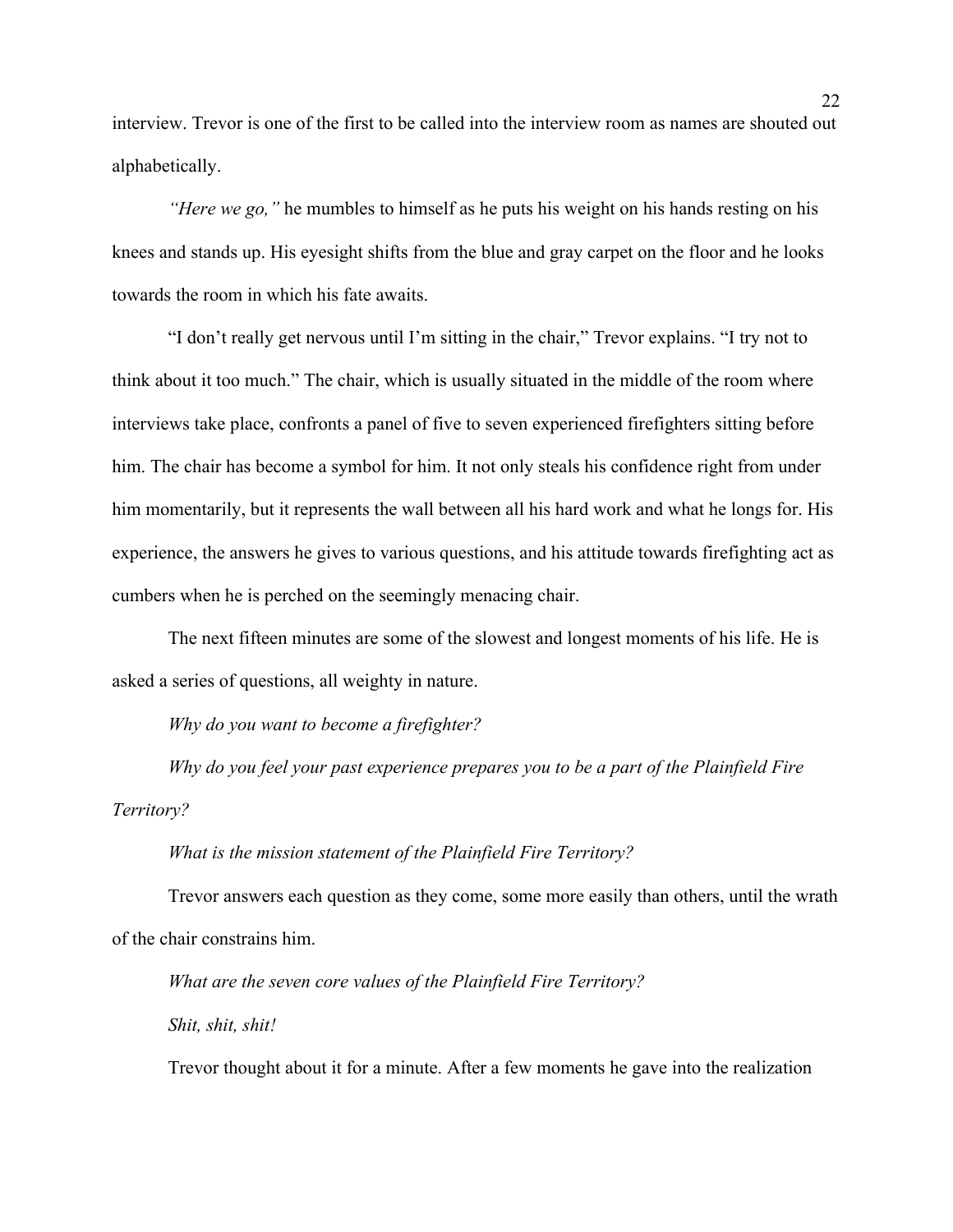interview. Trevor is one of the first to be called into the interview room as names are shouted out alphabetically.

*"Here we go,"* he mumbles to himself as he puts his weight on his hands resting on his knees and stands up. His eyesight shifts from the blue and gray carpet on the floor and he looks towards the room in which his fate awaits.

"I don't really get nervous until I'm sitting in the chair," Trevor explains. "I try not to think about it too much." The chair, which is usually situated in the middle of the room where interviews take place, confronts a panel of five to seven experienced firefighters sitting before him. The chair has become a symbol for him. It not only steals his confidence right from under him momentarily, but it represents the wall between all his hard work and what he longs for. His experience, the answers he gives to various questions, and his attitude towards firefighting act as cumbers when he is perched on the seemingly menacing chair.

The next fifteen minutes are some of the slowest and longest moments of his life. He is asked a series of questions, all weighty in nature.

*Why do you want to become a firefighter?*

*Why do you feel your past experience prepares you to be a part of the Plainfield Fire Territory?*

*What is the mission statement of the Plainfield Fire Territory?*

Trevor answers each question as they come, some more easily than others, until the wrath of the chair constrains him.

*What are the seven core values of the Plainfield Fire Territory?*

*Shit, shit, shit!*

Trevor thought about it for a minute. After a few moments he gave into the realization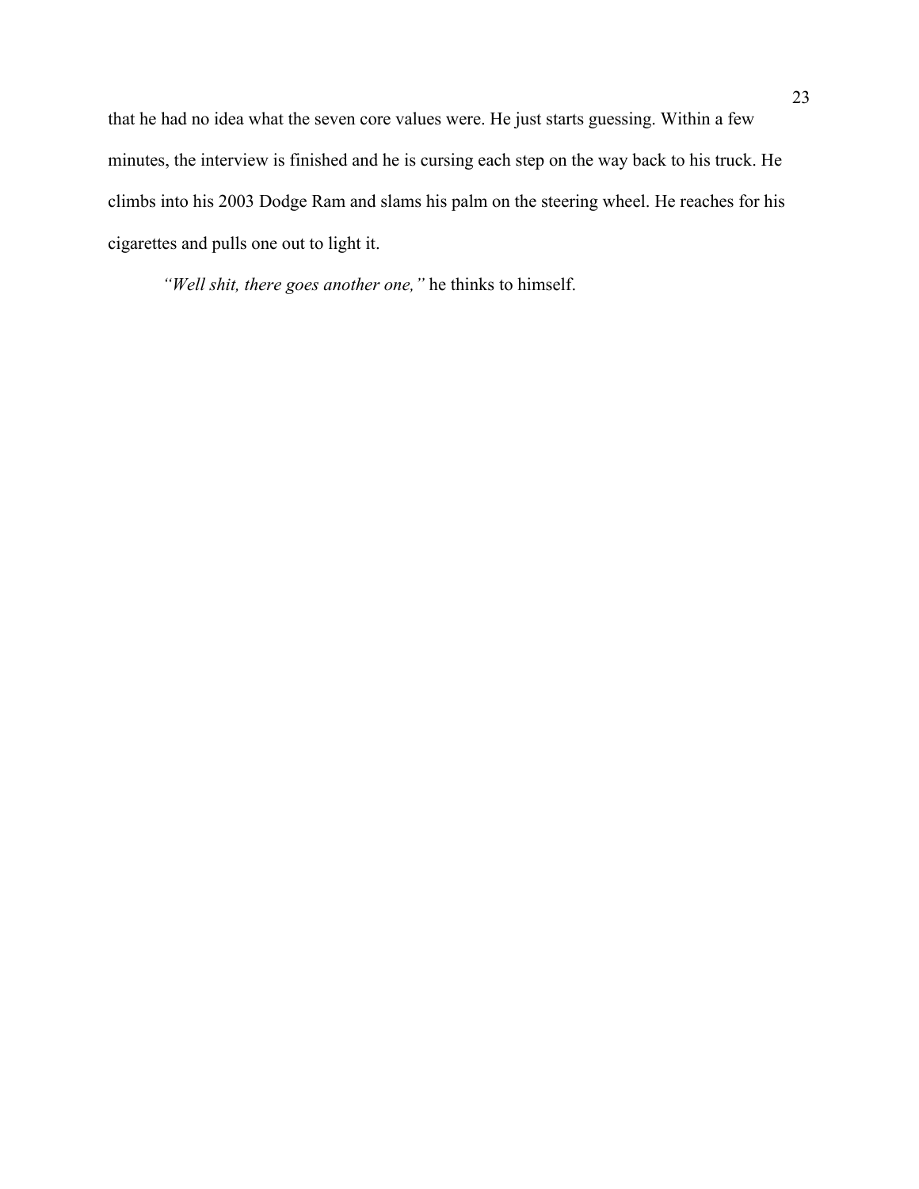that he had no idea what the seven core values were. He just starts guessing. Within a few minutes, the interview is finished and he is cursing each step on the way back to his truck. He climbs into his 2003 Dodge Ram and slams his palm on the steering wheel. He reaches for his cigarettes and pulls one out to light it.

*"Well shit, there goes another one,"* he thinks to himself.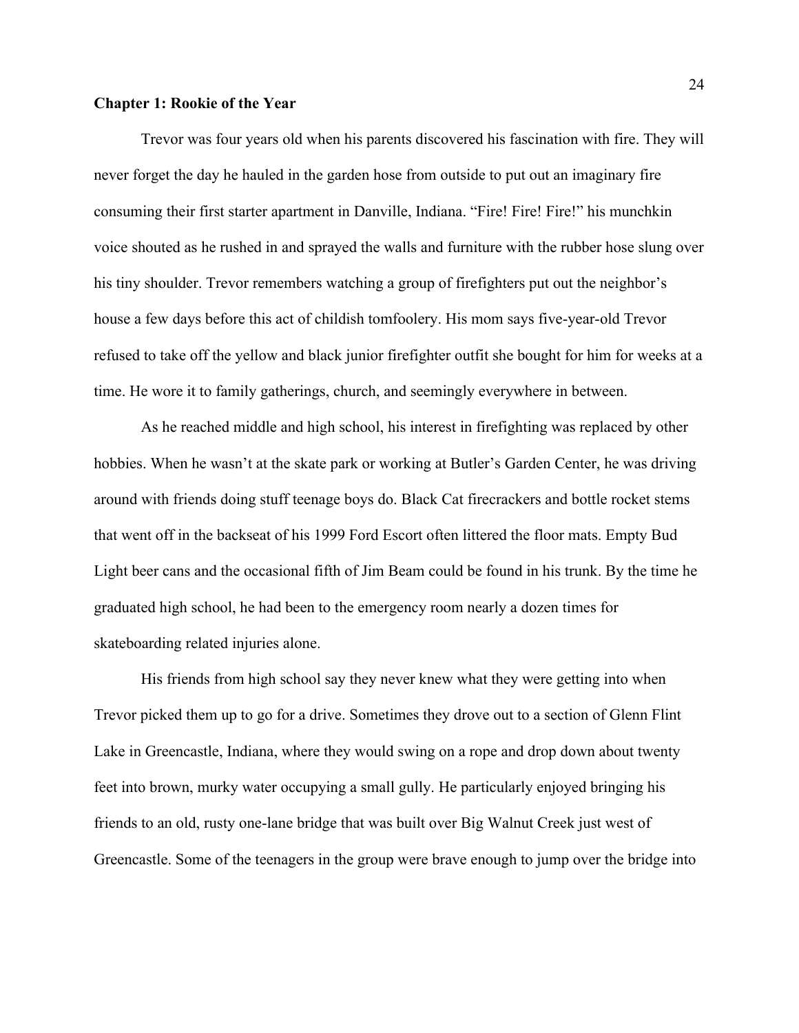**Chapter 1: Rookie of the Year**

Trevor was four years old when his parents discovered his fascination with fire. They will never forget the day he hauled in the garden hose from outside to put out an imaginary fire consuming their first starter apartment in Danville, Indiana. "Fire! Fire! Fire!" his munchkin voice shouted as he rushed in and sprayed the walls and furniture with the rubber hose slung over his tiny shoulder. Trevor remembers watching a group of firefighters put out the neighbor's house a few days before this act of childish tomfoolery. His mom says five-year-old Trevor refused to take off the yellow and black junior firefighter outfit she bought for him for weeks at a time. He wore it to family gatherings, church, and seemingly everywhere in between.

As he reached middle and high school, his interest in firefighting was replaced by other hobbies. When he wasn't at the skate park or working at Butler's Garden Center, he was driving around with friends doing stuff teenage boys do. Black Cat firecrackers and bottle rocket stems that went off in the backseat of his 1999 Ford Escort often littered the floor mats. Empty Bud Light beer cans and the occasional fifth of Jim Beam could be found in his trunk. By the time he graduated high school, he had been to the emergency room nearly a dozen times for skateboarding related injuries alone.

His friends from high school say they never knew what they were getting into when Trevor picked them up to go for a drive. Sometimes they drove out to a section of Glenn Flint Lake in Greencastle, Indiana, where they would swing on a rope and drop down about twenty feet into brown, murky water occupying a small gully. He particularly enjoyed bringing his friends to an old, rusty one-lane bridge that was built over Big Walnut Creek just west of Greencastle. Some of the teenagers in the group were brave enough to jump over the bridge into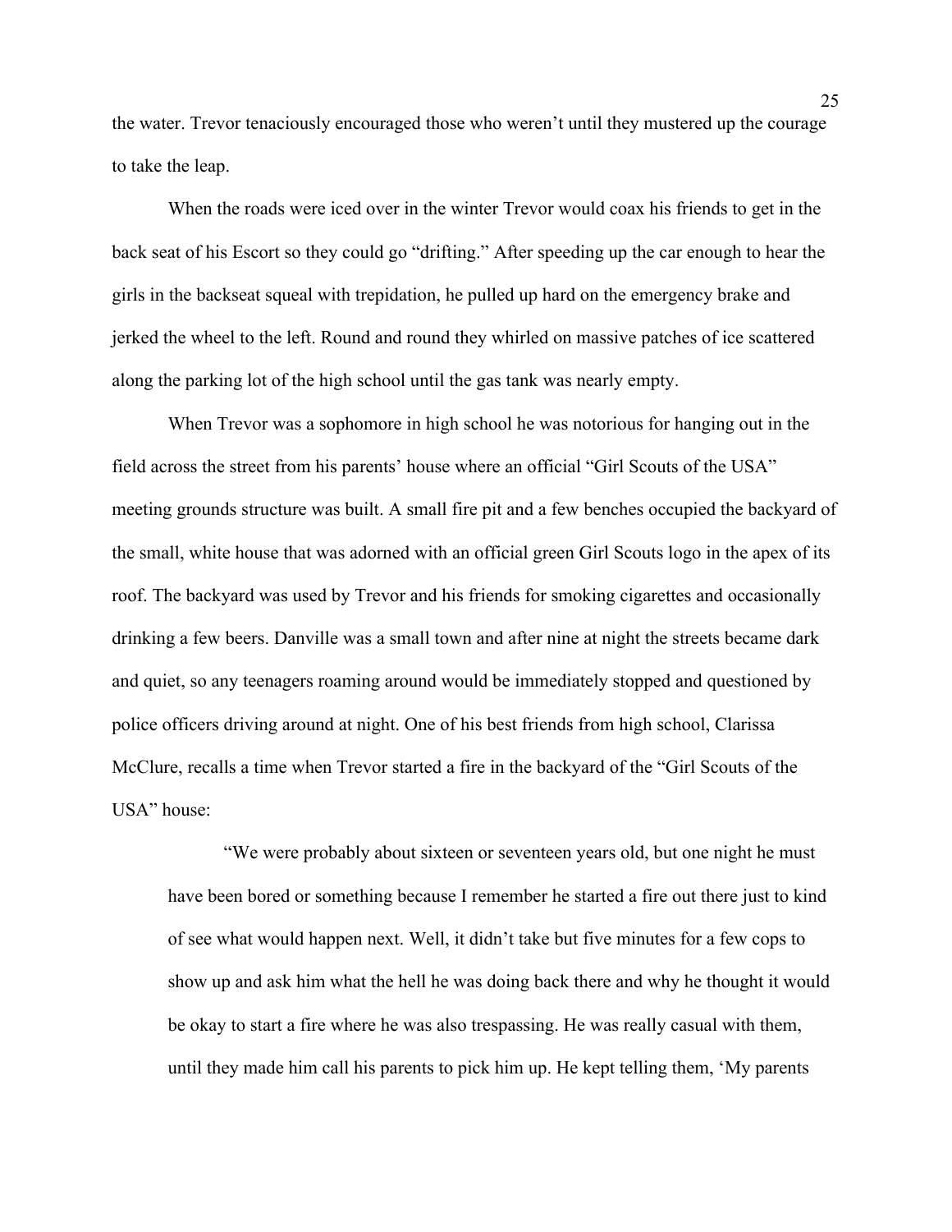the water. Trevor tenaciously encouraged those who weren't until they mustered up the courage to take the leap.

When the roads were iced over in the winter Trevor would coax his friends to get in the back seat of his Escort so they could go "drifting." After speeding up the car enough to hear the girls in the backseat squeal with trepidation, he pulled up hard on the emergency brake and jerked the wheel to the left. Round and round they whirled on massive patches of ice scattered along the parking lot of the high school until the gas tank was nearly empty.

When Trevor was a sophomore in high school he was notorious for hanging out in the field across the street from his parents' house where an official "Girl Scouts of the USA" meeting grounds structure was built. A small fire pit and a few benches occupied the backyard of the small, white house that was adorned with an official green Girl Scouts logo in the apex of its roof. The backyard was used by Trevor and his friends for smoking cigarettes and occasionally drinking a few beers. Danville was a small town and after nine at night the streets became dark and quiet, so any teenagers roaming around would be immediately stopped and questioned by police officers driving around at night. One of his best friends from high school, Clarissa McClure, recalls a time when Trevor started a fire in the backyard of the "Girl Scouts of the USA" house:

> "We were probably about sixteen or seventeen years old, but one night he must have been bored or something because I remember he started a fire out there just to kind of see what would happen next. Well, it didn't take but five minutes for a few cops to show up and ask him what the hell he was doing back there and why he thought it would be okay to start a fire where he was also trespassing. He was really casual with them, until they made him call his parents to pick him up. He kept telling them, 'My parents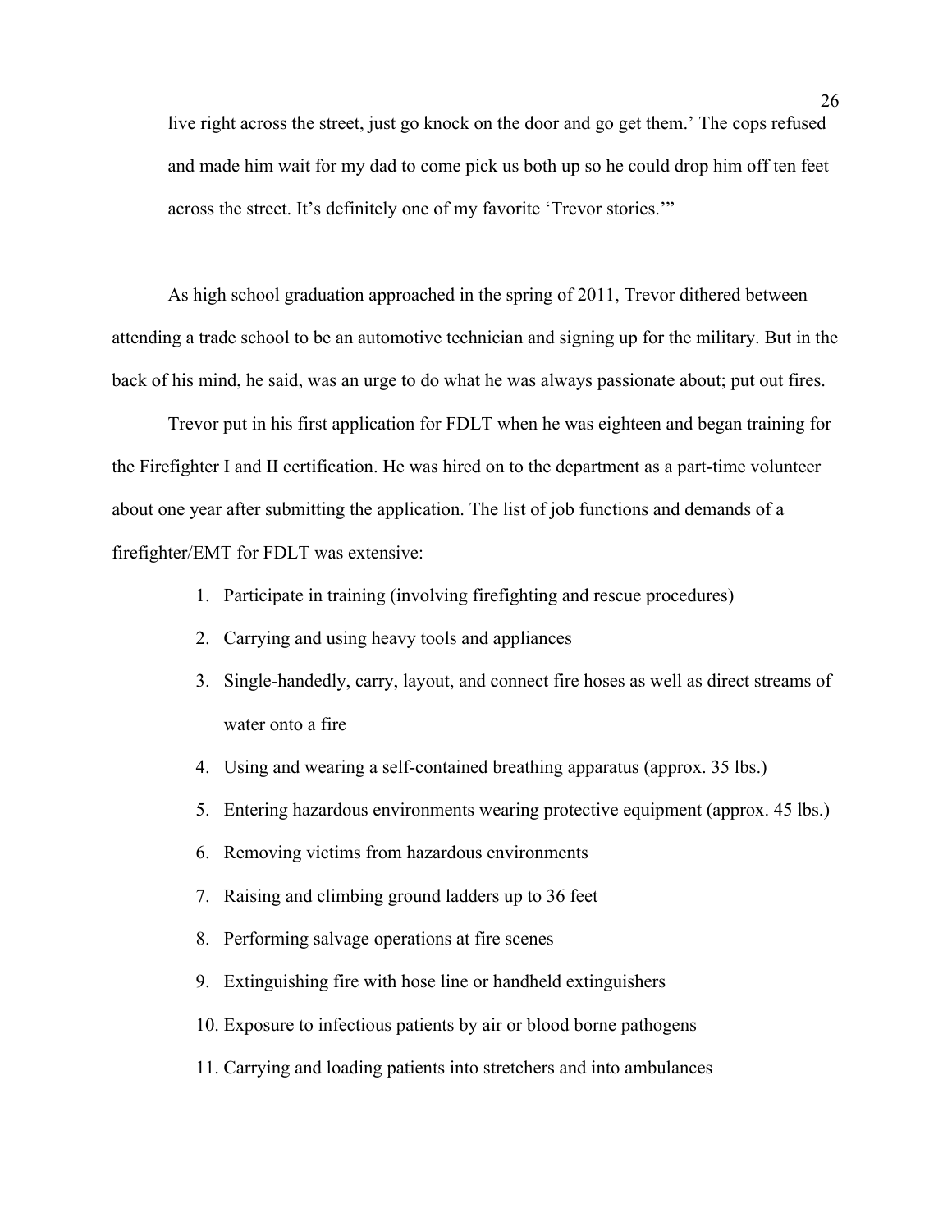live right across the street, just go knock on the door and go get them.' The cops refused and made him wait for my dad to come pick us both up so he could drop him off ten feet across the street. It's definitely one of my favorite 'Trevor stories.'"

As high school graduation approached in the spring of 2011, Trevor dithered between attending a trade school to be an automotive technician and signing up for the military. But in the back of his mind, he said, was an urge to do what he was always passionate about; put out fires.

Trevor put in his first application for FDLT when he was eighteen and began training for the Firefighter I and II certification. He was hired on to the department as a part-time volunteer about one year after submitting the application. The list of job functions and demands of a firefighter/EMT for FDLT was extensive:

1. Participate in training (involving firefighting and rescue procedures)
2. Carrying and using heavy tools and appliances
3. Single-handedly, carry, layout, and connect fire hoses as well as direct streams of water onto a fire
4. Using and wearing a self-contained breathing apparatus (approx. 35 lbs.)
5. Entering hazardous environments wearing protective equipment (approx. 45 lbs.)
6. Removing victims from hazardous environments
7. Raising and climbing ground ladders up to 36 feet
8. Performing salvage operations at fire scenes
9. Extinguishing fire with hose line or handheld extinguishers
10. Exposure to infectious patients by air or blood borne pathogens
11. Carrying and loading patients into stretchers and into ambulances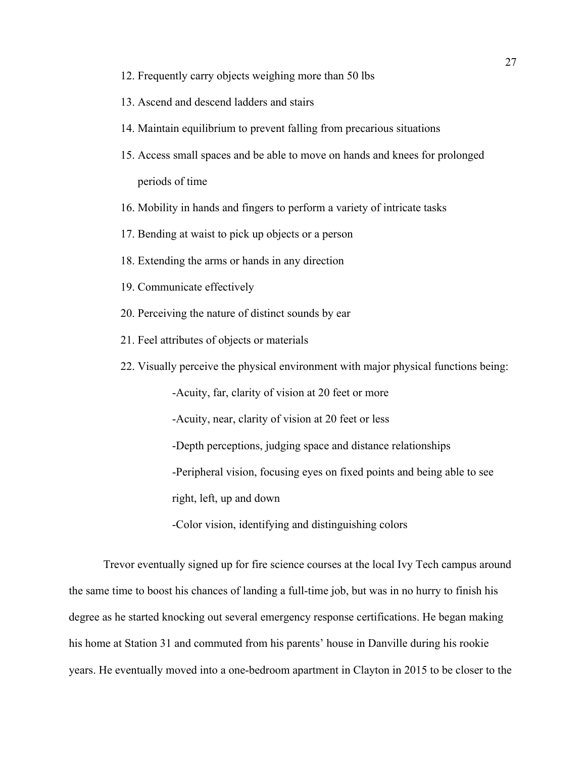12. Frequently carry objects weighing more than 50 lbs
13. Ascend and descend ladders and stairs
14. Maintain equilibrium to prevent falling from precarious situations
15. Access small spaces and be able to move on hands and knees for prolonged periods of time
16. Mobility in hands and fingers to perform a variety of intricate tasks
17. Bending at waist to pick up objects or a person
18. Extending the arms or hands in any direction
19. Communicate effectively
20. Perceiving the nature of distinct sounds by ear
21. Feel attributes of objects or materials
22. Visually perceive the physical environment with major physical functions being:

    -Acuity, far, clarity of vision at 20 feet or more

    -Acuity, near, clarity of vision at 20 feet or less

    -Depth perceptions, judging space and distance relationships

    -Peripheral vision, focusing eyes on fixed points and being able to see right, left, up and down

    -Color vision, identifying and distinguishing colors

Trevor eventually signed up for fire science courses at the local Ivy Tech campus around the same time to boost his chances of landing a full-time job, but was in no hurry to finish his degree as he started knocking out several emergency response certifications. He began making his home at Station 31 and commuted from his parents' house in Danville during his rookie years. He eventually moved into a one-bedroom apartment in Clayton in 2015 to be closer to the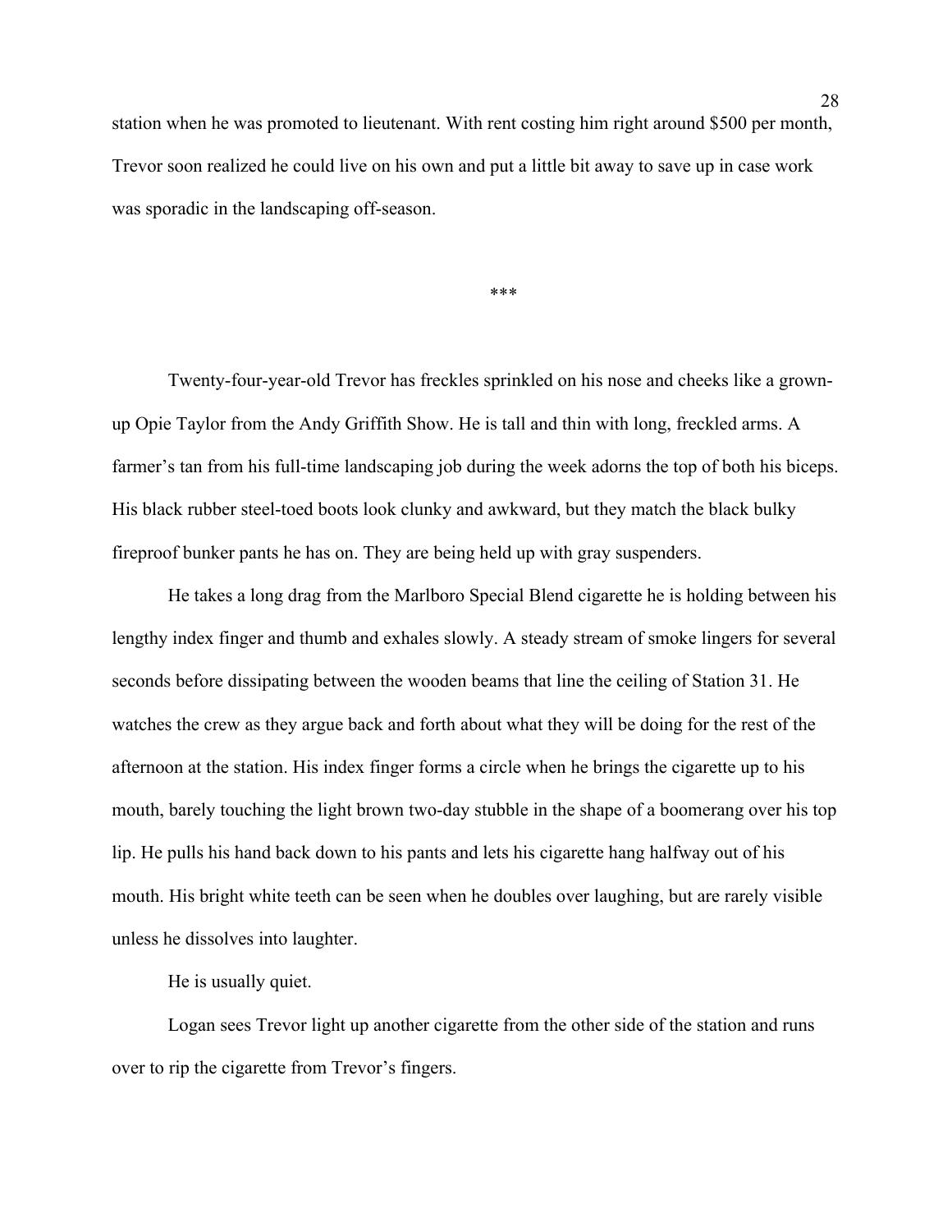station when he was promoted to lieutenant. With rent costing him right around $500 per month, Trevor soon realized he could live on his own and put a little bit away to save up in case work was sporadic in the landscaping off-season.

***

Twenty-four-year-old Trevor has freckles sprinkled on his nose and cheeks like a grown-up Opie Taylor from the Andy Griffith Show. He is tall and thin with long, freckled arms. A farmer's tan from his full-time landscaping job during the week adorns the top of both his biceps. His black rubber steel-toed boots look clunky and awkward, but they match the black bulky fireproof bunker pants he has on. They are being held up with gray suspenders.

He takes a long drag from the Marlboro Special Blend cigarette he is holding between his lengthy index finger and thumb and exhales slowly. A steady stream of smoke lingers for several seconds before dissipating between the wooden beams that line the ceiling of Station 31. He watches the crew as they argue back and forth about what they will be doing for the rest of the afternoon at the station. His index finger forms a circle when he brings the cigarette up to his mouth, barely touching the light brown two-day stubble in the shape of a boomerang over his top lip. He pulls his hand back down to his pants and lets his cigarette hang halfway out of his mouth. His bright white teeth can be seen when he doubles over laughing, but are rarely visible unless he dissolves into laughter.

He is usually quiet.

Logan sees Trevor light up another cigarette from the other side of the station and runs over to rip the cigarette from Trevor's fingers.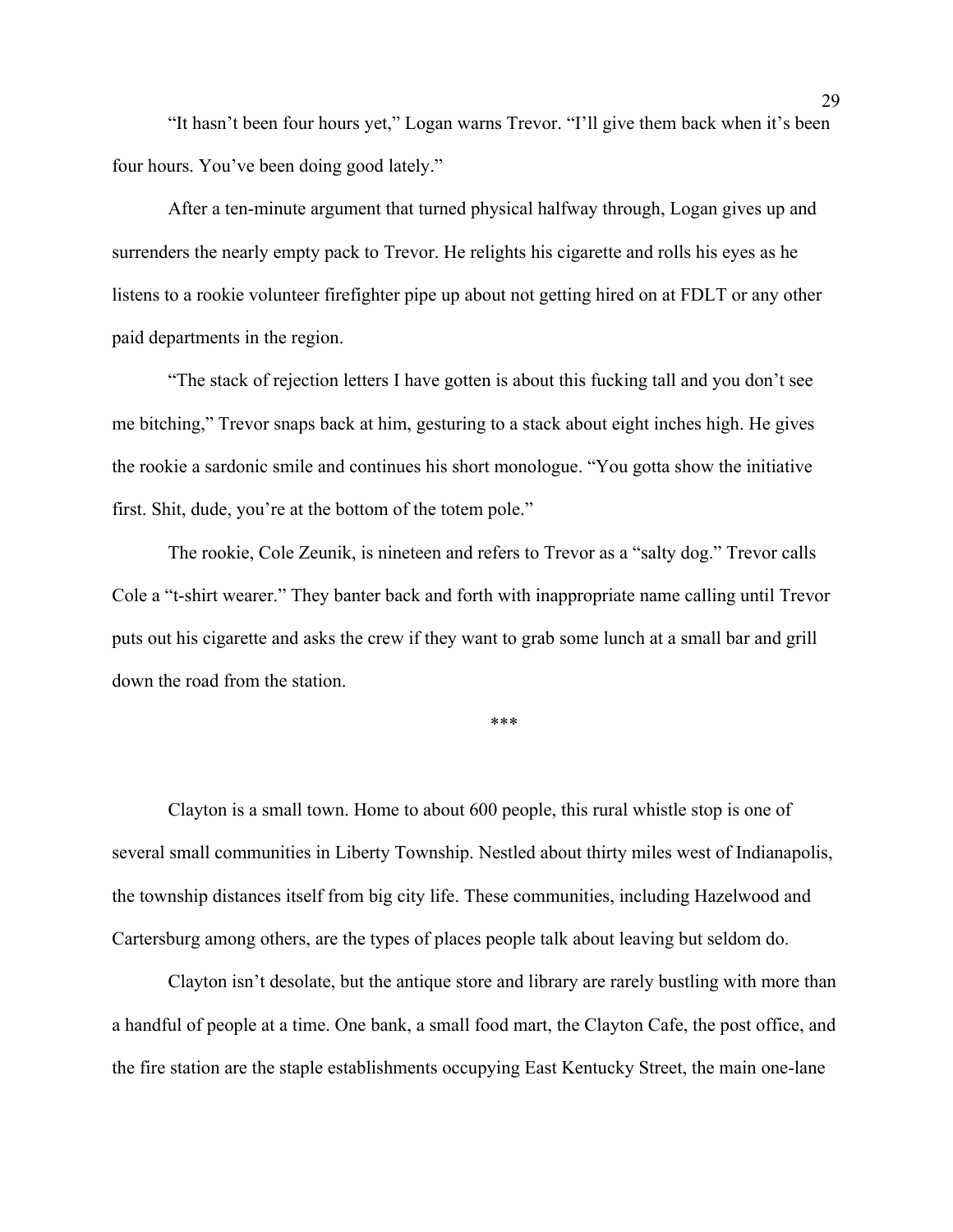"It hasn't been four hours yet," Logan warns Trevor. "I'll give them back when it's been four hours. You've been doing good lately."

After a ten-minute argument that turned physical halfway through, Logan gives up and surrenders the nearly empty pack to Trevor. He relights his cigarette and rolls his eyes as he listens to a rookie volunteer firefighter pipe up about not getting hired on at FDLT or any other paid departments in the region.

"The stack of rejection letters I have gotten is about this fucking tall and you don't see me bitching," Trevor snaps back at him, gesturing to a stack about eight inches high. He gives the rookie a sardonic smile and continues his short monologue. "You gotta show the initiative first. Shit, dude, you're at the bottom of the totem pole."

The rookie, Cole Zeunik, is nineteen and refers to Trevor as a "salty dog." Trevor calls Cole a "t-shirt wearer." They banter back and forth with inappropriate name calling until Trevor puts out his cigarette and asks the crew if they want to grab some lunch at a small bar and grill down the road from the station.

***

Clayton is a small town. Home to about 600 people, this rural whistle stop is one of several small communities in Liberty Township. Nestled about thirty miles west of Indianapolis, the township distances itself from big city life. These communities, including Hazelwood and Cartersburg among others, are the types of places people talk about leaving but seldom do.

Clayton isn't desolate, but the antique store and library are rarely bustling with more than a handful of people at a time. One bank, a small food mart, the Clayton Cafe, the post office, and the fire station are the staple establishments occupying East Kentucky Street, the main one-lane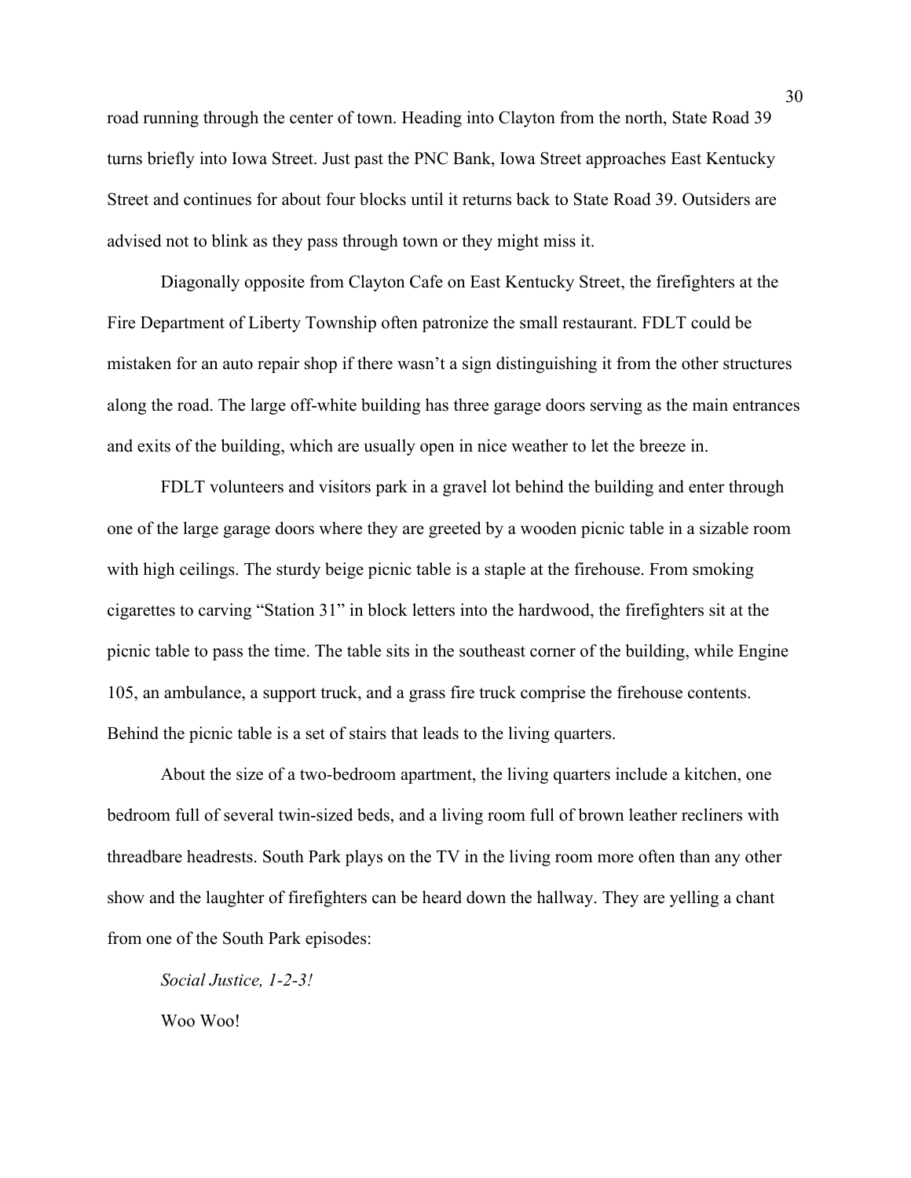road running through the center of town. Heading into Clayton from the north, State Road 39 turns briefly into Iowa Street. Just past the PNC Bank, Iowa Street approaches East Kentucky Street and continues for about four blocks until it returns back to State Road 39. Outsiders are advised not to blink as they pass through town or they might miss it.

Diagonally opposite from Clayton Cafe on East Kentucky Street, the firefighters at the Fire Department of Liberty Township often patronize the small restaurant. FDLT could be mistaken for an auto repair shop if there wasn't a sign distinguishing it from the other structures along the road. The large off-white building has three garage doors serving as the main entrances and exits of the building, which are usually open in nice weather to let the breeze in.

FDLT volunteers and visitors park in a gravel lot behind the building and enter through one of the large garage doors where they are greeted by a wooden picnic table in a sizable room with high ceilings. The sturdy beige picnic table is a staple at the firehouse. From smoking cigarettes to carving "Station 31" in block letters into the hardwood, the firefighters sit at the picnic table to pass the time. The table sits in the southeast corner of the building, while Engine 105, an ambulance, a support truck, and a grass fire truck comprise the firehouse contents. Behind the picnic table is a set of stairs that leads to the living quarters.

About the size of a two-bedroom apartment, the living quarters include a kitchen, one bedroom full of several twin-sized beds, and a living room full of brown leather recliners with threadbare headrests. South Park plays on the TV in the living room more often than any other show and the laughter of firefighters can be heard down the hallway. They are yelling a chant from one of the South Park episodes:

*Social Justice, 1-2-3!*

Woo Woo!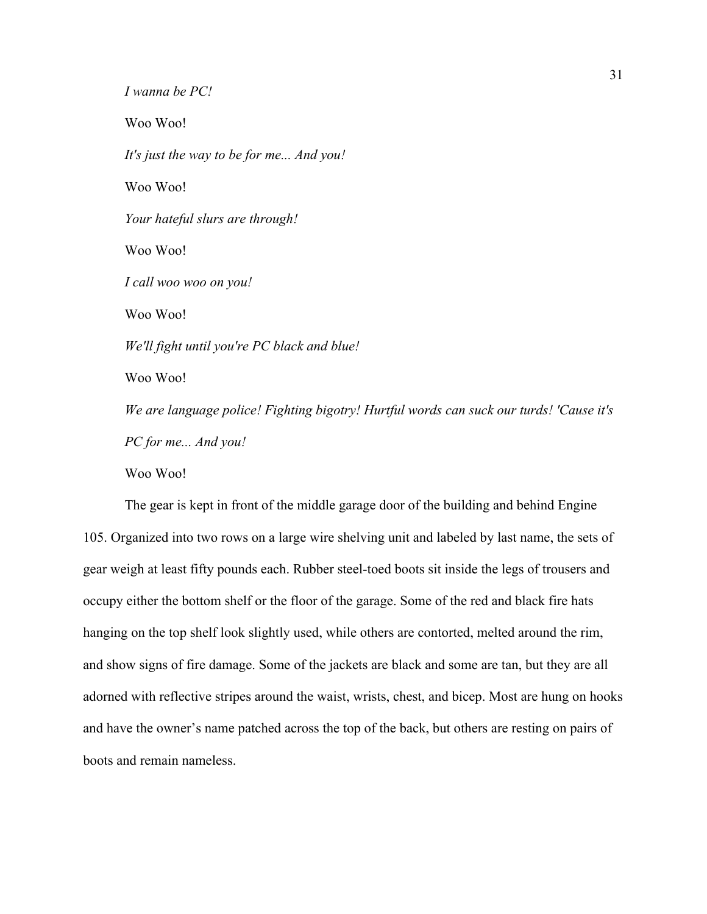*I wanna be PC!*

Woo Woo!

*It's just the way to be for me... And you!*

Woo Woo!

*Your hateful slurs are through!*

Woo Woo!

*I call woo woo on you!*

Woo Woo!

*We'll fight until you're PC black and blue!*

Woo Woo!

*We are language police! Fighting bigotry! Hurtful words can suck our turds! 'Cause it's PC for me... And you!*

Woo Woo!

The gear is kept in front of the middle garage door of the building and behind Engine 105. Organized into two rows on a large wire shelving unit and labeled by last name, the sets of gear weigh at least fifty pounds each. Rubber steel-toed boots sit inside the legs of trousers and occupy either the bottom shelf or the floor of the garage. Some of the red and black fire hats hanging on the top shelf look slightly used, while others are contorted, melted around the rim, and show signs of fire damage. Some of the jackets are black and some are tan, but they are all adorned with reflective stripes around the waist, wrists, chest, and bicep. Most are hung on hooks and have the owner's name patched across the top of the back, but others are resting on pairs of boots and remain nameless.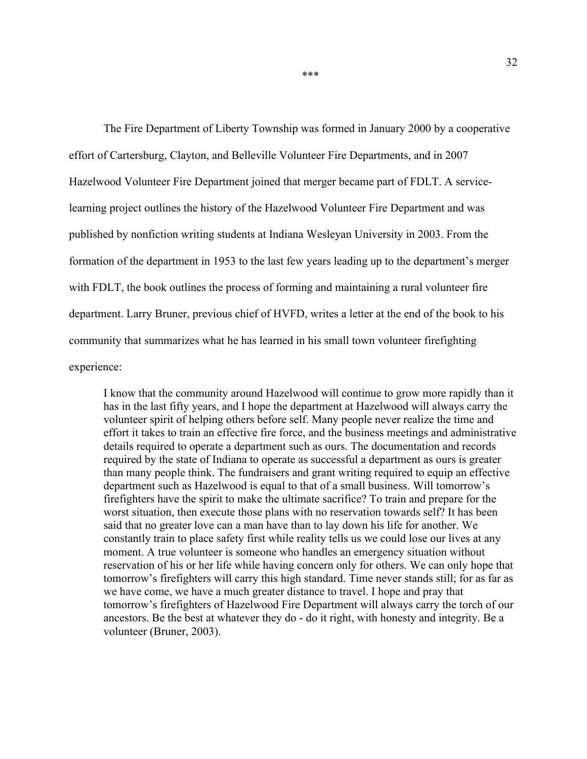***

The Fire Department of Liberty Township was formed in January 2000 by a cooperative effort of Cartersburg, Clayton, and Belleville Volunteer Fire Departments, and in 2007 Hazelwood Volunteer Fire Department joined that merger became part of FDLT. A service-learning project outlines the history of the Hazelwood Volunteer Fire Department and was published by nonfiction writing students at Indiana Wesleyan University in 2003. From the formation of the department in 1953 to the last few years leading up to the department's merger with FDLT, the book outlines the process of forming and maintaining a rural volunteer fire department. Larry Bruner, previous chief of HVFD, writes a letter at the end of the book to his community that summarizes what he has learned in his small town volunteer firefighting experience:

> I know that the community around Hazelwood will continue to grow more rapidly than it has in the last fifty years, and I hope the department at Hazelwood will always carry the volunteer spirit of helping others before self. Many people never realize the time and effort it takes to train an effective fire force, and the business meetings and administrative details required to operate a department such as ours. The documentation and records required by the state of Indiana to operate as successful a department as ours is greater than many people think. The fundraisers and grant writing required to equip an effective department such as Hazelwood is equal to that of a small business. Will tomorrow's firefighters have the spirit to make the ultimate sacrifice? To train and prepare for the worst situation, then execute those plans with no reservation towards self? It has been said that no greater love can a man have than to lay down his life for another. We constantly train to place safety first while reality tells us we could lose our lives at any moment. A true volunteer is someone who handles an emergency situation without reservation of his or her life while having concern only for others. We can only hope that tomorrow's firefighters will carry this high standard. Time never stands still; for as far as we have come, we have a much greater distance to travel. I hope and pray that tomorrow's firefighters of Hazelwood Fire Department will always carry the torch of our ancestors. Be the best at whatever they do - do it right, with honesty and integrity. Be a volunteer (Bruner, 2003).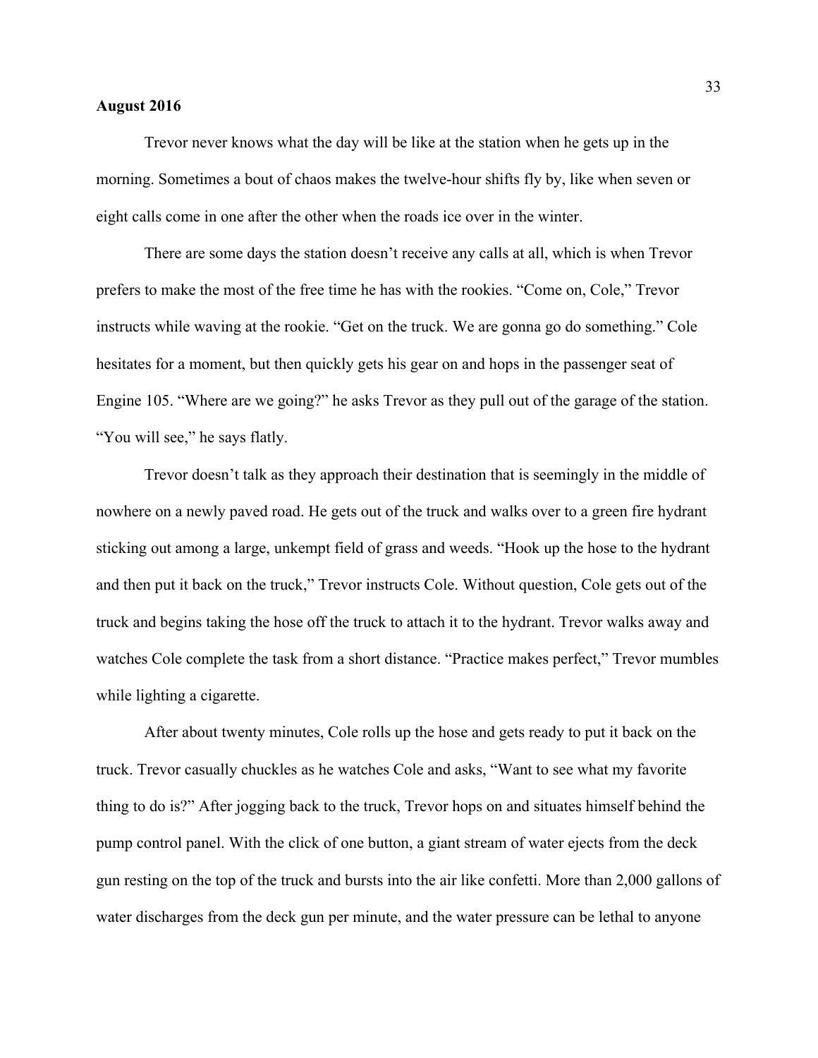**August 2016**

Trevor never knows what the day will be like at the station when he gets up in the morning. Sometimes a bout of chaos makes the twelve-hour shifts fly by, like when seven or eight calls come in one after the other when the roads ice over in the winter.

There are some days the station doesn't receive any calls at all, which is when Trevor prefers to make the most of the free time he has with the rookies. "Come on, Cole," Trevor instructs while waving at the rookie. "Get on the truck. We are gonna go do something." Cole hesitates for a moment, but then quickly gets his gear on and hops in the passenger seat of Engine 105. "Where are we going?" he asks Trevor as they pull out of the garage of the station. "You will see," he says flatly.

Trevor doesn't talk as they approach their destination that is seemingly in the middle of nowhere on a newly paved road. He gets out of the truck and walks over to a green fire hydrant sticking out among a large, unkempt field of grass and weeds. "Hook up the hose to the hydrant and then put it back on the truck," Trevor instructs Cole. Without question, Cole gets out of the truck and begins taking the hose off the truck to attach it to the hydrant. Trevor walks away and watches Cole complete the task from a short distance. "Practice makes perfect," Trevor mumbles while lighting a cigarette.

After about twenty minutes, Cole rolls up the hose and gets ready to put it back on the truck. Trevor casually chuckles as he watches Cole and asks, "Want to see what my favorite thing to do is?" After jogging back to the truck, Trevor hops on and situates himself behind the pump control panel. With the click of one button, a giant stream of water ejects from the deck gun resting on the top of the truck and bursts into the air like confetti. More than 2,000 gallons of water discharges from the deck gun per minute, and the water pressure can be lethal to anyone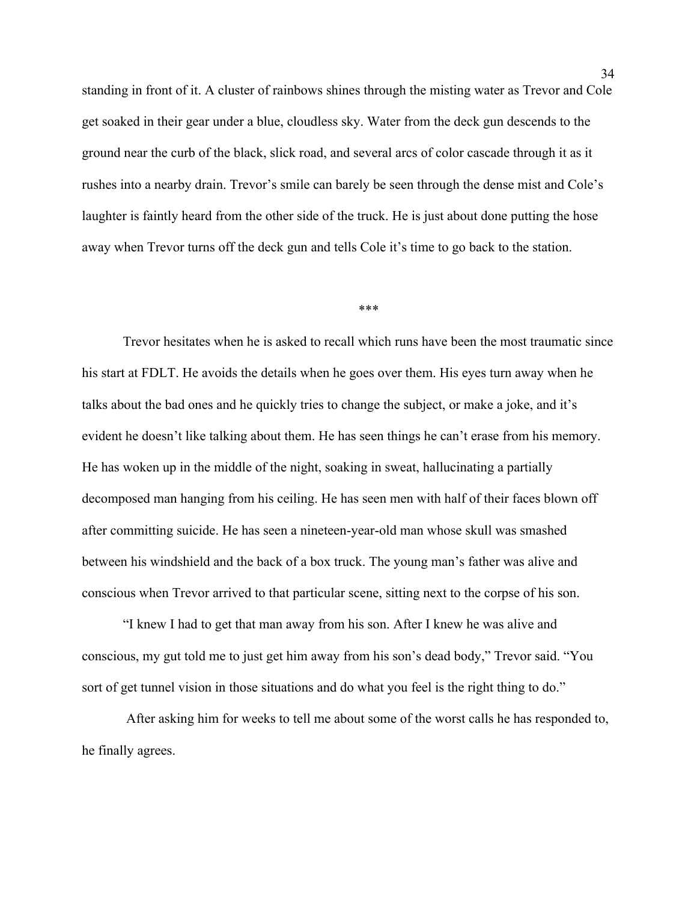standing in front of it. A cluster of rainbows shines through the misting water as Trevor and Cole get soaked in their gear under a blue, cloudless sky. Water from the deck gun descends to the ground near the curb of the black, slick road, and several arcs of color cascade through it as it rushes into a nearby drain. Trevor's smile can barely be seen through the dense mist and Cole's laughter is faintly heard from the other side of the truck. He is just about done putting the hose away when Trevor turns off the deck gun and tells Cole it's time to go back to the station.

***

Trevor hesitates when he is asked to recall which runs have been the most traumatic since his start at FDLT. He avoids the details when he goes over them. His eyes turn away when he talks about the bad ones and he quickly tries to change the subject, or make a joke, and it's evident he doesn't like talking about them. He has seen things he can't erase from his memory. He has woken up in the middle of the night, soaking in sweat, hallucinating a partially decomposed man hanging from his ceiling. He has seen men with half of their faces blown off after committing suicide. He has seen a nineteen-year-old man whose skull was smashed between his windshield and the back of a box truck. The young man's father was alive and conscious when Trevor arrived to that particular scene, sitting next to the corpse of his son.

"I knew I had to get that man away from his son. After I knew he was alive and conscious, my gut told me to just get him away from his son's dead body," Trevor said. "You sort of get tunnel vision in those situations and do what you feel is the right thing to do."

After asking him for weeks to tell me about some of the worst calls he has responded to, he finally agrees.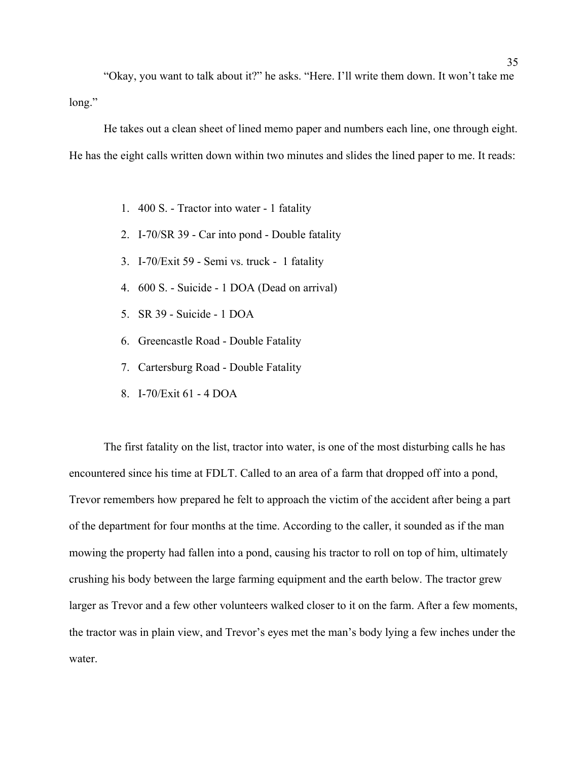"Okay, you want to talk about it?" he asks. "Here. I'll write them down. It won't take me long."

He takes out a clean sheet of lined memo paper and numbers each line, one through eight. He has the eight calls written down within two minutes and slides the lined paper to me. It reads:

1. 400 S. - Tractor into water - 1 fatality
2. I-70/SR 39 - Car into pond - Double fatality
3. I-70/Exit 59 - Semi vs. truck - 1 fatality
4. 600 S. - Suicide - 1 DOA (Dead on arrival)
5. SR 39 - Suicide - 1 DOA
6. Greencastle Road - Double Fatality
7. Cartersburg Road - Double Fatality
8. I-70/Exit 61 - 4 DOA

The first fatality on the list, tractor into water, is one of the most disturbing calls he has encountered since his time at FDLT. Called to an area of a farm that dropped off into a pond, Trevor remembers how prepared he felt to approach the victim of the accident after being a part of the department for four months at the time. According to the caller, it sounded as if the man mowing the property had fallen into a pond, causing his tractor to roll on top of him, ultimately crushing his body between the large farming equipment and the earth below. The tractor grew larger as Trevor and a few other volunteers walked closer to it on the farm. After a few moments, the tractor was in plain view, and Trevor's eyes met the man's body lying a few inches under the water.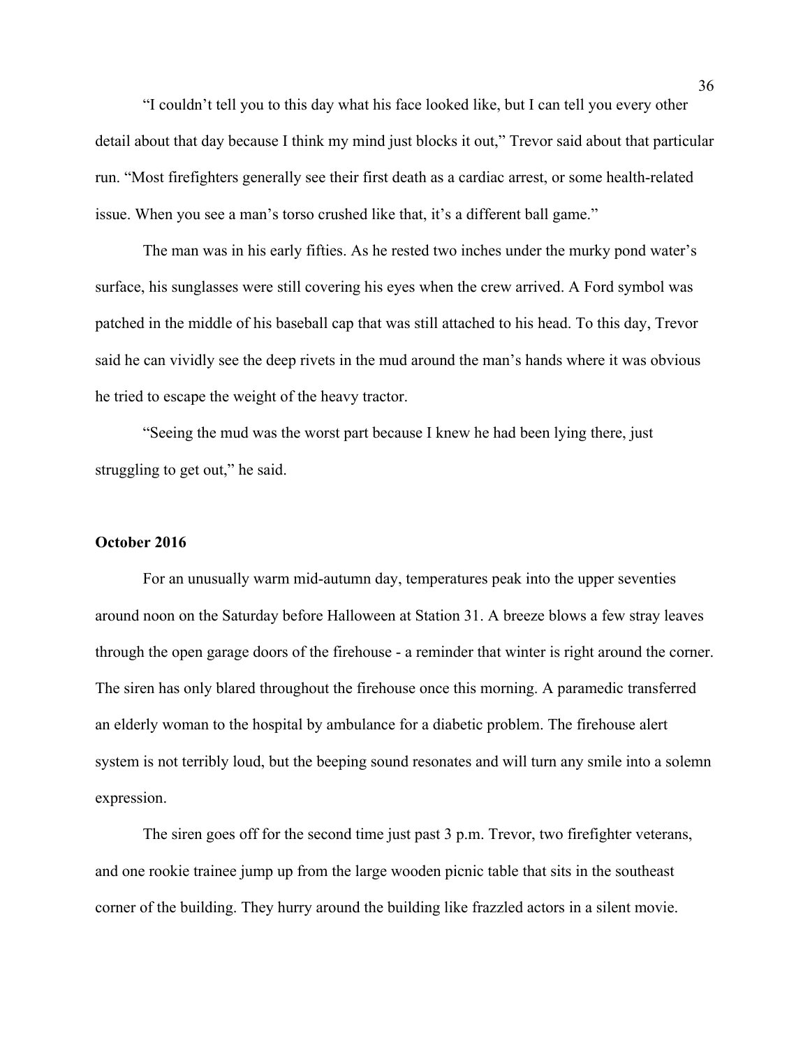"I couldn't tell you to this day what his face looked like, but I can tell you every other detail about that day because I think my mind just blocks it out," Trevor said about that particular run. "Most firefighters generally see their first death as a cardiac arrest, or some health-related issue. When you see a man's torso crushed like that, it's a different ball game."

The man was in his early fifties. As he rested two inches under the murky pond water's surface, his sunglasses were still covering his eyes when the crew arrived. A Ford symbol was patched in the middle of his baseball cap that was still attached to his head. To this day, Trevor said he can vividly see the deep rivets in the mud around the man's hands where it was obvious he tried to escape the weight of the heavy tractor.

"Seeing the mud was the worst part because I knew he had been lying there, just struggling to get out," he said.

**October 2016**

For an unusually warm mid-autumn day, temperatures peak into the upper seventies around noon on the Saturday before Halloween at Station 31. A breeze blows a few stray leaves through the open garage doors of the firehouse - a reminder that winter is right around the corner. The siren has only blared throughout the firehouse once this morning. A paramedic transferred an elderly woman to the hospital by ambulance for a diabetic problem. The firehouse alert system is not terribly loud, but the beeping sound resonates and will turn any smile into a solemn expression.

The siren goes off for the second time just past 3 p.m. Trevor, two firefighter veterans, and one rookie trainee jump up from the large wooden picnic table that sits in the southeast corner of the building. They hurry around the building like frazzled actors in a silent movie.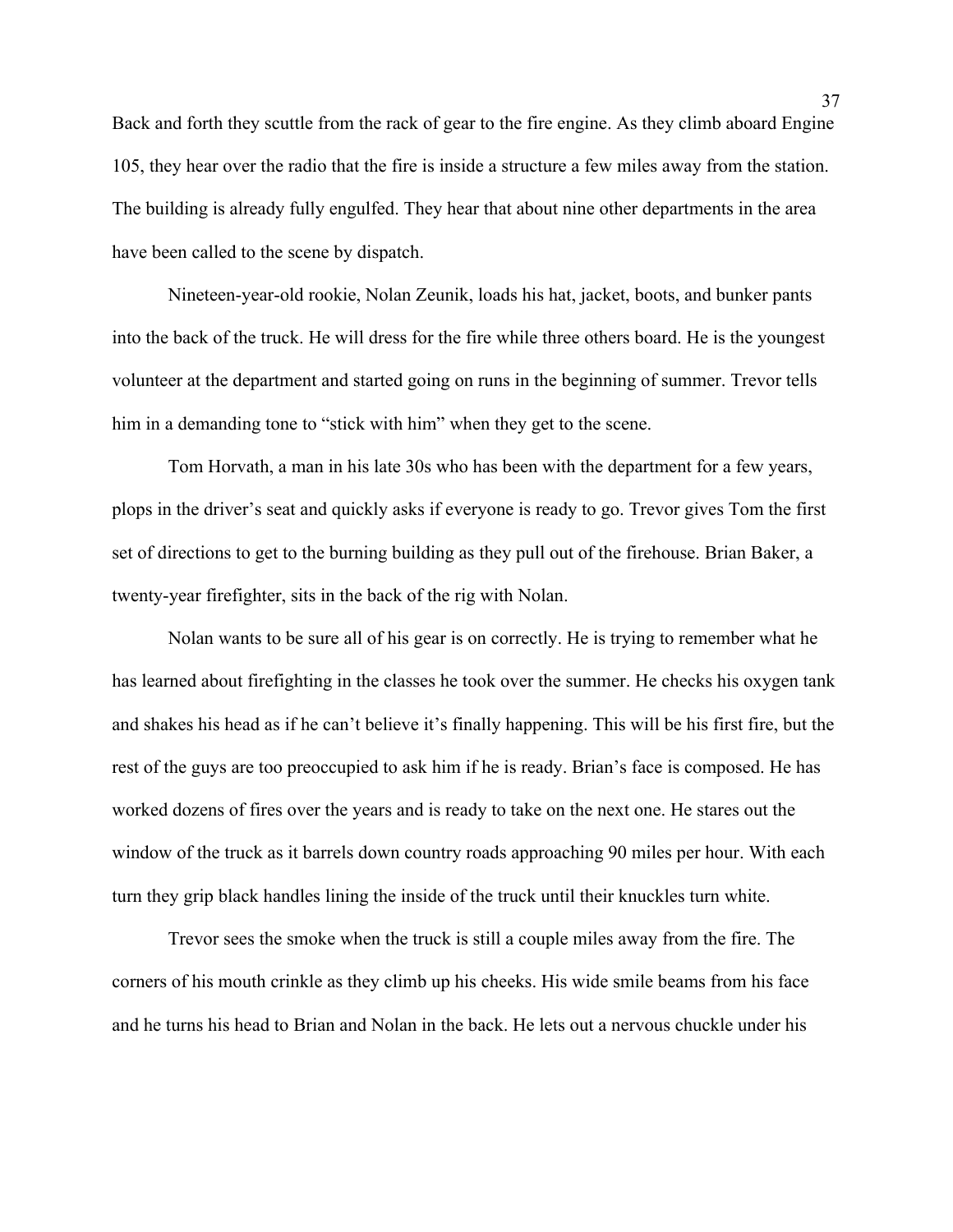Back and forth they scuttle from the rack of gear to the fire engine. As they climb aboard Engine 105, they hear over the radio that the fire is inside a structure a few miles away from the station. The building is already fully engulfed. They hear that about nine other departments in the area have been called to the scene by dispatch.

Nineteen-year-old rookie, Nolan Zeunik, loads his hat, jacket, boots, and bunker pants into the back of the truck. He will dress for the fire while three others board. He is the youngest volunteer at the department and started going on runs in the beginning of summer. Trevor tells him in a demanding tone to "stick with him" when they get to the scene.

Tom Horvath, a man in his late 30s who has been with the department for a few years, plops in the driver's seat and quickly asks if everyone is ready to go. Trevor gives Tom the first set of directions to get to the burning building as they pull out of the firehouse. Brian Baker, a twenty-year firefighter, sits in the back of the rig with Nolan.

Nolan wants to be sure all of his gear is on correctly. He is trying to remember what he has learned about firefighting in the classes he took over the summer. He checks his oxygen tank and shakes his head as if he can't believe it's finally happening. This will be his first fire, but the rest of the guys are too preoccupied to ask him if he is ready. Brian's face is composed. He has worked dozens of fires over the years and is ready to take on the next one. He stares out the window of the truck as it barrels down country roads approaching 90 miles per hour. With each turn they grip black handles lining the inside of the truck until their knuckles turn white.

Trevor sees the smoke when the truck is still a couple miles away from the fire. The corners of his mouth crinkle as they climb up his cheeks. His wide smile beams from his face and he turns his head to Brian and Nolan in the back. He lets out a nervous chuckle under his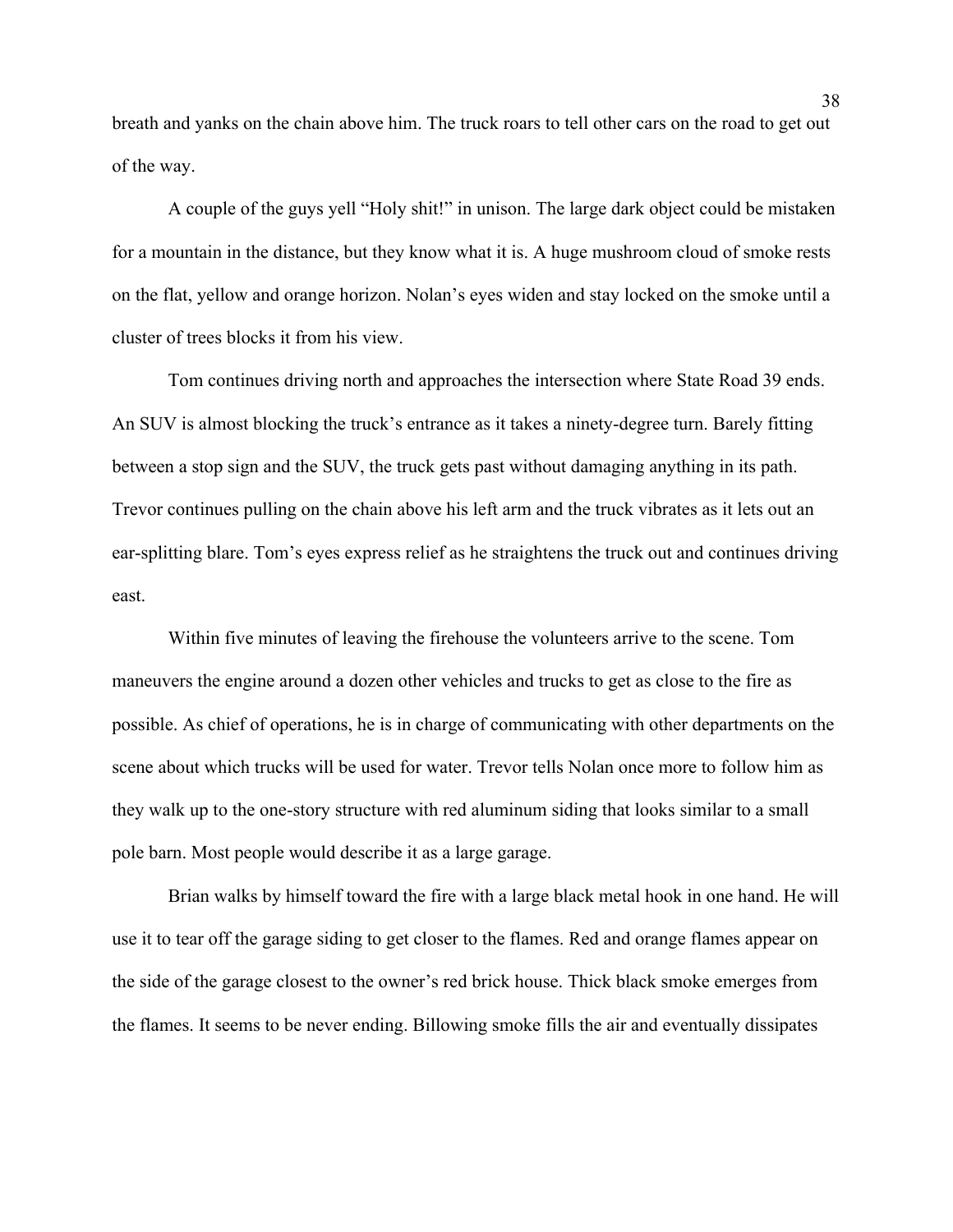breath and yanks on the chain above him. The truck roars to tell other cars on the road to get out of the way.

A couple of the guys yell "Holy shit!" in unison. The large dark object could be mistaken for a mountain in the distance, but they know what it is. A huge mushroom cloud of smoke rests on the flat, yellow and orange horizon. Nolan's eyes widen and stay locked on the smoke until a cluster of trees blocks it from his view.

Tom continues driving north and approaches the intersection where State Road 39 ends. An SUV is almost blocking the truck's entrance as it takes a ninety-degree turn. Barely fitting between a stop sign and the SUV, the truck gets past without damaging anything in its path. Trevor continues pulling on the chain above his left arm and the truck vibrates as it lets out an ear-splitting blare. Tom's eyes express relief as he straightens the truck out and continues driving east.

Within five minutes of leaving the firehouse the volunteers arrive to the scene. Tom maneuvers the engine around a dozen other vehicles and trucks to get as close to the fire as possible. As chief of operations, he is in charge of communicating with other departments on the scene about which trucks will be used for water. Trevor tells Nolan once more to follow him as they walk up to the one-story structure with red aluminum siding that looks similar to a small pole barn. Most people would describe it as a large garage.

Brian walks by himself toward the fire with a large black metal hook in one hand. He will use it to tear off the garage siding to get closer to the flames. Red and orange flames appear on the side of the garage closest to the owner's red brick house. Thick black smoke emerges from the flames. It seems to be never ending. Billowing smoke fills the air and eventually dissipates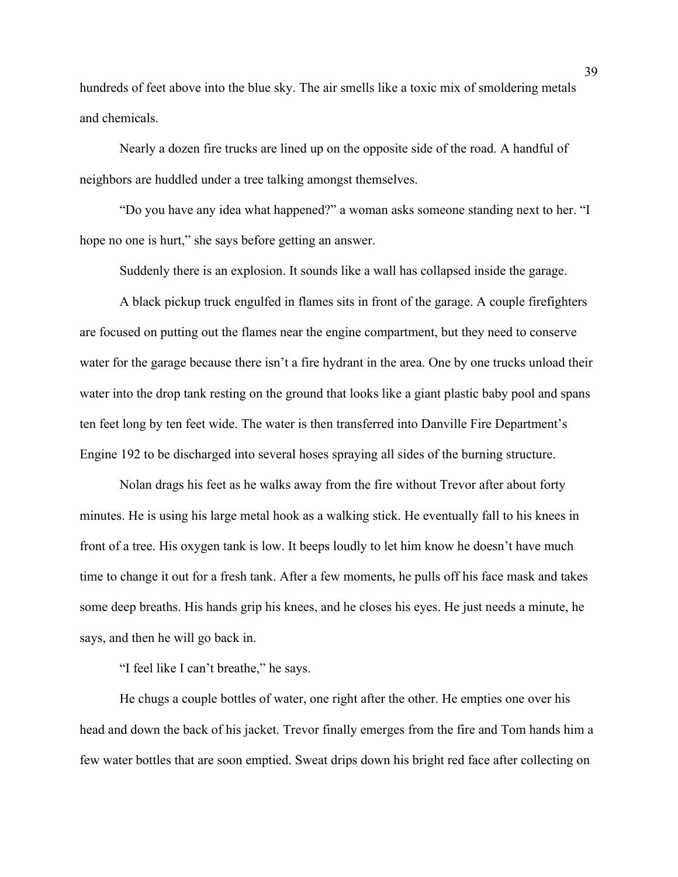hundreds of feet above into the blue sky. The air smells like a toxic mix of smoldering metals and chemicals.

Nearly a dozen fire trucks are lined up on the opposite side of the road. A handful of neighbors are huddled under a tree talking amongst themselves.

"Do you have any idea what happened?" a woman asks someone standing next to her. "I hope no one is hurt," she says before getting an answer.

Suddenly there is an explosion. It sounds like a wall has collapsed inside the garage.

A black pickup truck engulfed in flames sits in front of the garage. A couple firefighters are focused on putting out the flames near the engine compartment, but they need to conserve water for the garage because there isn't a fire hydrant in the area. One by one trucks unload their water into the drop tank resting on the ground that looks like a giant plastic baby pool and spans ten feet long by ten feet wide. The water is then transferred into Danville Fire Department's Engine 192 to be discharged into several hoses spraying all sides of the burning structure.

Nolan drags his feet as he walks away from the fire without Trevor after about forty minutes. He is using his large metal hook as a walking stick. He eventually fall to his knees in front of a tree. His oxygen tank is low. It beeps loudly to let him know he doesn't have much time to change it out for a fresh tank. After a few moments, he pulls off his face mask and takes some deep breaths. His hands grip his knees, and he closes his eyes. He just needs a minute, he says, and then he will go back in.

"I feel like I can't breathe," he says.

He chugs a couple bottles of water, one right after the other. He empties one over his head and down the back of his jacket. Trevor finally emerges from the fire and Tom hands him a few water bottles that are soon emptied. Sweat drips down his bright red face after collecting on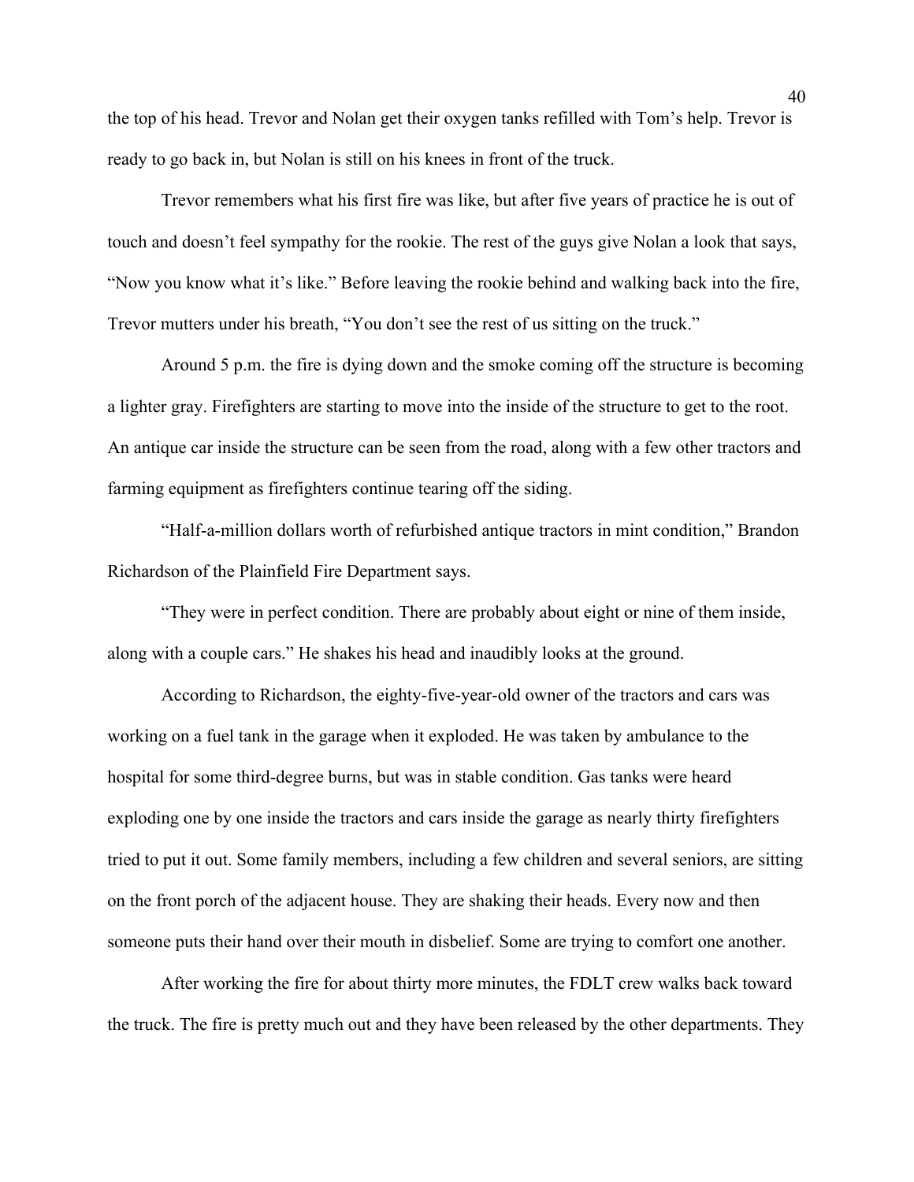the top of his head. Trevor and Nolan get their oxygen tanks refilled with Tom's help. Trevor is ready to go back in, but Nolan is still on his knees in front of the truck.

Trevor remembers what his first fire was like, but after five years of practice he is out of touch and doesn't feel sympathy for the rookie. The rest of the guys give Nolan a look that says, "Now you know what it's like." Before leaving the rookie behind and walking back into the fire, Trevor mutters under his breath, "You don't see the rest of us sitting on the truck."

Around 5 p.m. the fire is dying down and the smoke coming off the structure is becoming a lighter gray. Firefighters are starting to move into the inside of the structure to get to the root. An antique car inside the structure can be seen from the road, along with a few other tractors and farming equipment as firefighters continue tearing off the siding.

"Half-a-million dollars worth of refurbished antique tractors in mint condition," Brandon Richardson of the Plainfield Fire Department says.

"They were in perfect condition. There are probably about eight or nine of them inside, along with a couple cars." He shakes his head and inaudibly looks at the ground.

According to Richardson, the eighty-five-year-old owner of the tractors and cars was working on a fuel tank in the garage when it exploded. He was taken by ambulance to the hospital for some third-degree burns, but was in stable condition. Gas tanks were heard exploding one by one inside the tractors and cars inside the garage as nearly thirty firefighters tried to put it out. Some family members, including a few children and several seniors, are sitting on the front porch of the adjacent house. They are shaking their heads. Every now and then someone puts their hand over their mouth in disbelief. Some are trying to comfort one another.

After working the fire for about thirty more minutes, the FDLT crew walks back toward the truck. The fire is pretty much out and they have been released by the other departments. They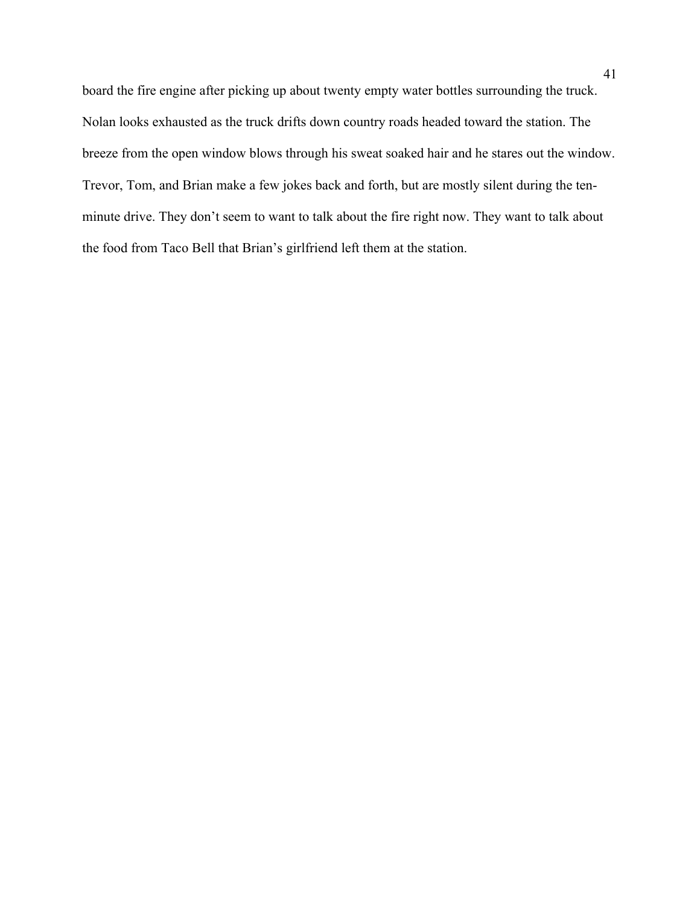board the fire engine after picking up about twenty empty water bottles surrounding the truck. Nolan looks exhausted as the truck drifts down country roads headed toward the station. The breeze from the open window blows through his sweat soaked hair and he stares out the window. Trevor, Tom, and Brian make a few jokes back and forth, but are mostly silent during the ten-minute drive. They don't seem to want to talk about the fire right now. They want to talk about the food from Taco Bell that Brian's girlfriend left them at the station.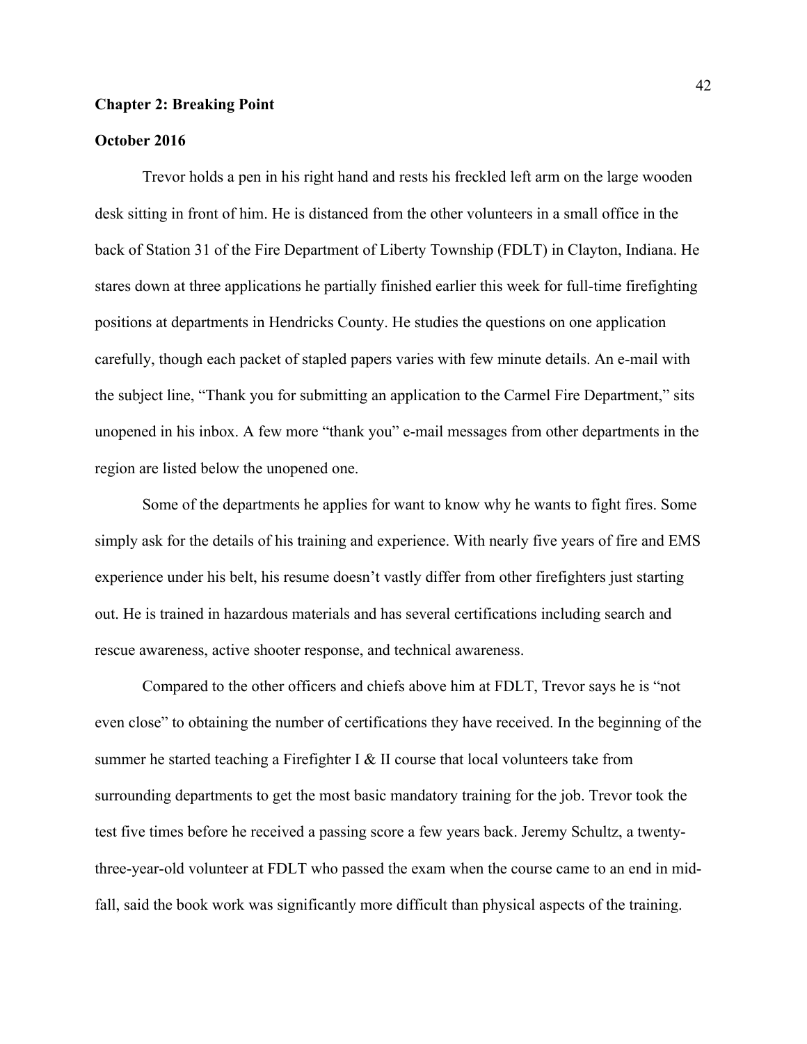**Chapter 2: Breaking Point**

**October 2016**

Trevor holds a pen in his right hand and rests his freckled left arm on the large wooden desk sitting in front of him. He is distanced from the other volunteers in a small office in the back of Station 31 of the Fire Department of Liberty Township (FDLT) in Clayton, Indiana. He stares down at three applications he partially finished earlier this week for full-time firefighting positions at departments in Hendricks County. He studies the questions on one application carefully, though each packet of stapled papers varies with few minute details. An e-mail with the subject line, "Thank you for submitting an application to the Carmel Fire Department," sits unopened in his inbox. A few more "thank you" e-mail messages from other departments in the region are listed below the unopened one.

Some of the departments he applies for want to know why he wants to fight fires. Some simply ask for the details of his training and experience. With nearly five years of fire and EMS experience under his belt, his resume doesn't vastly differ from other firefighters just starting out. He is trained in hazardous materials and has several certifications including search and rescue awareness, active shooter response, and technical awareness.

Compared to the other officers and chiefs above him at FDLT, Trevor says he is "not even close" to obtaining the number of certifications they have received. In the beginning of the summer he started teaching a Firefighter I & II course that local volunteers take from surrounding departments to get the most basic mandatory training for the job. Trevor took the test five times before he received a passing score a few years back. Jeremy Schultz, a twenty-three-year-old volunteer at FDLT who passed the exam when the course came to an end in mid-fall, said the book work was significantly more difficult than physical aspects of the training.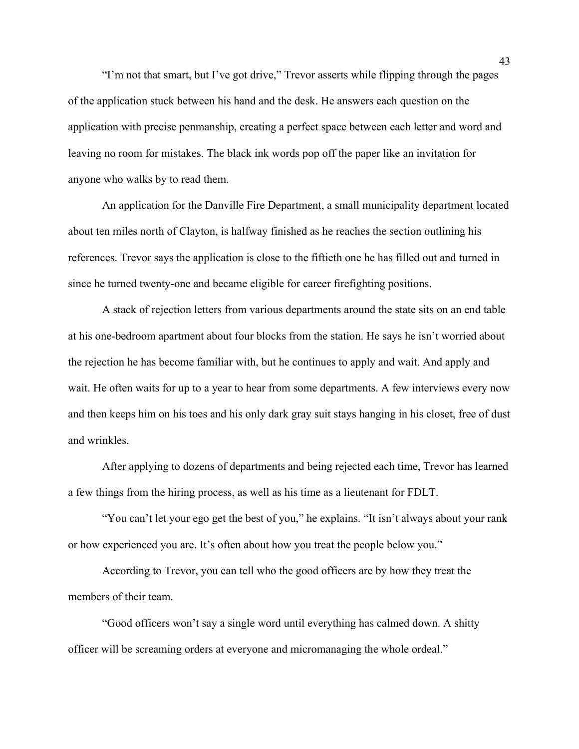"I'm not that smart, but I've got drive," Trevor asserts while flipping through the pages of the application stuck between his hand and the desk. He answers each question on the application with precise penmanship, creating a perfect space between each letter and word and leaving no room for mistakes. The black ink words pop off the paper like an invitation for anyone who walks by to read them.

An application for the Danville Fire Department, a small municipality department located about ten miles north of Clayton, is halfway finished as he reaches the section outlining his references. Trevor says the application is close to the fiftieth one he has filled out and turned in since he turned twenty-one and became eligible for career firefighting positions.

A stack of rejection letters from various departments around the state sits on an end table at his one-bedroom apartment about four blocks from the station. He says he isn't worried about the rejection he has become familiar with, but he continues to apply and wait. And apply and wait. He often waits for up to a year to hear from some departments. A few interviews every now and then keeps him on his toes and his only dark gray suit stays hanging in his closet, free of dust and wrinkles.

After applying to dozens of departments and being rejected each time, Trevor has learned a few things from the hiring process, as well as his time as a lieutenant for FDLT.

"You can't let your ego get the best of you," he explains. "It isn't always about your rank or how experienced you are. It's often about how you treat the people below you."

According to Trevor, you can tell who the good officers are by how they treat the members of their team.

"Good officers won't say a single word until everything has calmed down. A shitty officer will be screaming orders at everyone and micromanaging the whole ordeal."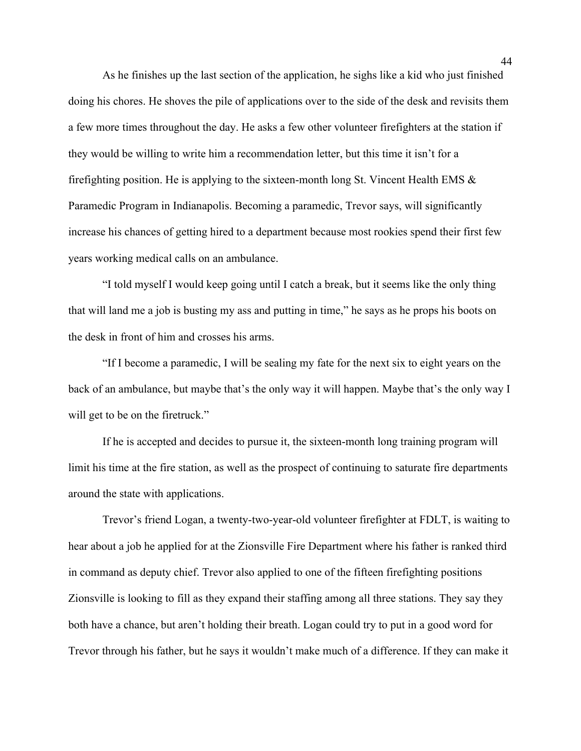As he finishes up the last section of the application, he sighs like a kid who just finished doing his chores. He shoves the pile of applications over to the side of the desk and revisits them a few more times throughout the day. He asks a few other volunteer firefighters at the station if they would be willing to write him a recommendation letter, but this time it isn't for a firefighting position. He is applying to the sixteen-month long St. Vincent Health EMS & Paramedic Program in Indianapolis. Becoming a paramedic, Trevor says, will significantly increase his chances of getting hired to a department because most rookies spend their first few years working medical calls on an ambulance.

"I told myself I would keep going until I catch a break, but it seems like the only thing that will land me a job is busting my ass and putting in time," he says as he props his boots on the desk in front of him and crosses his arms.

"If I become a paramedic, I will be sealing my fate for the next six to eight years on the back of an ambulance, but maybe that's the only way it will happen. Maybe that's the only way I will get to be on the firetruck."

If he is accepted and decides to pursue it, the sixteen-month long training program will limit his time at the fire station, as well as the prospect of continuing to saturate fire departments around the state with applications.

Trevor's friend Logan, a twenty-two-year-old volunteer firefighter at FDLT, is waiting to hear about a job he applied for at the Zionsville Fire Department where his father is ranked third in command as deputy chief. Trevor also applied to one of the fifteen firefighting positions Zionsville is looking to fill as they expand their staffing among all three stations. They say they both have a chance, but aren't holding their breath. Logan could try to put in a good word for Trevor through his father, but he says it wouldn't make much of a difference. If they can make it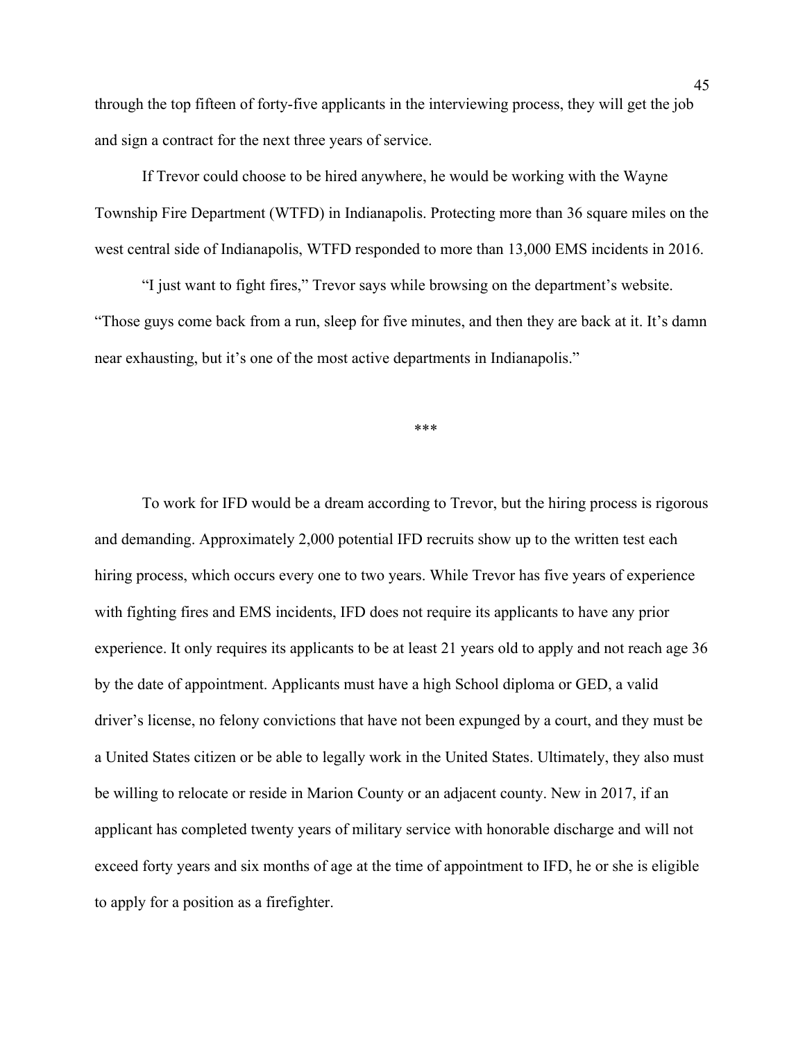through the top fifteen of forty-five applicants in the interviewing process, they will get the job and sign a contract for the next three years of service.

If Trevor could choose to be hired anywhere, he would be working with the Wayne Township Fire Department (WTFD) in Indianapolis. Protecting more than 36 square miles on the west central side of Indianapolis, WTFD responded to more than 13,000 EMS incidents in 2016.

"I just want to fight fires," Trevor says while browsing on the department's website. "Those guys come back from a run, sleep for five minutes, and then they are back at it. It's damn near exhausting, but it's one of the most active departments in Indianapolis."

***

To work for IFD would be a dream according to Trevor, but the hiring process is rigorous and demanding. Approximately 2,000 potential IFD recruits show up to the written test each hiring process, which occurs every one to two years. While Trevor has five years of experience with fighting fires and EMS incidents, IFD does not require its applicants to have any prior experience. It only requires its applicants to be at least 21 years old to apply and not reach age 36 by the date of appointment. Applicants must have a high School diploma or GED, a valid driver's license, no felony convictions that have not been expunged by a court, and they must be a United States citizen or be able to legally work in the United States. Ultimately, they also must be willing to relocate or reside in Marion County or an adjacent county. New in 2017, if an applicant has completed twenty years of military service with honorable discharge and will not exceed forty years and six months of age at the time of appointment to IFD, he or she is eligible to apply for a position as a firefighter.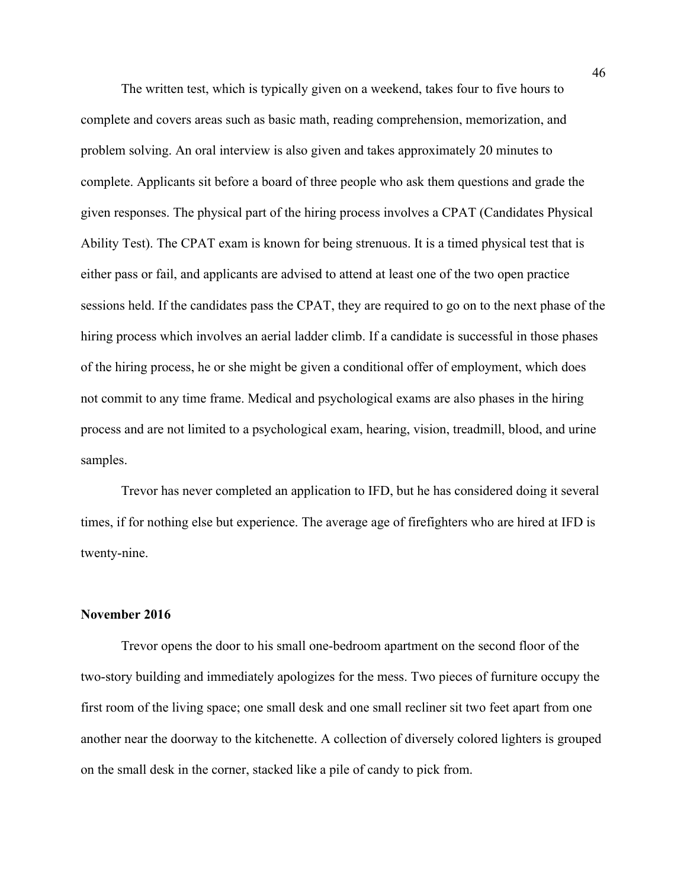The written test, which is typically given on a weekend, takes four to five hours to complete and covers areas such as basic math, reading comprehension, memorization, and problem solving. An oral interview is also given and takes approximately 20 minutes to complete. Applicants sit before a board of three people who ask them questions and grade the given responses. The physical part of the hiring process involves a CPAT (Candidates Physical Ability Test). The CPAT exam is known for being strenuous. It is a timed physical test that is either pass or fail, and applicants are advised to attend at least one of the two open practice sessions held. If the candidates pass the CPAT, they are required to go on to the next phase of the hiring process which involves an aerial ladder climb. If a candidate is successful in those phases of the hiring process, he or she might be given a conditional offer of employment, which does not commit to any time frame. Medical and psychological exams are also phases in the hiring process and are not limited to a psychological exam, hearing, vision, treadmill, blood, and urine samples.

Trevor has never completed an application to IFD, but he has considered doing it several times, if for nothing else but experience. The average age of firefighters who are hired at IFD is twenty-nine.

**November 2016**

Trevor opens the door to his small one-bedroom apartment on the second floor of the two-story building and immediately apologizes for the mess. Two pieces of furniture occupy the first room of the living space; one small desk and one small recliner sit two feet apart from one another near the doorway to the kitchenette. A collection of diversely colored lighters is grouped on the small desk in the corner, stacked like a pile of candy to pick from.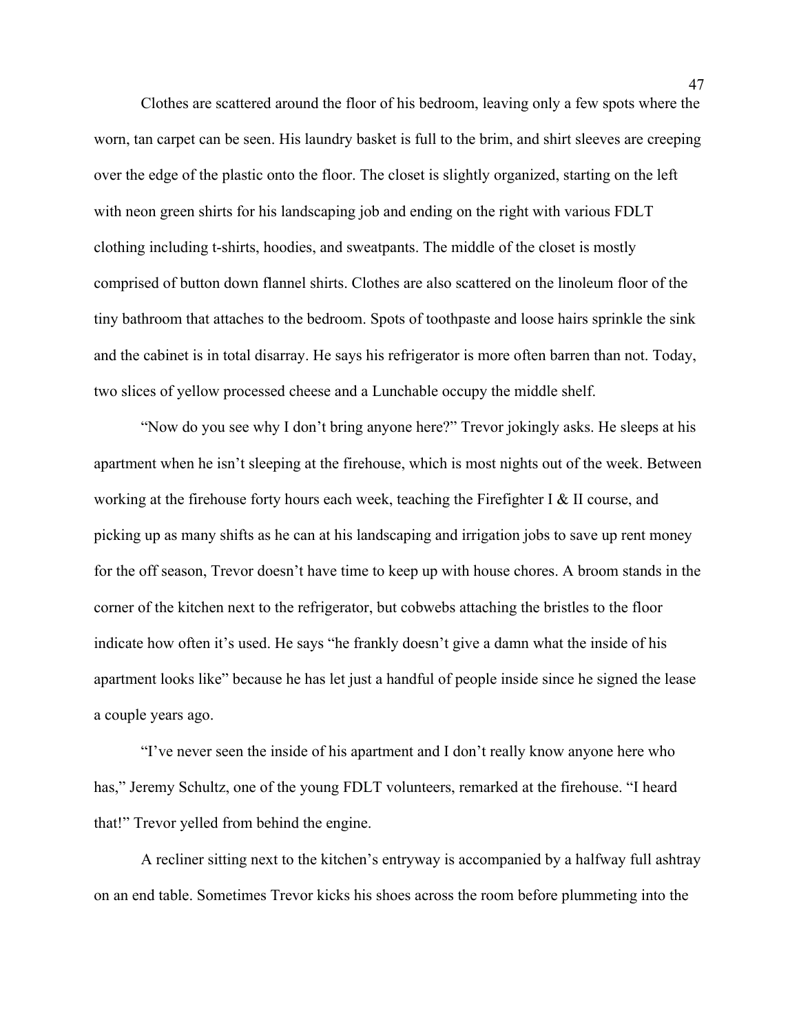Clothes are scattered around the floor of his bedroom, leaving only a few spots where the worn, tan carpet can be seen. His laundry basket is full to the brim, and shirt sleeves are creeping over the edge of the plastic onto the floor. The closet is slightly organized, starting on the left with neon green shirts for his landscaping job and ending on the right with various FDLT clothing including t-shirts, hoodies, and sweatpants. The middle of the closet is mostly comprised of button down flannel shirts. Clothes are also scattered on the linoleum floor of the tiny bathroom that attaches to the bedroom. Spots of toothpaste and loose hairs sprinkle the sink and the cabinet is in total disarray. He says his refrigerator is more often barren than not. Today, two slices of yellow processed cheese and a Lunchable occupy the middle shelf.

"Now do you see why I don't bring anyone here?" Trevor jokingly asks. He sleeps at his apartment when he isn't sleeping at the firehouse, which is most nights out of the week. Between working at the firehouse forty hours each week, teaching the Firefighter I & II course, and picking up as many shifts as he can at his landscaping and irrigation jobs to save up rent money for the off season, Trevor doesn't have time to keep up with house chores. A broom stands in the corner of the kitchen next to the refrigerator, but cobwebs attaching the bristles to the floor indicate how often it's used. He says "he frankly doesn't give a damn what the inside of his apartment looks like" because he has let just a handful of people inside since he signed the lease a couple years ago.

"I've never seen the inside of his apartment and I don't really know anyone here who has," Jeremy Schultz, one of the young FDLT volunteers, remarked at the firehouse. "I heard that!" Trevor yelled from behind the engine.

A recliner sitting next to the kitchen's entryway is accompanied by a halfway full ashtray on an end table. Sometimes Trevor kicks his shoes across the room before plummeting into the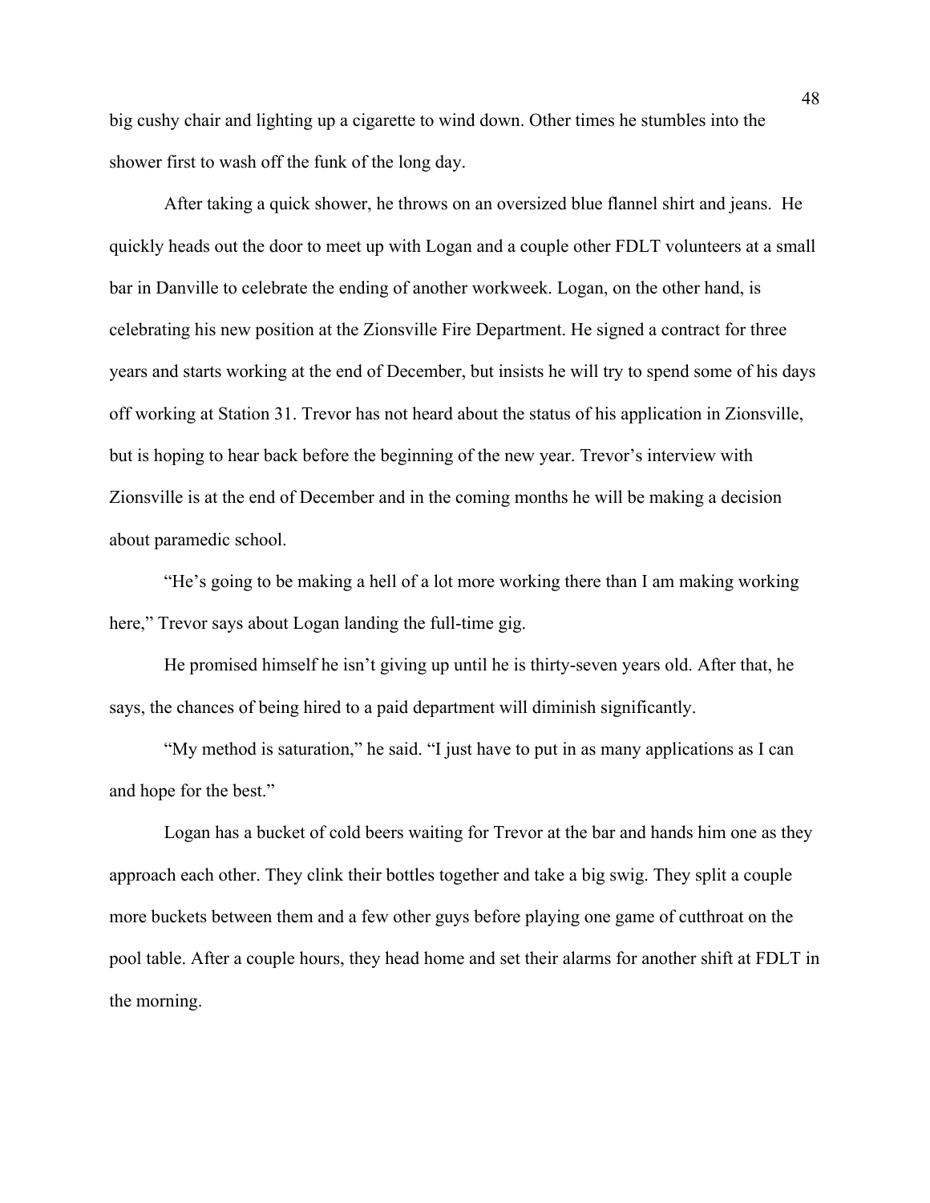big cushy chair and lighting up a cigarette to wind down. Other times he stumbles into the shower first to wash off the funk of the long day.

After taking a quick shower, he throws on an oversized blue flannel shirt and jeans. He quickly heads out the door to meet up with Logan and a couple other FDLT volunteers at a small bar in Danville to celebrate the ending of another workweek. Logan, on the other hand, is celebrating his new position at the Zionsville Fire Department. He signed a contract for three years and starts working at the end of December, but insists he will try to spend some of his days off working at Station 31. Trevor has not heard about the status of his application in Zionsville, but is hoping to hear back before the beginning of the new year. Trevor's interview with Zionsville is at the end of December and in the coming months he will be making a decision about paramedic school.

"He's going to be making a hell of a lot more working there than I am making working here," Trevor says about Logan landing the full-time gig.

He promised himself he isn't giving up until he is thirty-seven years old. After that, he says, the chances of being hired to a paid department will diminish significantly.

"My method is saturation," he said. "I just have to put in as many applications as I can and hope for the best."

Logan has a bucket of cold beers waiting for Trevor at the bar and hands him one as they approach each other. They clink their bottles together and take a big swig. They split a couple more buckets between them and a few other guys before playing one game of cutthroat on the pool table. After a couple hours, they head home and set their alarms for another shift at FDLT in the morning.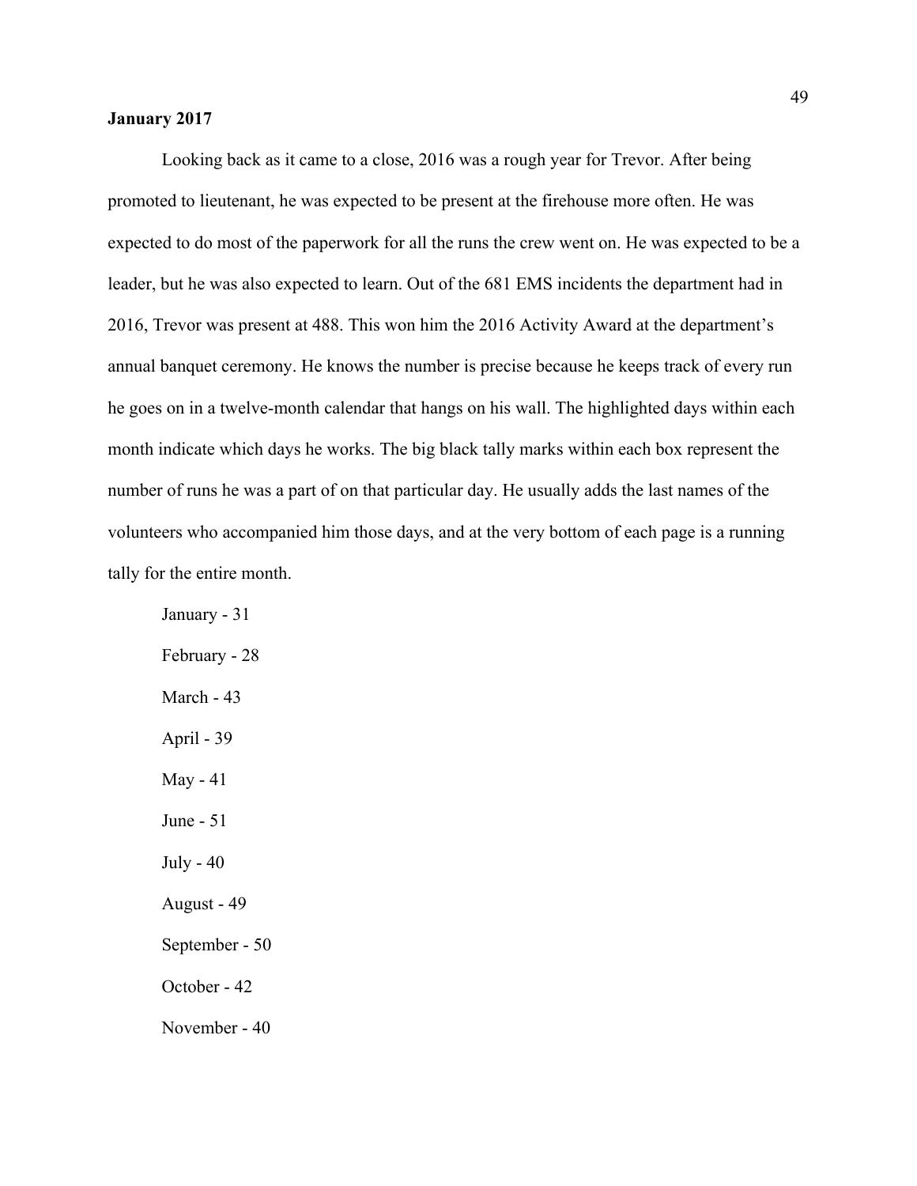**January 2017**

Looking back as it came to a close, 2016 was a rough year for Trevor. After being promoted to lieutenant, he was expected to be present at the firehouse more often. He was expected to do most of the paperwork for all the runs the crew went on. He was expected to be a leader, but he was also expected to learn. Out of the 681 EMS incidents the department had in 2016, Trevor was present at 488. This won him the 2016 Activity Award at the department's annual banquet ceremony. He knows the number is precise because he keeps track of every run he goes on in a twelve-month calendar that hangs on his wall. The highlighted days within each month indicate which days he works. The big black tally marks within each box represent the number of runs he was a part of on that particular day. He usually adds the last names of the volunteers who accompanied him those days, and at the very bottom of each page is a running tally for the entire month.

January - 31

February - 28

March - 43

April - 39

May - 41

June - 51

July - 40

August - 49

September - 50

October - 42

November - 40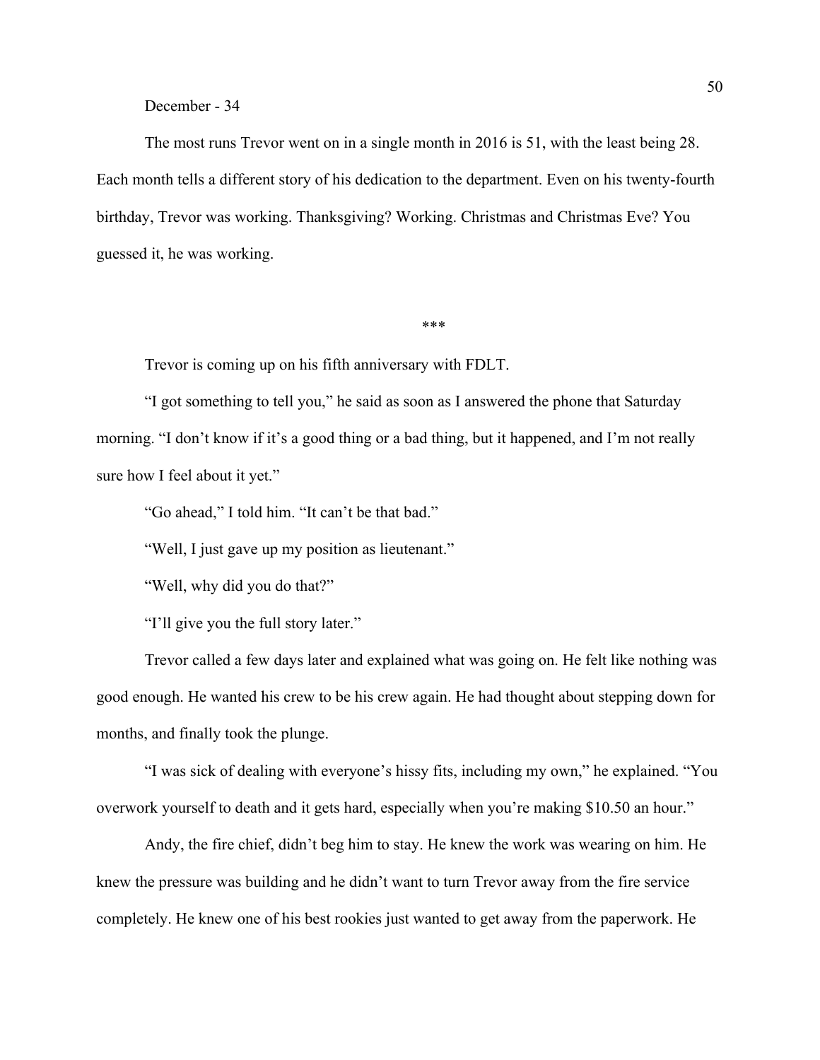December - 34

The most runs Trevor went on in a single month in 2016 is 51, with the least being 28. Each month tells a different story of his dedication to the department. Even on his twenty-fourth birthday, Trevor was working. Thanksgiving? Working. Christmas and Christmas Eve? You guessed it, he was working.

***

Trevor is coming up on his fifth anniversary with FDLT.

"I got something to tell you," he said as soon as I answered the phone that Saturday morning. "I don't know if it's a good thing or a bad thing, but it happened, and I'm not really sure how I feel about it yet."

"Go ahead," I told him. "It can't be that bad."

"Well, I just gave up my position as lieutenant."

"Well, why did you do that?"

"I'll give you the full story later."

Trevor called a few days later and explained what was going on. He felt like nothing was good enough. He wanted his crew to be his crew again. He had thought about stepping down for months, and finally took the plunge.

"I was sick of dealing with everyone's hissy fits, including my own," he explained. "You overwork yourself to death and it gets hard, especially when you're making $10.50 an hour."

Andy, the fire chief, didn't beg him to stay. He knew the work was wearing on him. He knew the pressure was building and he didn't want to turn Trevor away from the fire service completely. He knew one of his best rookies just wanted to get away from the paperwork. He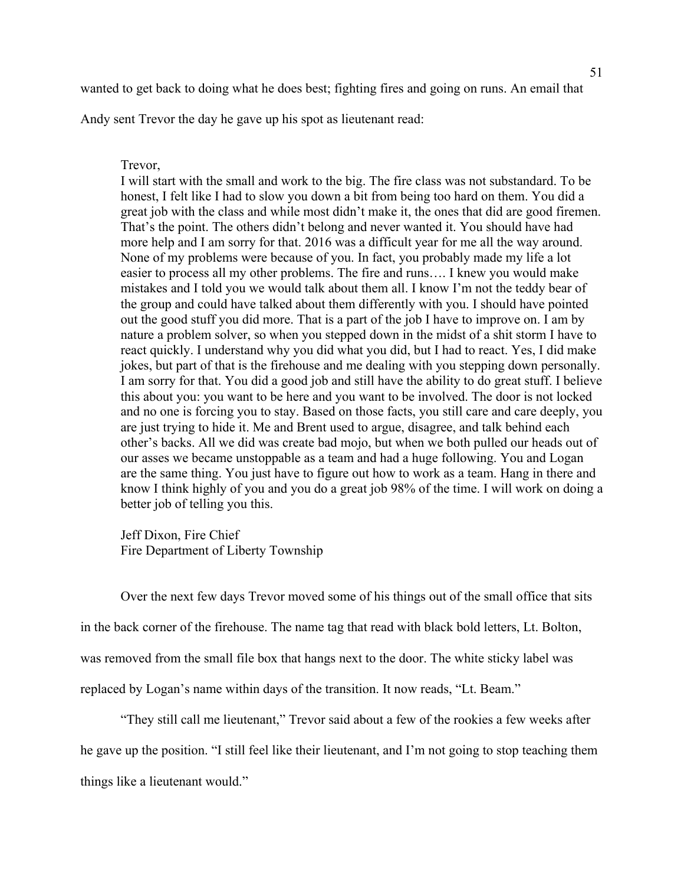wanted to get back to doing what he does best; fighting fires and going on runs. An email that Andy sent Trevor the day he gave up his spot as lieutenant read:

> Trevor,
> I will start with the small and work to the big. The fire class was not substandard. To be honest, I felt like I had to slow you down a bit from being too hard on them. You did a great job with the class and while most didn't make it, the ones that did are good firemen. That's the point. The others didn't belong and never wanted it. You should have had more help and I am sorry for that. 2016 was a difficult year for me all the way around. None of my problems were because of you. In fact, you probably made my life a lot easier to process all my other problems. The fire and runs…. I knew you would make mistakes and I told you we would talk about them all. I know I'm not the teddy bear of the group and could have talked about them differently with you. I should have pointed out the good stuff you did more. That is a part of the job I have to improve on. I am by nature a problem solver, so when you stepped down in the midst of a shit storm I have to react quickly. I understand why you did what you did, but I had to react. Yes, I did make jokes, but part of that is the firehouse and me dealing with you stepping down personally. I am sorry for that. You did a good job and still have the ability to do great stuff. I believe this about you: you want to be here and you want to be involved. The door is not locked and no one is forcing you to stay. Based on those facts, you still care and care deeply, you are just trying to hide it. Me and Brent used to argue, disagree, and talk behind each other's backs. All we did was create bad mojo, but when we both pulled our heads out of our asses we became unstoppable as a team and had a huge following. You and Logan are the same thing. You just have to figure out how to work as a team. Hang in there and know I think highly of you and you do a great job 98% of the time. I will work on doing a better job of telling you this.
>
> Jeff Dixon, Fire Chief
> Fire Department of Liberty Township

Over the next few days Trevor moved some of his things out of the small office that sits in the back corner of the firehouse. The name tag that read with black bold letters, Lt. Bolton, was removed from the small file box that hangs next to the door. The white sticky label was replaced by Logan's name within days of the transition. It now reads, "Lt. Beam."

"They still call me lieutenant," Trevor said about a few of the rookies a few weeks after he gave up the position. "I still feel like their lieutenant, and I'm not going to stop teaching them things like a lieutenant would."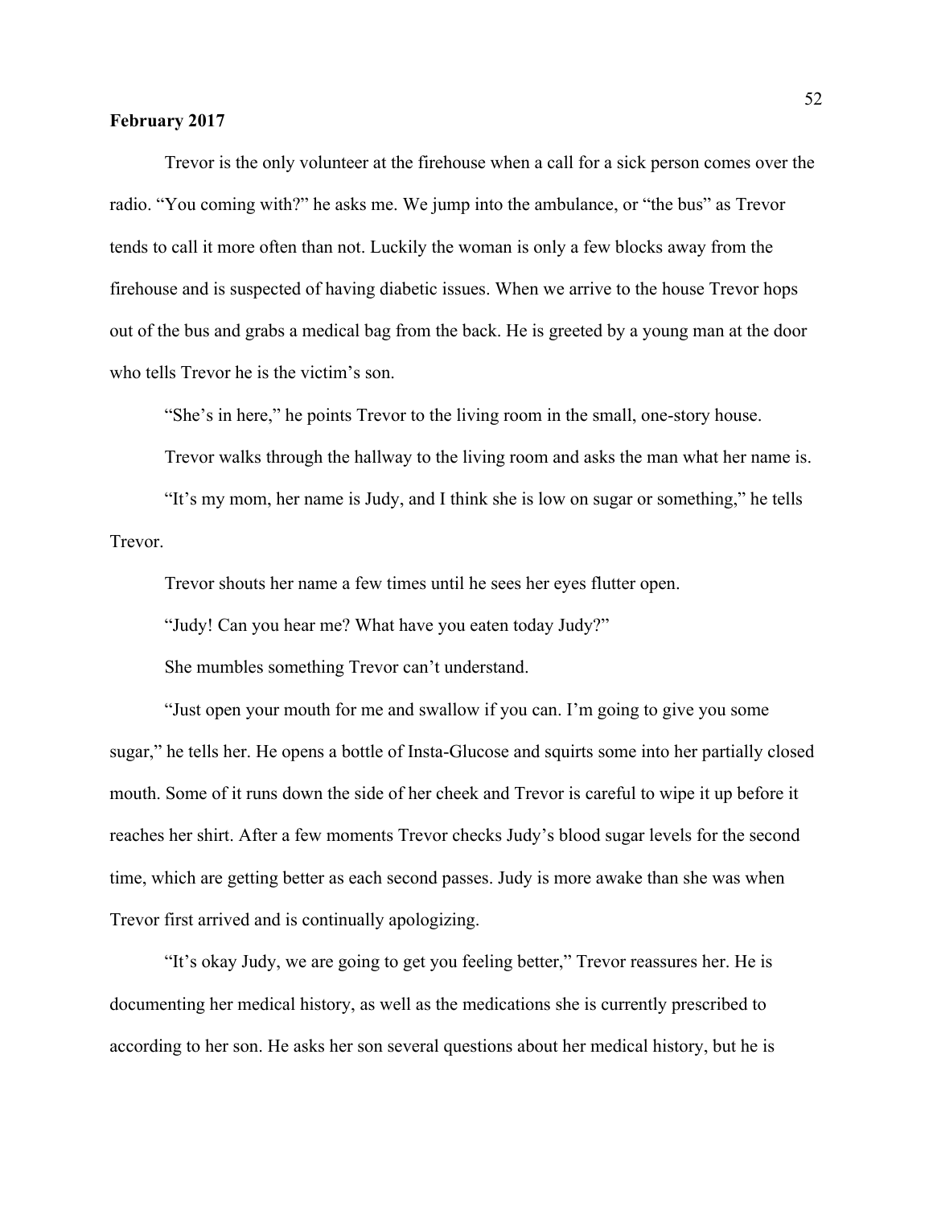**February 2017**

Trevor is the only volunteer at the firehouse when a call for a sick person comes over the radio. "You coming with?" he asks me. We jump into the ambulance, or "the bus" as Trevor tends to call it more often than not. Luckily the woman is only a few blocks away from the firehouse and is suspected of having diabetic issues. When we arrive to the house Trevor hops out of the bus and grabs a medical bag from the back. He is greeted by a young man at the door who tells Trevor he is the victim's son.

"She's in here," he points Trevor to the living room in the small, one-story house.

Trevor walks through the hallway to the living room and asks the man what her name is.

"It's my mom, her name is Judy, and I think she is low on sugar or something," he tells Trevor.

Trevor shouts her name a few times until he sees her eyes flutter open.

"Judy! Can you hear me? What have you eaten today Judy?"

She mumbles something Trevor can't understand.

"Just open your mouth for me and swallow if you can. I'm going to give you some sugar," he tells her. He opens a bottle of Insta-Glucose and squirts some into her partially closed mouth. Some of it runs down the side of her cheek and Trevor is careful to wipe it up before it reaches her shirt. After a few moments Trevor checks Judy's blood sugar levels for the second time, which are getting better as each second passes. Judy is more awake than she was when Trevor first arrived and is continually apologizing.

"It's okay Judy, we are going to get you feeling better," Trevor reassures her. He is documenting her medical history, as well as the medications she is currently prescribed to according to her son. He asks her son several questions about her medical history, but he is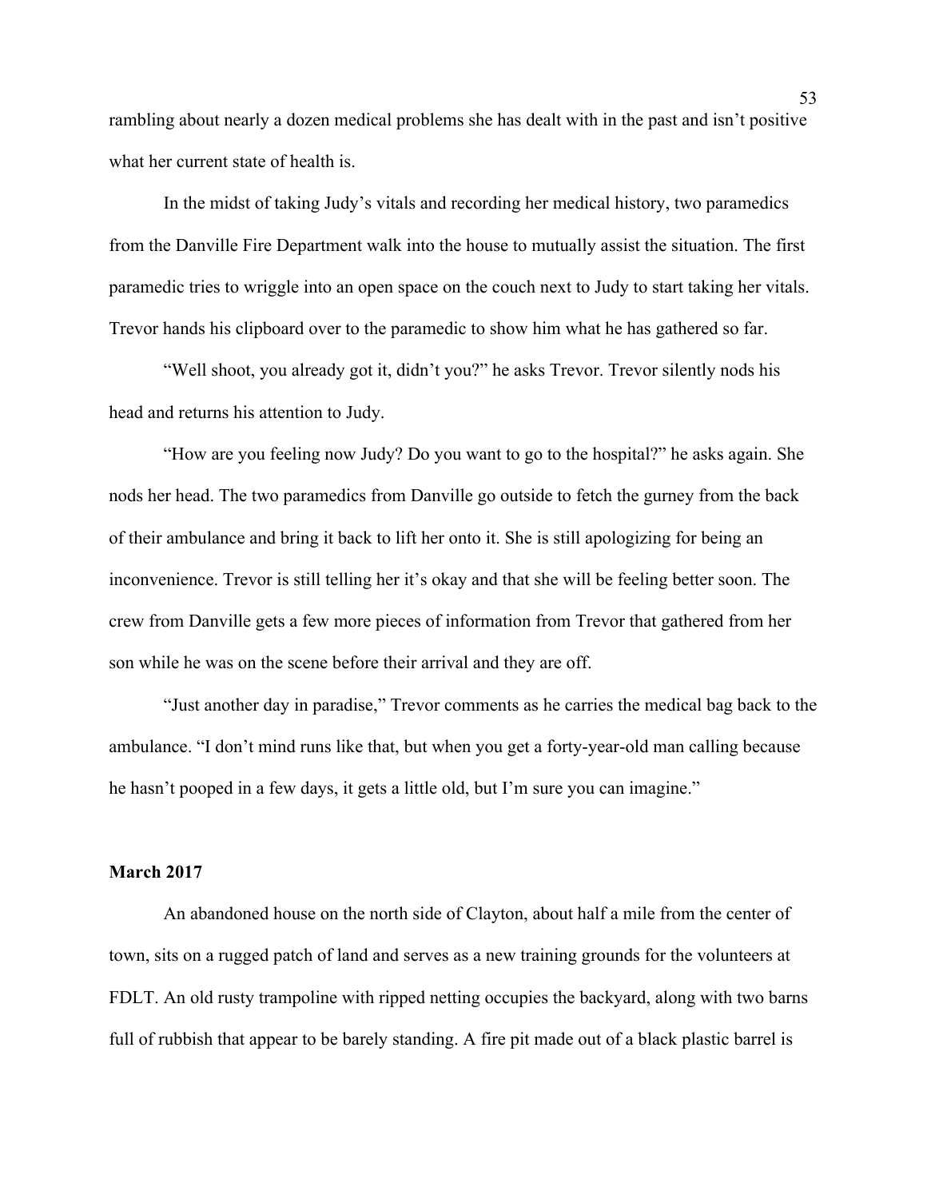rambling about nearly a dozen medical problems she has dealt with in the past and isn't positive what her current state of health is.

In the midst of taking Judy's vitals and recording her medical history, two paramedics from the Danville Fire Department walk into the house to mutually assist the situation. The first paramedic tries to wriggle into an open space on the couch next to Judy to start taking her vitals. Trevor hands his clipboard over to the paramedic to show him what he has gathered so far.

"Well shoot, you already got it, didn't you?" he asks Trevor. Trevor silently nods his head and returns his attention to Judy.

"How are you feeling now Judy? Do you want to go to the hospital?" he asks again. She nods her head. The two paramedics from Danville go outside to fetch the gurney from the back of their ambulance and bring it back to lift her onto it. She is still apologizing for being an inconvenience. Trevor is still telling her it's okay and that she will be feeling better soon. The crew from Danville gets a few more pieces of information from Trevor that gathered from her son while he was on the scene before their arrival and they are off.

"Just another day in paradise," Trevor comments as he carries the medical bag back to the ambulance. "I don't mind runs like that, but when you get a forty-year-old man calling because he hasn't pooped in a few days, it gets a little old, but I'm sure you can imagine."

**March 2017**

An abandoned house on the north side of Clayton, about half a mile from the center of town, sits on a rugged patch of land and serves as a new training grounds for the volunteers at FDLT. An old rusty trampoline with ripped netting occupies the backyard, along with two barns full of rubbish that appear to be barely standing. A fire pit made out of a black plastic barrel is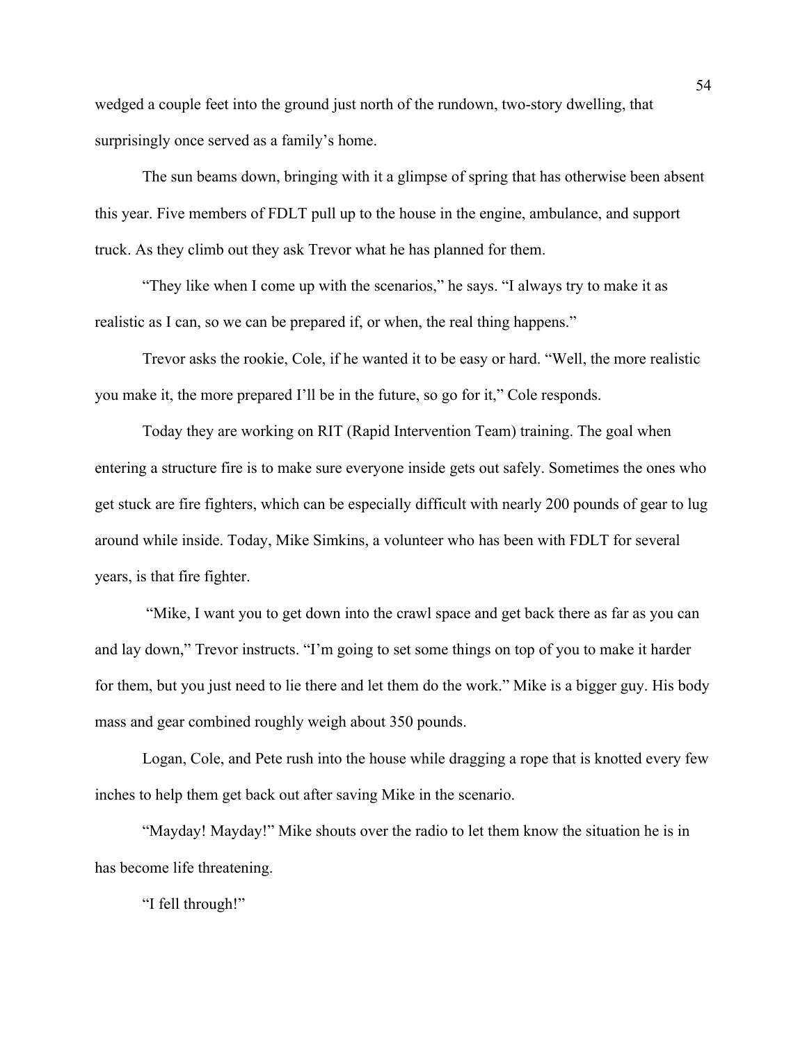wedged a couple feet into the ground just north of the rundown, two-story dwelling, that surprisingly once served as a family's home.

The sun beams down, bringing with it a glimpse of spring that has otherwise been absent this year. Five members of FDLT pull up to the house in the engine, ambulance, and support truck. As they climb out they ask Trevor what he has planned for them.

"They like when I come up with the scenarios," he says. "I always try to make it as realistic as I can, so we can be prepared if, or when, the real thing happens."

Trevor asks the rookie, Cole, if he wanted it to be easy or hard. "Well, the more realistic you make it, the more prepared I'll be in the future, so go for it," Cole responds.

Today they are working on RIT (Rapid Intervention Team) training. The goal when entering a structure fire is to make sure everyone inside gets out safely. Sometimes the ones who get stuck are fire fighters, which can be especially difficult with nearly 200 pounds of gear to lug around while inside. Today, Mike Simkins, a volunteer who has been with FDLT for several years, is that fire fighter.

"Mike, I want you to get down into the crawl space and get back there as far as you can and lay down," Trevor instructs. "I'm going to set some things on top of you to make it harder for them, but you just need to lie there and let them do the work." Mike is a bigger guy. His body mass and gear combined roughly weigh about 350 pounds.

Logan, Cole, and Pete rush into the house while dragging a rope that is knotted every few inches to help them get back out after saving Mike in the scenario.

"Mayday! Mayday!" Mike shouts over the radio to let them know the situation he is in has become life threatening.

"I fell through!"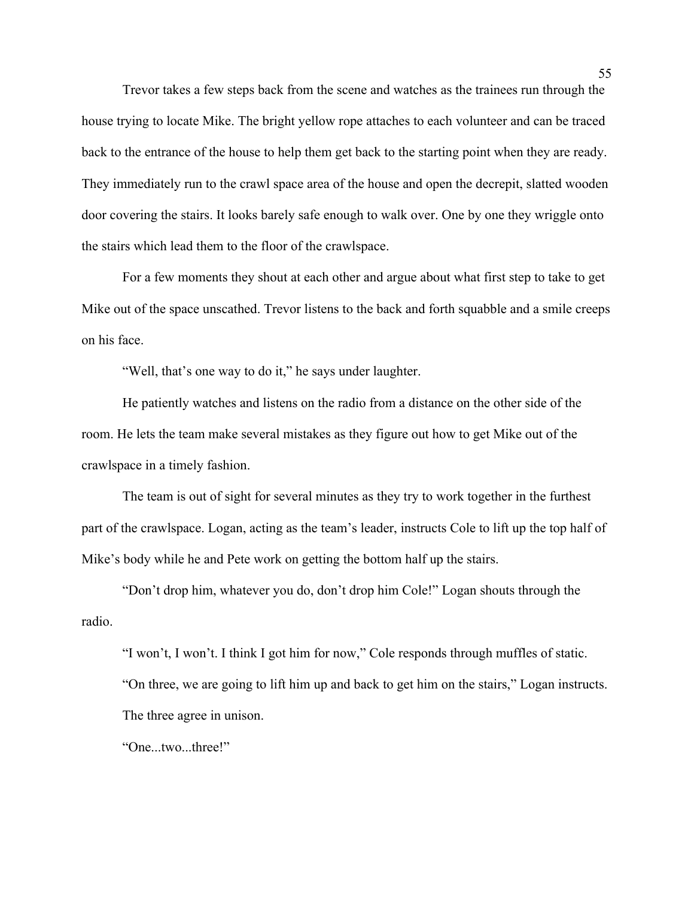Trevor takes a few steps back from the scene and watches as the trainees run through the house trying to locate Mike. The bright yellow rope attaches to each volunteer and can be traced back to the entrance of the house to help them get back to the starting point when they are ready. They immediately run to the crawl space area of the house and open the decrepit, slatted wooden door covering the stairs. It looks barely safe enough to walk over. One by one they wriggle onto the stairs which lead them to the floor of the crawlspace.

For a few moments they shout at each other and argue about what first step to take to get Mike out of the space unscathed. Trevor listens to the back and forth squabble and a smile creeps on his face.

"Well, that's one way to do it," he says under laughter.

He patiently watches and listens on the radio from a distance on the other side of the room. He lets the team make several mistakes as they figure out how to get Mike out of the crawlspace in a timely fashion.

The team is out of sight for several minutes as they try to work together in the furthest part of the crawlspace. Logan, acting as the team's leader, instructs Cole to lift up the top half of Mike's body while he and Pete work on getting the bottom half up the stairs.

"Don't drop him, whatever you do, don't drop him Cole!" Logan shouts through the radio.

"I won't, I won't. I think I got him for now," Cole responds through muffles of static.

"On three, we are going to lift him up and back to get him on the stairs," Logan instructs.

The three agree in unison.

"One...two...three!"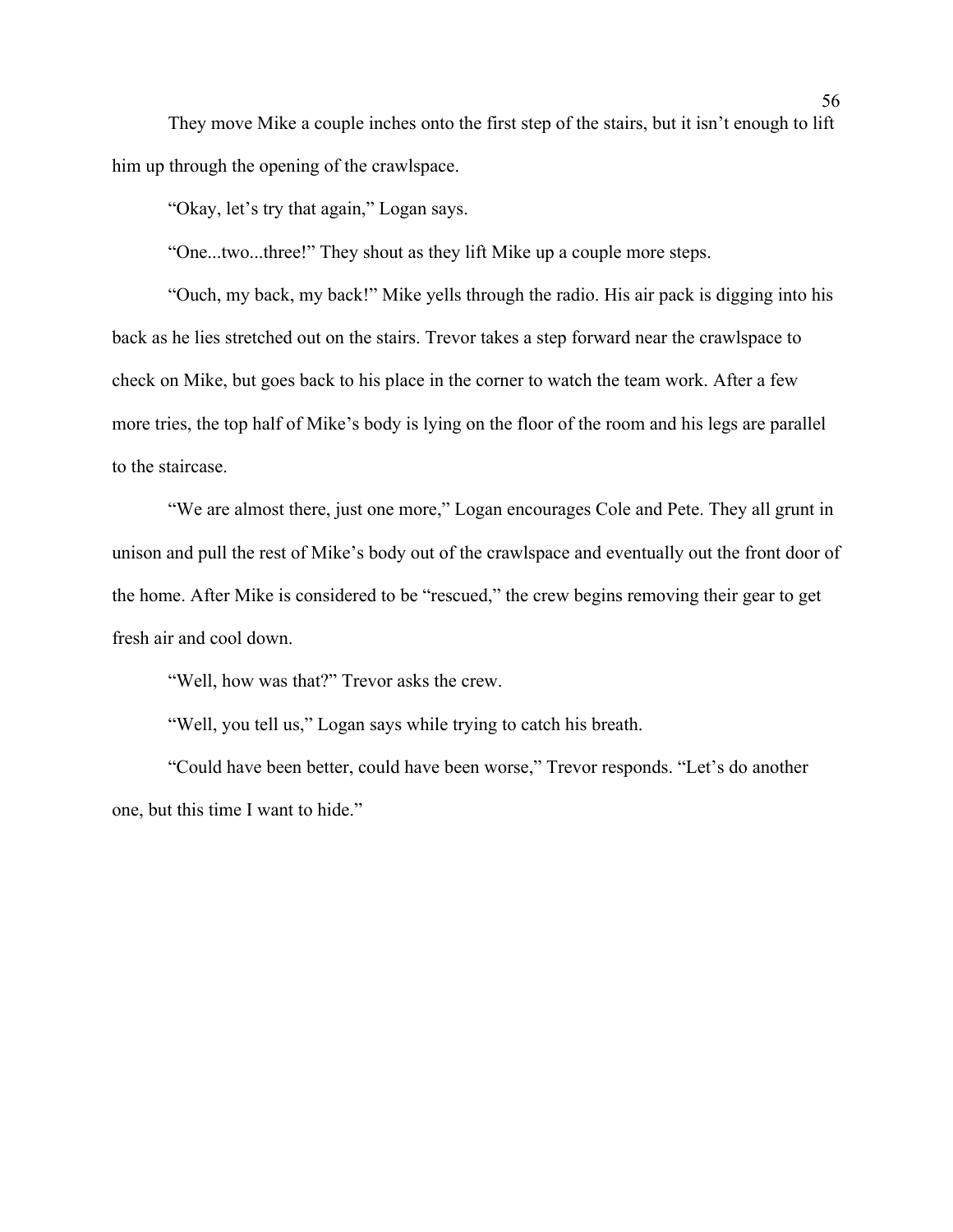They move Mike a couple inches onto the first step of the stairs, but it isn't enough to lift him up through the opening of the crawlspace.

"Okay, let's try that again," Logan says.

"One...two...three!" They shout as they lift Mike up a couple more steps.

"Ouch, my back, my back!" Mike yells through the radio. His air pack is digging into his back as he lies stretched out on the stairs. Trevor takes a step forward near the crawlspace to check on Mike, but goes back to his place in the corner to watch the team work. After a few more tries, the top half of Mike's body is lying on the floor of the room and his legs are parallel to the staircase.

"We are almost there, just one more," Logan encourages Cole and Pete. They all grunt in unison and pull the rest of Mike's body out of the crawlspace and eventually out the front door of the home. After Mike is considered to be "rescued," the crew begins removing their gear to get fresh air and cool down.

"Well, how was that?" Trevor asks the crew.

"Well, you tell us," Logan says while trying to catch his breath.

"Could have been better, could have been worse," Trevor responds. "Let's do another one, but this time I want to hide."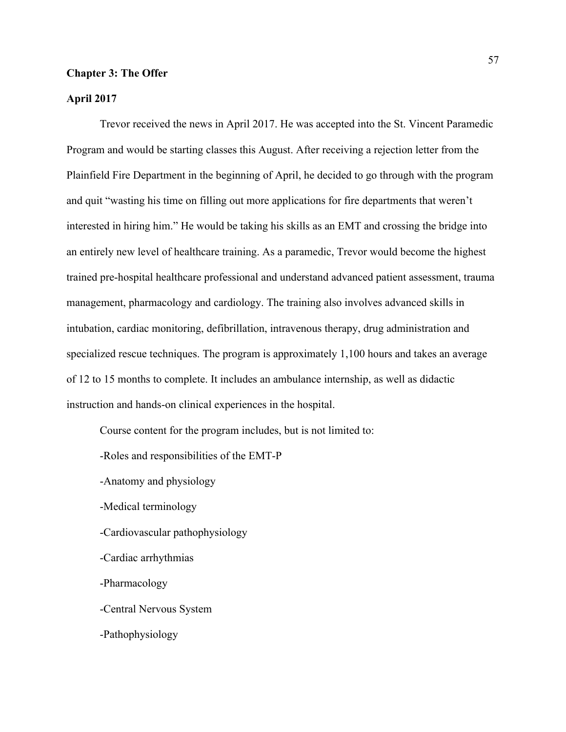## Chapter 3: The Offer

### April 2017

Trevor received the news in April 2017. He was accepted into the St. Vincent Paramedic Program and would be starting classes this August. After receiving a rejection letter from the Plainfield Fire Department in the beginning of April, he decided to go through with the program and quit "wasting his time on filling out more applications for fire departments that weren't interested in hiring him." He would be taking his skills as an EMT and crossing the bridge into an entirely new level of healthcare training. As a paramedic, Trevor would become the highest trained pre-hospital healthcare professional and understand advanced patient assessment, trauma management, pharmacology and cardiology. The training also involves advanced skills in intubation, cardiac monitoring, defibrillation, intravenous therapy, drug administration and specialized rescue techniques. The program is approximately 1,100 hours and takes an average of 12 to 15 months to complete. It includes an ambulance internship, as well as didactic instruction and hands-on clinical experiences in the hospital.

Course content for the program includes, but is not limited to:

-Roles and responsibilities of the EMT-P

-Anatomy and physiology

-Medical terminology

-Cardiovascular pathophysiology

-Cardiac arrhythmias

-Pharmacology

-Central Nervous System

-Pathophysiology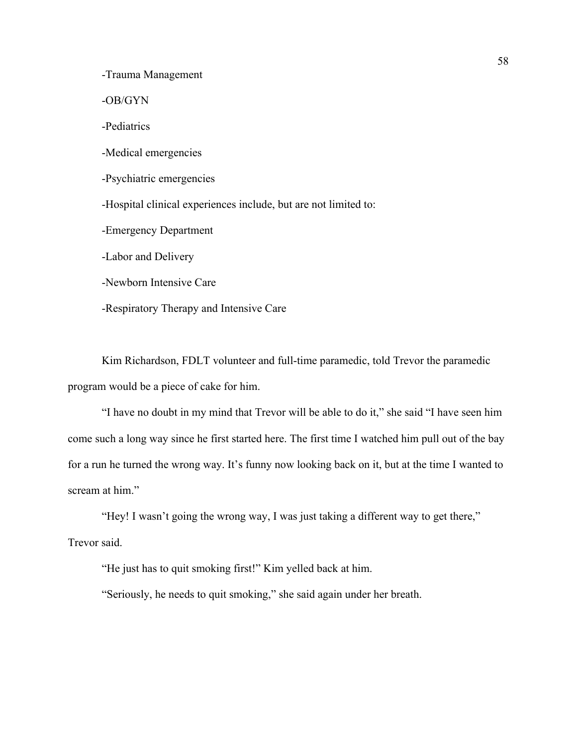-Trauma Management

-OB/GYN

-Pediatrics

-Medical emergencies

-Psychiatric emergencies

-Hospital clinical experiences include, but are not limited to:

-Emergency Department

-Labor and Delivery

-Newborn Intensive Care

-Respiratory Therapy and Intensive Care

Kim Richardson, FDLT volunteer and full-time paramedic, told Trevor the paramedic program would be a piece of cake for him.

"I have no doubt in my mind that Trevor will be able to do it," she said "I have seen him come such a long way since he first started here. The first time I watched him pull out of the bay for a run he turned the wrong way. It's funny now looking back on it, but at the time I wanted to scream at him."

"Hey! I wasn't going the wrong way, I was just taking a different way to get there," Trevor said.

"He just has to quit smoking first!" Kim yelled back at him.

"Seriously, he needs to quit smoking," she said again under her breath.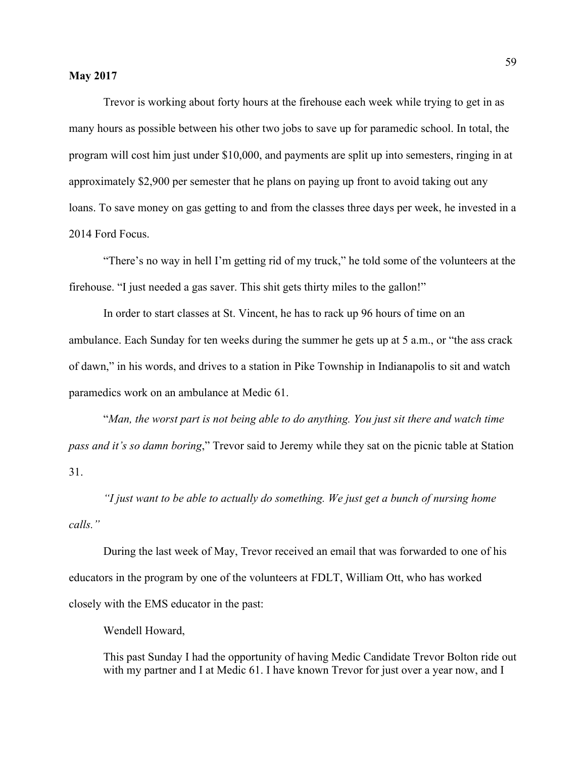**May 2017**

Trevor is working about forty hours at the firehouse each week while trying to get in as many hours as possible between his other two jobs to save up for paramedic school. In total, the program will cost him just under $10,000, and payments are split up into semesters, ringing in at approximately $2,900 per semester that he plans on paying up front to avoid taking out any loans. To save money on gas getting to and from the classes three days per week, he invested in a 2014 Ford Focus.

"There's no way in hell I'm getting rid of my truck," he told some of the volunteers at the firehouse. "I just needed a gas saver. This shit gets thirty miles to the gallon!"

In order to start classes at St. Vincent, he has to rack up 96 hours of time on an ambulance. Each Sunday for ten weeks during the summer he gets up at 5 a.m., or "the ass crack of dawn," in his words, and drives to a station in Pike Township in Indianapolis to sit and watch paramedics work on an ambulance at Medic 61.

"*Man, the worst part is not being able to do anything. You just sit there and watch time pass and it's so damn boring*," Trevor said to Jeremy while they sat on the picnic table at Station 31.

*"I just want to be able to actually do something. We just get a bunch of nursing home calls."*

During the last week of May, Trevor received an email that was forwarded to one of his educators in the program by one of the volunteers at FDLT, William Ott, who has worked closely with the EMS educator in the past:

> Wendell Howard,
>
> This past Sunday I had the opportunity of having Medic Candidate Trevor Bolton ride out with my partner and I at Medic 61. I have known Trevor for just over a year now, and I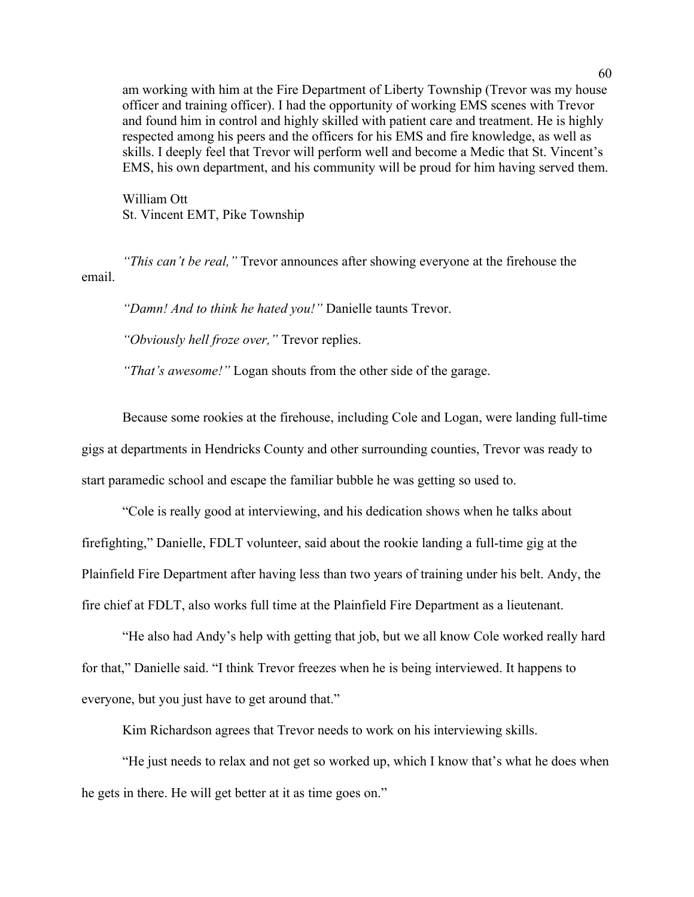> am working with him at the Fire Department of Liberty Township (Trevor was my house officer and training officer). I had the opportunity of working EMS scenes with Trevor and found him in control and highly skilled with patient care and treatment. He is highly respected among his peers and the officers for his EMS and fire knowledge, as well as skills. I deeply feel that Trevor will perform well and become a Medic that St. Vincent's EMS, his own department, and his community will be proud for him having served them.
>
> William Ott
> St. Vincent EMT, Pike Township

*"This can't be real,"* Trevor announces after showing everyone at the firehouse the email.

*"Damn! And to think he hated you!"* Danielle taunts Trevor.

*"Obviously hell froze over,"* Trevor replies.

*"That's awesome!"* Logan shouts from the other side of the garage.

Because some rookies at the firehouse, including Cole and Logan, were landing full-time gigs at departments in Hendricks County and other surrounding counties, Trevor was ready to start paramedic school and escape the familiar bubble he was getting so used to.

"Cole is really good at interviewing, and his dedication shows when he talks about firefighting," Danielle, FDLT volunteer, said about the rookie landing a full-time gig at the Plainfield Fire Department after having less than two years of training under his belt. Andy, the fire chief at FDLT, also works full time at the Plainfield Fire Department as a lieutenant.

"He also had Andy's help with getting that job, but we all know Cole worked really hard for that," Danielle said. "I think Trevor freezes when he is being interviewed. It happens to everyone, but you just have to get around that."

Kim Richardson agrees that Trevor needs to work on his interviewing skills.

"He just needs to relax and not get so worked up, which I know that's what he does when he gets in there. He will get better at it as time goes on."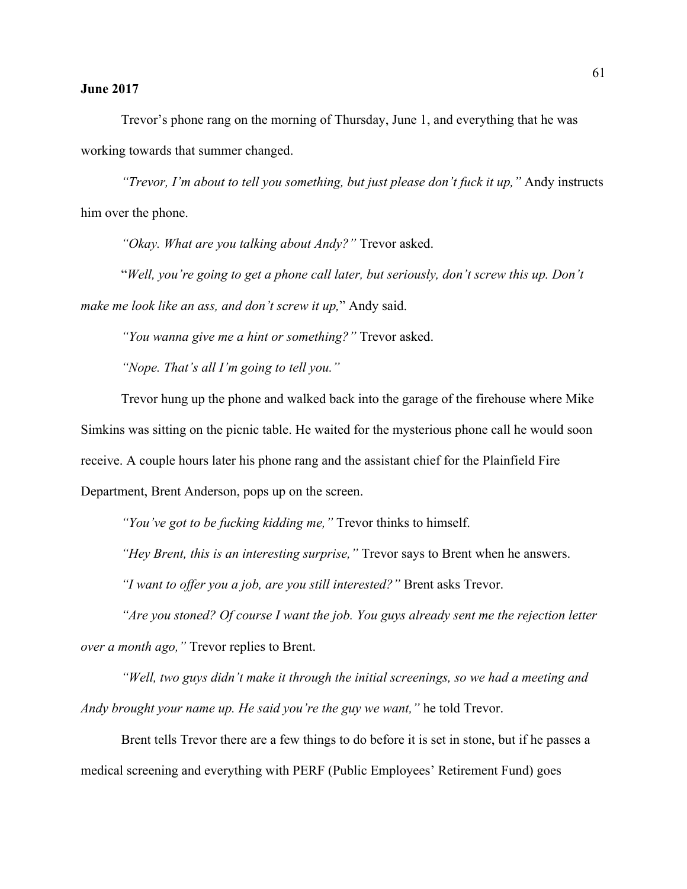**June 2017**

Trevor's phone rang on the morning of Thursday, June 1, and everything that he was working towards that summer changed.

*"Trevor, I'm about to tell you something, but just please don't fuck it up,"* Andy instructs him over the phone.

*"Okay. What are you talking about Andy?"* Trevor asked.

"*Well, you're going to get a phone call later, but seriously, don't screw this up. Don't make me look like an ass, and don't screw it up,*" Andy said.

*"You wanna give me a hint or something?"* Trevor asked.

*"Nope. That's all I'm going to tell you."*

Trevor hung up the phone and walked back into the garage of the firehouse where Mike Simkins was sitting on the picnic table. He waited for the mysterious phone call he would soon receive. A couple hours later his phone rang and the assistant chief for the Plainfield Fire Department, Brent Anderson, pops up on the screen.

*"You've got to be fucking kidding me,"* Trevor thinks to himself.

*"Hey Brent, this is an interesting surprise,"* Trevor says to Brent when he answers.

*"I want to offer you a job, are you still interested?"* Brent asks Trevor.

*"Are you stoned? Of course I want the job. You guys already sent me the rejection letter over a month ago,"* Trevor replies to Brent.

*"Well, two guys didn't make it through the initial screenings, so we had a meeting and Andy brought your name up. He said you're the guy we want,"* he told Trevor.

Brent tells Trevor there are a few things to do before it is set in stone, but if he passes a medical screening and everything with PERF (Public Employees' Retirement Fund) goes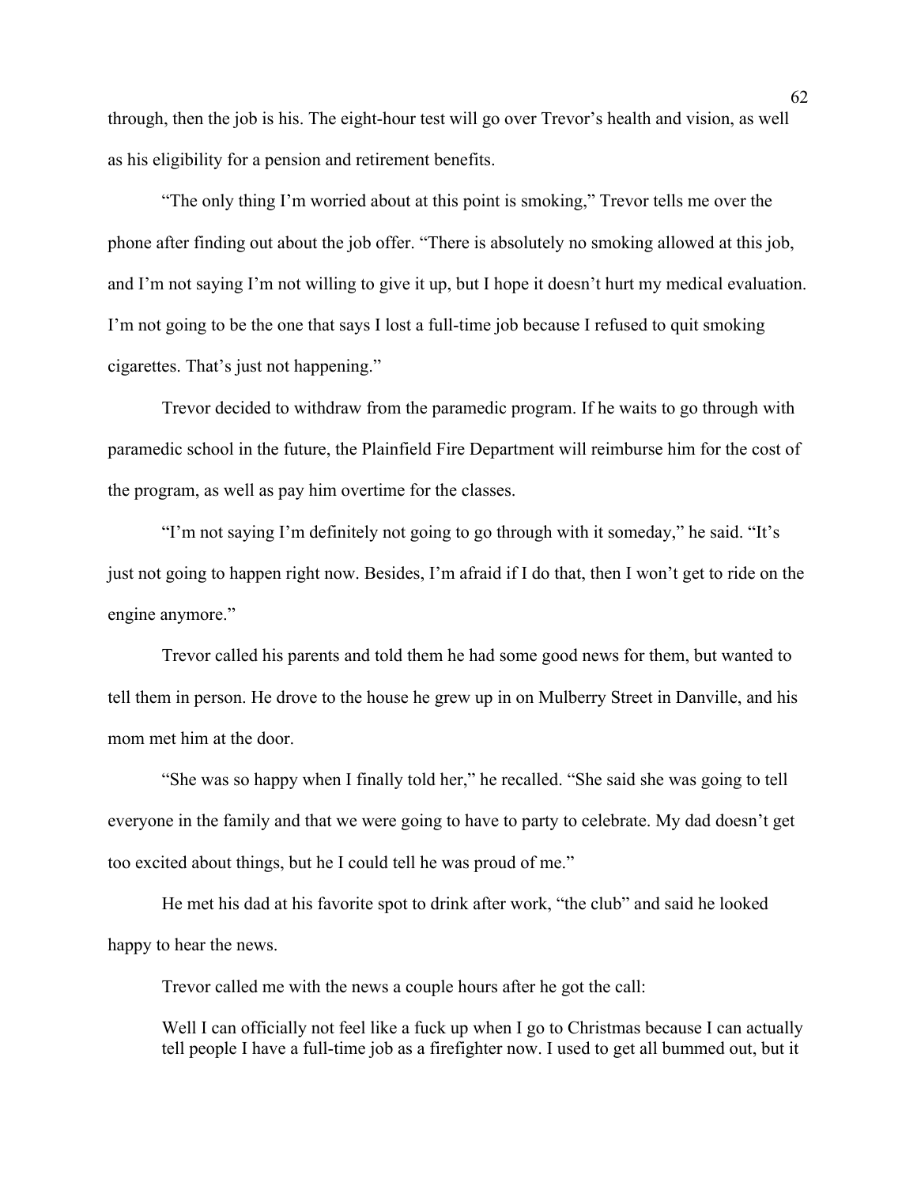through, then the job is his. The eight-hour test will go over Trevor's health and vision, as well as his eligibility for a pension and retirement benefits.

"The only thing I'm worried about at this point is smoking," Trevor tells me over the phone after finding out about the job offer. "There is absolutely no smoking allowed at this job, and I'm not saying I'm not willing to give it up, but I hope it doesn't hurt my medical evaluation. I'm not going to be the one that says I lost a full-time job because I refused to quit smoking cigarettes. That's just not happening."

Trevor decided to withdraw from the paramedic program. If he waits to go through with paramedic school in the future, the Plainfield Fire Department will reimburse him for the cost of the program, as well as pay him overtime for the classes.

"I'm not saying I'm definitely not going to go through with it someday," he said. "It's just not going to happen right now. Besides, I'm afraid if I do that, then I won't get to ride on the engine anymore."

Trevor called his parents and told them he had some good news for them, but wanted to tell them in person. He drove to the house he grew up in on Mulberry Street in Danville, and his mom met him at the door.

"She was so happy when I finally told her," he recalled. "She said she was going to tell everyone in the family and that we were going to have to party to celebrate. My dad doesn't get too excited about things, but he I could tell he was proud of me."

He met his dad at his favorite spot to drink after work, "the club" and said he looked happy to hear the news.

Trevor called me with the news a couple hours after he got the call:

> Well I can officially not feel like a fuck up when I go to Christmas because I can actually tell people I have a full-time job as a firefighter now. I used to get all bummed out, but it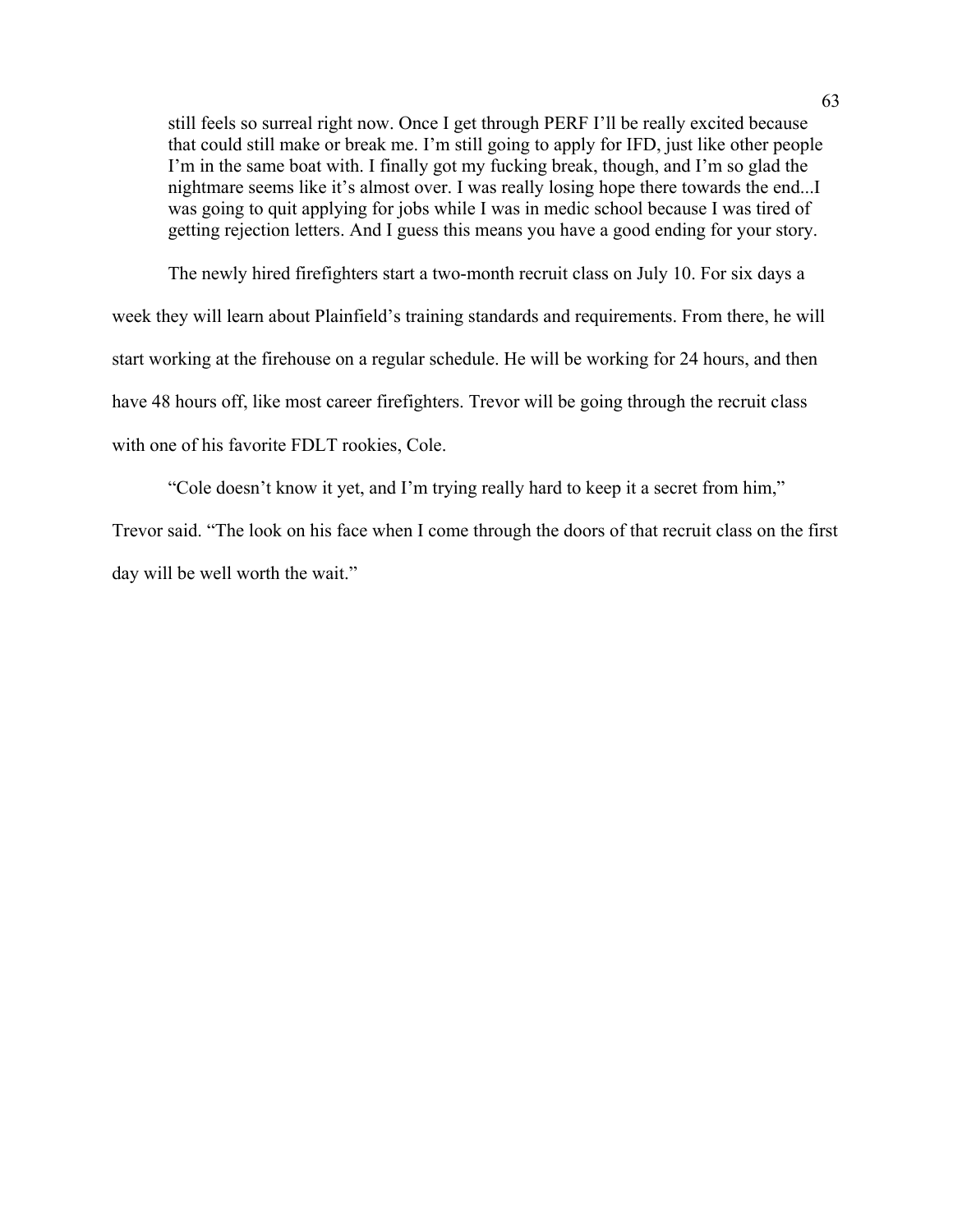> still feels so surreal right now. Once I get through PERF I'll be really excited because that could still make or break me. I'm still going to apply for IFD, just like other people I'm in the same boat with. I finally got my fucking break, though, and I'm so glad the nightmare seems like it's almost over. I was really losing hope there towards the end...I was going to quit applying for jobs while I was in medic school because I was tired of getting rejection letters. And I guess this means you have a good ending for your story.

The newly hired firefighters start a two-month recruit class on July 10. For six days a week they will learn about Plainfield's training standards and requirements. From there, he will start working at the firehouse on a regular schedule. He will be working for 24 hours, and then have 48 hours off, like most career firefighters. Trevor will be going through the recruit class with one of his favorite FDLT rookies, Cole.

"Cole doesn't know it yet, and I'm trying really hard to keep it a secret from him," Trevor said. "The look on his face when I come through the doors of that recruit class on the first day will be well worth the wait."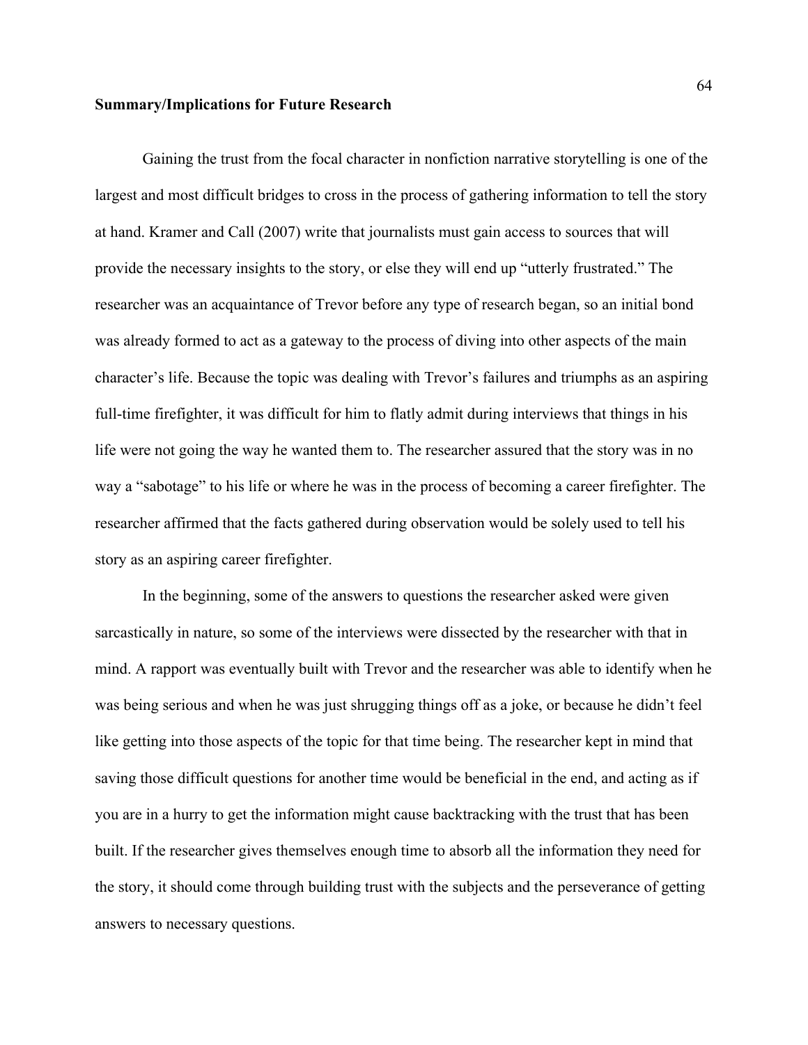**Summary/Implications for Future Research**

Gaining the trust from the focal character in nonfiction narrative storytelling is one of the largest and most difficult bridges to cross in the process of gathering information to tell the story at hand. Kramer and Call (2007) write that journalists must gain access to sources that will provide the necessary insights to the story, or else they will end up "utterly frustrated." The researcher was an acquaintance of Trevor before any type of research began, so an initial bond was already formed to act as a gateway to the process of diving into other aspects of the main character's life. Because the topic was dealing with Trevor's failures and triumphs as an aspiring full-time firefighter, it was difficult for him to flatly admit during interviews that things in his life were not going the way he wanted them to. The researcher assured that the story was in no way a "sabotage" to his life or where he was in the process of becoming a career firefighter. The researcher affirmed that the facts gathered during observation would be solely used to tell his story as an aspiring career firefighter.

In the beginning, some of the answers to questions the researcher asked were given sarcastically in nature, so some of the interviews were dissected by the researcher with that in mind. A rapport was eventually built with Trevor and the researcher was able to identify when he was being serious and when he was just shrugging things off as a joke, or because he didn't feel like getting into those aspects of the topic for that time being. The researcher kept in mind that saving those difficult questions for another time would be beneficial in the end, and acting as if you are in a hurry to get the information might cause backtracking with the trust that has been built. If the researcher gives themselves enough time to absorb all the information they need for the story, it should come through building trust with the subjects and the perseverance of getting answers to necessary questions.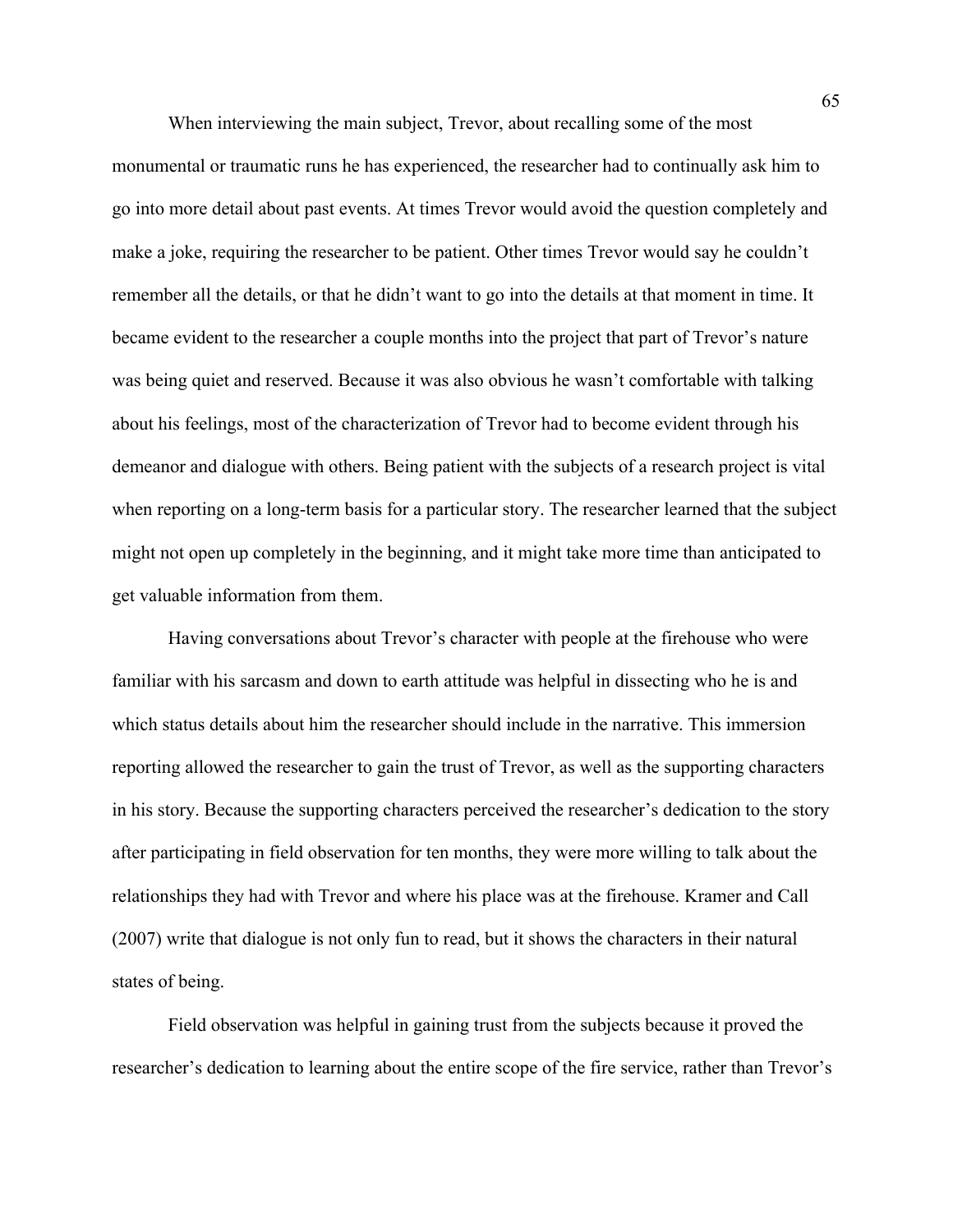When interviewing the main subject, Trevor, about recalling some of the most monumental or traumatic runs he has experienced, the researcher had to continually ask him to go into more detail about past events. At times Trevor would avoid the question completely and make a joke, requiring the researcher to be patient. Other times Trevor would say he couldn't remember all the details, or that he didn't want to go into the details at that moment in time. It became evident to the researcher a couple months into the project that part of Trevor's nature was being quiet and reserved. Because it was also obvious he wasn't comfortable with talking about his feelings, most of the characterization of Trevor had to become evident through his demeanor and dialogue with others. Being patient with the subjects of a research project is vital when reporting on a long-term basis for a particular story. The researcher learned that the subject might not open up completely in the beginning, and it might take more time than anticipated to get valuable information from them.

Having conversations about Trevor's character with people at the firehouse who were familiar with his sarcasm and down to earth attitude was helpful in dissecting who he is and which status details about him the researcher should include in the narrative. This immersion reporting allowed the researcher to gain the trust of Trevor, as well as the supporting characters in his story. Because the supporting characters perceived the researcher's dedication to the story after participating in field observation for ten months, they were more willing to talk about the relationships they had with Trevor and where his place was at the firehouse. Kramer and Call (2007) write that dialogue is not only fun to read, but it shows the characters in their natural states of being.

Field observation was helpful in gaining trust from the subjects because it proved the researcher's dedication to learning about the entire scope of the fire service, rather than Trevor's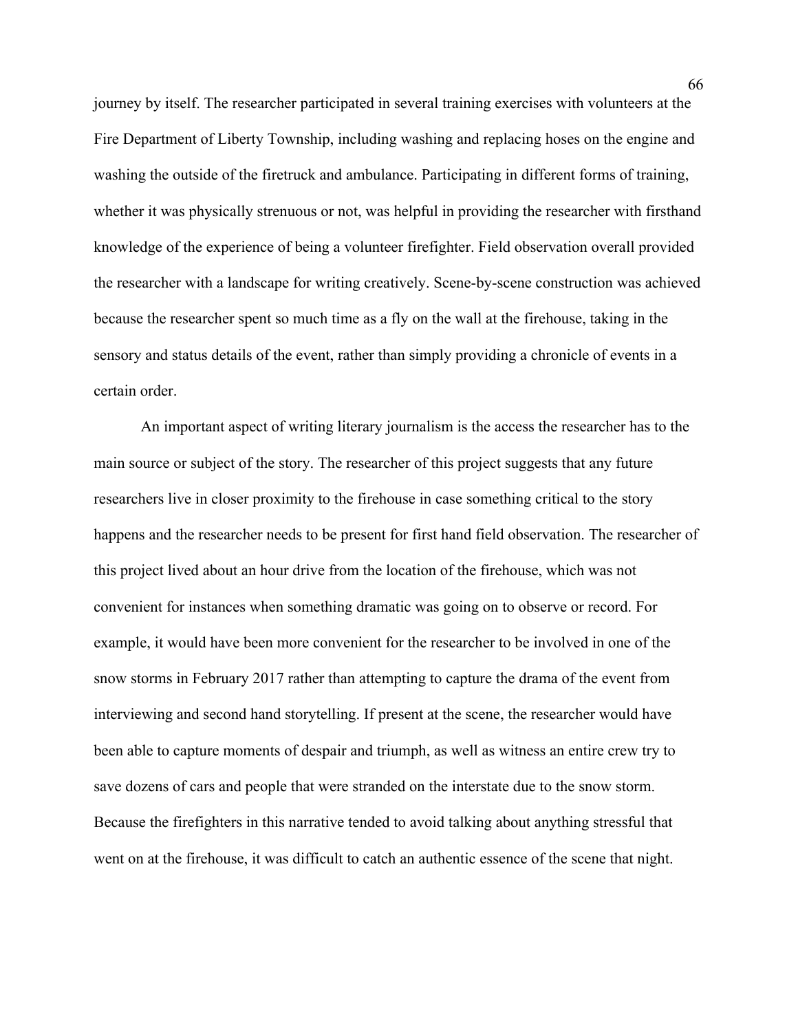journey by itself. The researcher participated in several training exercises with volunteers at the Fire Department of Liberty Township, including washing and replacing hoses on the engine and washing the outside of the firetruck and ambulance. Participating in different forms of training, whether it was physically strenuous or not, was helpful in providing the researcher with firsthand knowledge of the experience of being a volunteer firefighter. Field observation overall provided the researcher with a landscape for writing creatively. Scene-by-scene construction was achieved because the researcher spent so much time as a fly on the wall at the firehouse, taking in the sensory and status details of the event, rather than simply providing a chronicle of events in a certain order.

An important aspect of writing literary journalism is the access the researcher has to the main source or subject of the story. The researcher of this project suggests that any future researchers live in closer proximity to the firehouse in case something critical to the story happens and the researcher needs to be present for first hand field observation. The researcher of this project lived about an hour drive from the location of the firehouse, which was not convenient for instances when something dramatic was going on to observe or record. For example, it would have been more convenient for the researcher to be involved in one of the snow storms in February 2017 rather than attempting to capture the drama of the event from interviewing and second hand storytelling. If present at the scene, the researcher would have been able to capture moments of despair and triumph, as well as witness an entire crew try to save dozens of cars and people that were stranded on the interstate due to the snow storm. Because the firefighters in this narrative tended to avoid talking about anything stressful that went on at the firehouse, it was difficult to catch an authentic essence of the scene that night.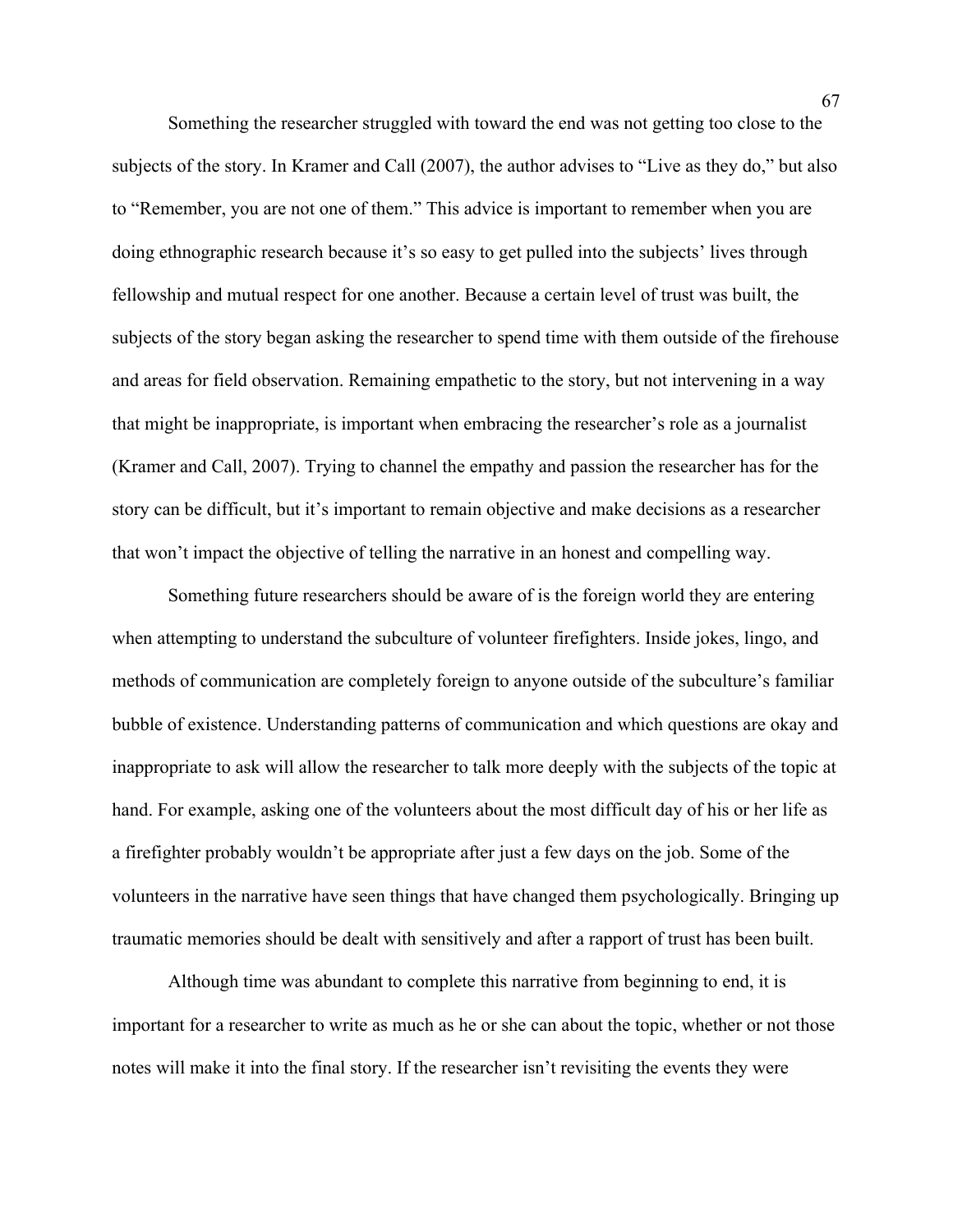Something the researcher struggled with toward the end was not getting too close to the subjects of the story. In Kramer and Call (2007), the author advises to "Live as they do," but also to "Remember, you are not one of them." This advice is important to remember when you are doing ethnographic research because it's so easy to get pulled into the subjects' lives through fellowship and mutual respect for one another. Because a certain level of trust was built, the subjects of the story began asking the researcher to spend time with them outside of the firehouse and areas for field observation. Remaining empathetic to the story, but not intervening in a way that might be inappropriate, is important when embracing the researcher's role as a journalist (Kramer and Call, 2007). Trying to channel the empathy and passion the researcher has for the story can be difficult, but it's important to remain objective and make decisions as a researcher that won't impact the objective of telling the narrative in an honest and compelling way.

Something future researchers should be aware of is the foreign world they are entering when attempting to understand the subculture of volunteer firefighters. Inside jokes, lingo, and methods of communication are completely foreign to anyone outside of the subculture's familiar bubble of existence. Understanding patterns of communication and which questions are okay and inappropriate to ask will allow the researcher to talk more deeply with the subjects of the topic at hand. For example, asking one of the volunteers about the most difficult day of his or her life as a firefighter probably wouldn't be appropriate after just a few days on the job. Some of the volunteers in the narrative have seen things that have changed them psychologically. Bringing up traumatic memories should be dealt with sensitively and after a rapport of trust has been built.

Although time was abundant to complete this narrative from beginning to end, it is important for a researcher to write as much as he or she can about the topic, whether or not those notes will make it into the final story. If the researcher isn't revisiting the events they were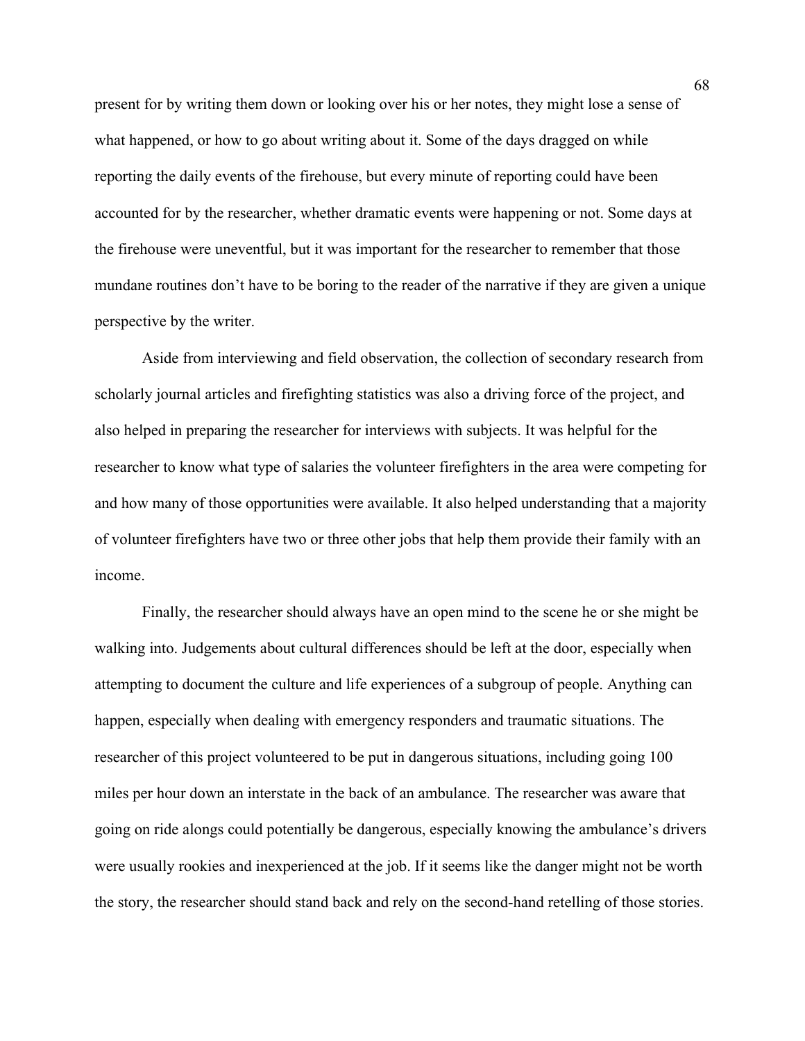present for by writing them down or looking over his or her notes, they might lose a sense of what happened, or how to go about writing about it. Some of the days dragged on while reporting the daily events of the firehouse, but every minute of reporting could have been accounted for by the researcher, whether dramatic events were happening or not. Some days at the firehouse were uneventful, but it was important for the researcher to remember that those mundane routines don't have to be boring to the reader of the narrative if they are given a unique perspective by the writer.

Aside from interviewing and field observation, the collection of secondary research from scholarly journal articles and firefighting statistics was also a driving force of the project, and also helped in preparing the researcher for interviews with subjects. It was helpful for the researcher to know what type of salaries the volunteer firefighters in the area were competing for and how many of those opportunities were available. It also helped understanding that a majority of volunteer firefighters have two or three other jobs that help them provide their family with an income.

Finally, the researcher should always have an open mind to the scene he or she might be walking into. Judgements about cultural differences should be left at the door, especially when attempting to document the culture and life experiences of a subgroup of people. Anything can happen, especially when dealing with emergency responders and traumatic situations. The researcher of this project volunteered to be put in dangerous situations, including going 100 miles per hour down an interstate in the back of an ambulance. The researcher was aware that going on ride alongs could potentially be dangerous, especially knowing the ambulance's drivers were usually rookies and inexperienced at the job. If it seems like the danger might not be worth the story, the researcher should stand back and rely on the second-hand retelling of those stories.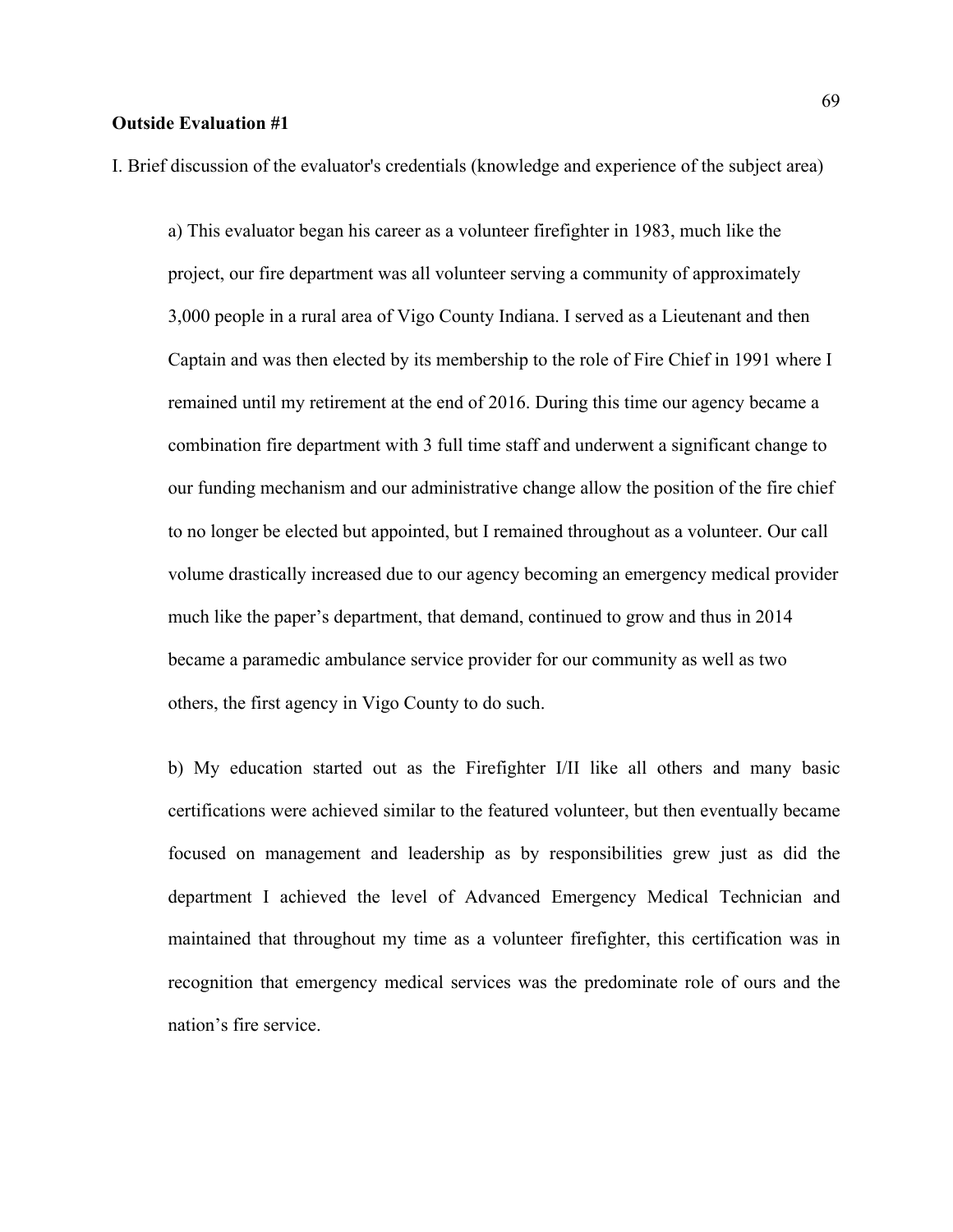**Outside Evaluation #1**

I. Brief discussion of the evaluator's credentials (knowledge and experience of the subject area)

a) This evaluator began his career as a volunteer firefighter in 1983, much like the project, our fire department was all volunteer serving a community of approximately 3,000 people in a rural area of Vigo County Indiana. I served as a Lieutenant and then Captain and was then elected by its membership to the role of Fire Chief in 1991 where I remained until my retirement at the end of 2016. During this time our agency became a combination fire department with 3 full time staff and underwent a significant change to our funding mechanism and our administrative change allow the position of the fire chief to no longer be elected but appointed, but I remained throughout as a volunteer. Our call volume drastically increased due to our agency becoming an emergency medical provider much like the paper's department, that demand, continued to grow and thus in 2014 became a paramedic ambulance service provider for our community as well as two others, the first agency in Vigo County to do such.

b) My education started out as the Firefighter I/II like all others and many basic certifications were achieved similar to the featured volunteer, but then eventually became focused on management and leadership as by responsibilities grew just as did the department I achieved the level of Advanced Emergency Medical Technician and maintained that throughout my time as a volunteer firefighter, this certification was in recognition that emergency medical services was the predominate role of ours and the nation's fire service.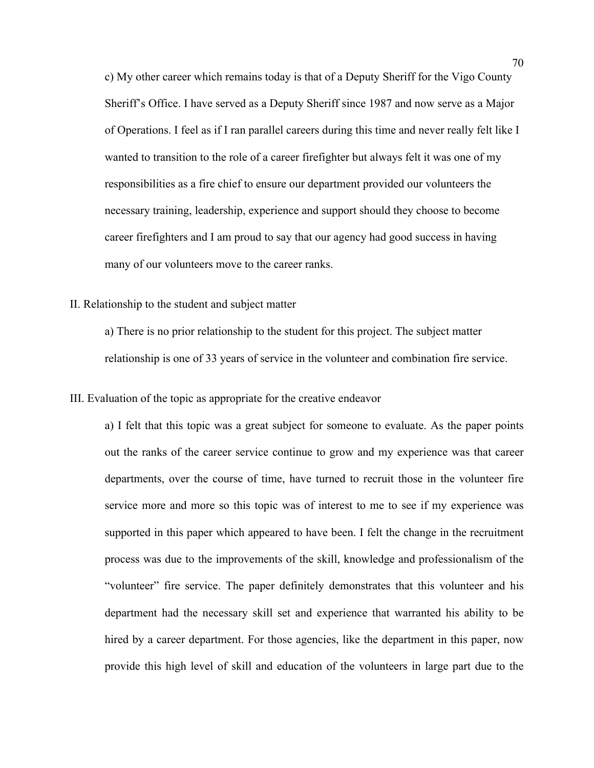c) My other career which remains today is that of a Deputy Sheriff for the Vigo County Sheriff's Office. I have served as a Deputy Sheriff since 1987 and now serve as a Major of Operations. I feel as if I ran parallel careers during this time and never really felt like I wanted to transition to the role of a career firefighter but always felt it was one of my responsibilities as a fire chief to ensure our department provided our volunteers the necessary training, leadership, experience and support should they choose to become career firefighters and I am proud to say that our agency had good success in having many of our volunteers move to the career ranks.

II. Relationship to the student and subject matter

a) There is no prior relationship to the student for this project. The subject matter relationship is one of 33 years of service in the volunteer and combination fire service.

III. Evaluation of the topic as appropriate for the creative endeavor

a) I felt that this topic was a great subject for someone to evaluate. As the paper points out the ranks of the career service continue to grow and my experience was that career departments, over the course of time, have turned to recruit those in the volunteer fire service more and more so this topic was of interest to me to see if my experience was supported in this paper which appeared to have been. I felt the change in the recruitment process was due to the improvements of the skill, knowledge and professionalism of the "volunteer" fire service. The paper definitely demonstrates that this volunteer and his department had the necessary skill set and experience that warranted his ability to be hired by a career department. For those agencies, like the department in this paper, now provide this high level of skill and education of the volunteers in large part due to the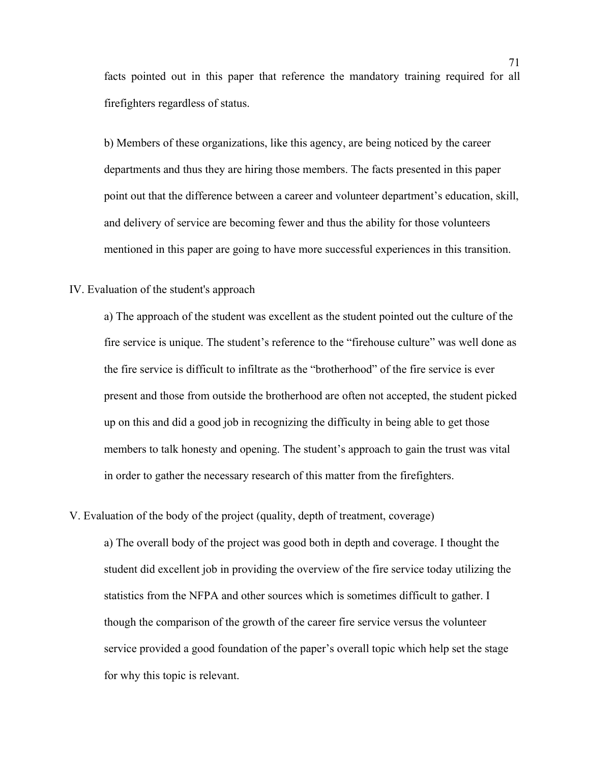facts pointed out in this paper that reference the mandatory training required for all firefighters regardless of status.

b) Members of these organizations, like this agency, are being noticed by the career departments and thus they are hiring those members. The facts presented in this paper point out that the difference between a career and volunteer department's education, skill, and delivery of service are becoming fewer and thus the ability for those volunteers mentioned in this paper are going to have more successful experiences in this transition.

IV. Evaluation of the student's approach

a) The approach of the student was excellent as the student pointed out the culture of the fire service is unique. The student's reference to the "firehouse culture" was well done as the fire service is difficult to infiltrate as the "brotherhood" of the fire service is ever present and those from outside the brotherhood are often not accepted, the student picked up on this and did a good job in recognizing the difficulty in being able to get those members to talk honesty and opening. The student's approach to gain the trust was vital in order to gather the necessary research of this matter from the firefighters.

V. Evaluation of the body of the project (quality, depth of treatment, coverage)

a) The overall body of the project was good both in depth and coverage. I thought the student did excellent job in providing the overview of the fire service today utilizing the statistics from the NFPA and other sources which is sometimes difficult to gather. I though the comparison of the growth of the career fire service versus the volunteer service provided a good foundation of the paper's overall topic which help set the stage for why this topic is relevant.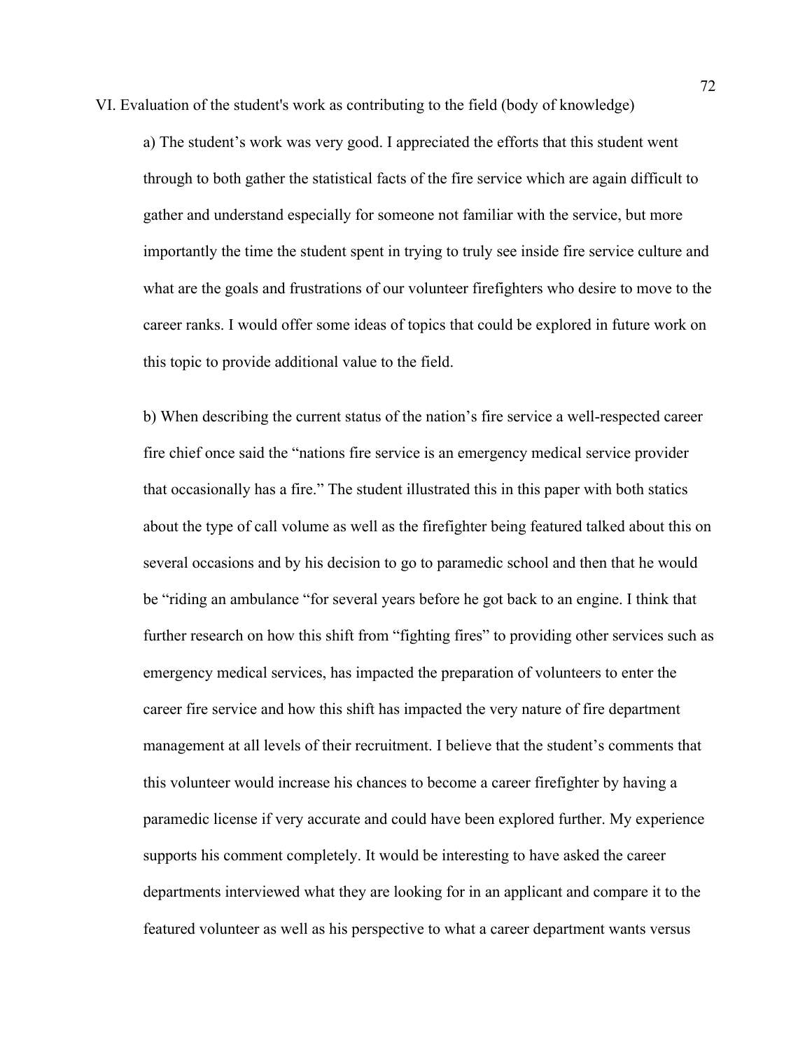VI. Evaluation of the student's work as contributing to the field (body of knowledge)

a) The student's work was very good. I appreciated the efforts that this student went through to both gather the statistical facts of the fire service which are again difficult to gather and understand especially for someone not familiar with the service, but more importantly the time the student spent in trying to truly see inside fire service culture and what are the goals and frustrations of our volunteer firefighters who desire to move to the career ranks. I would offer some ideas of topics that could be explored in future work on this topic to provide additional value to the field.

b) When describing the current status of the nation's fire service a well-respected career fire chief once said the "nations fire service is an emergency medical service provider that occasionally has a fire." The student illustrated this in this paper with both statics about the type of call volume as well as the firefighter being featured talked about this on several occasions and by his decision to go to paramedic school and then that he would be "riding an ambulance "for several years before he got back to an engine. I think that further research on how this shift from "fighting fires" to providing other services such as emergency medical services, has impacted the preparation of volunteers to enter the career fire service and how this shift has impacted the very nature of fire department management at all levels of their recruitment. I believe that the student's comments that this volunteer would increase his chances to become a career firefighter by having a paramedic license if very accurate and could have been explored further. My experience supports his comment completely. It would be interesting to have asked the career departments interviewed what they are looking for in an applicant and compare it to the featured volunteer as well as his perspective to what a career department wants versus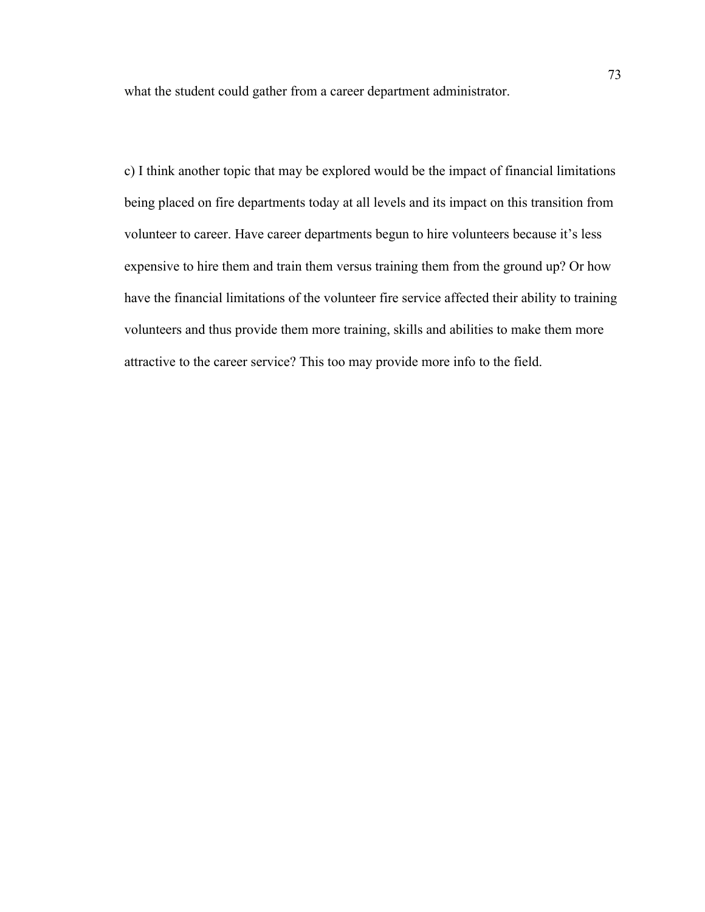what the student could gather from a career department administrator.

c) I think another topic that may be explored would be the impact of financial limitations being placed on fire departments today at all levels and its impact on this transition from volunteer to career. Have career departments begun to hire volunteers because it's less expensive to hire them and train them versus training them from the ground up? Or how have the financial limitations of the volunteer fire service affected their ability to training volunteers and thus provide them more training, skills and abilities to make them more attractive to the career service? This too may provide more info to the field.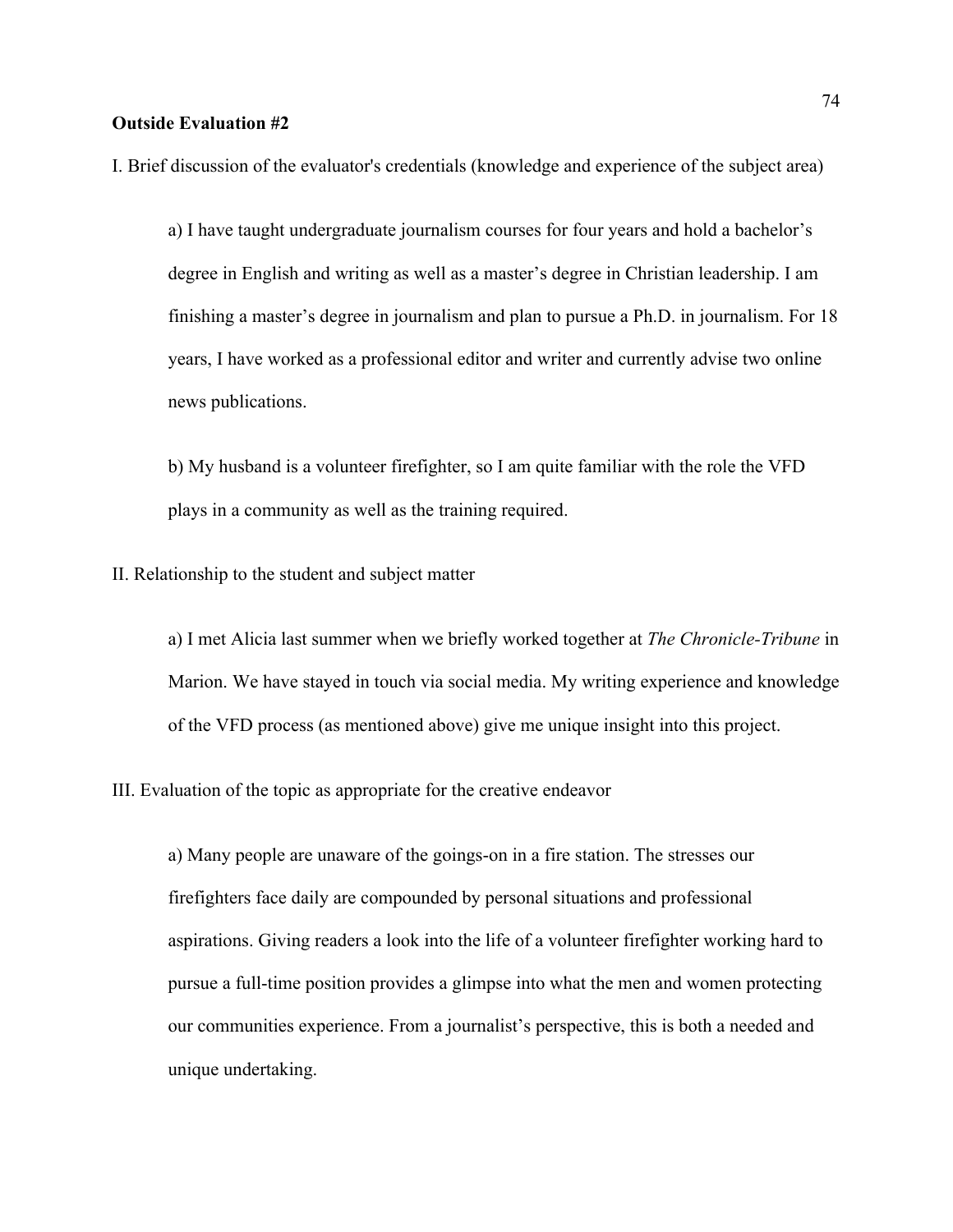**Outside Evaluation #2**

I. Brief discussion of the evaluator's credentials (knowledge and experience of the subject area)

a) I have taught undergraduate journalism courses for four years and hold a bachelor's degree in English and writing as well as a master's degree in Christian leadership. I am finishing a master's degree in journalism and plan to pursue a Ph.D. in journalism. For 18 years, I have worked as a professional editor and writer and currently advise two online news publications.

b) My husband is a volunteer firefighter, so I am quite familiar with the role the VFD plays in a community as well as the training required.

II. Relationship to the student and subject matter

a) I met Alicia last summer when we briefly worked together at *The Chronicle-Tribune* in Marion. We have stayed in touch via social media. My writing experience and knowledge of the VFD process (as mentioned above) give me unique insight into this project.

III. Evaluation of the topic as appropriate for the creative endeavor

a) Many people are unaware of the goings-on in a fire station. The stresses our firefighters face daily are compounded by personal situations and professional aspirations. Giving readers a look into the life of a volunteer firefighter working hard to pursue a full-time position provides a glimpse into what the men and women protecting our communities experience. From a journalist's perspective, this is both a needed and unique undertaking.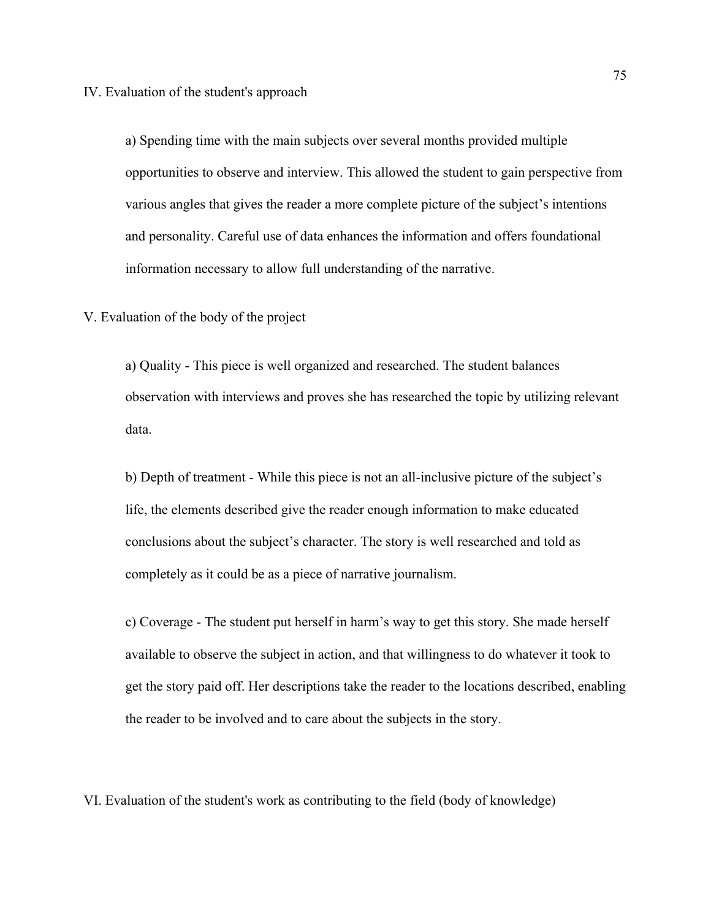IV. Evaluation of the student's approach

a) Spending time with the main subjects over several months provided multiple opportunities to observe and interview. This allowed the student to gain perspective from various angles that gives the reader a more complete picture of the subject's intentions and personality. Careful use of data enhances the information and offers foundational information necessary to allow full understanding of the narrative.

V. Evaluation of the body of the project

a) Quality - This piece is well organized and researched. The student balances observation with interviews and proves she has researched the topic by utilizing relevant data.

b) Depth of treatment - While this piece is not an all-inclusive picture of the subject's life, the elements described give the reader enough information to make educated conclusions about the subject's character. The story is well researched and told as completely as it could be as a piece of narrative journalism.

c) Coverage - The student put herself in harm's way to get this story. She made herself available to observe the subject in action, and that willingness to do whatever it took to get the story paid off. Her descriptions take the reader to the locations described, enabling the reader to be involved and to care about the subjects in the story.

VI. Evaluation of the student's work as contributing to the field (body of knowledge)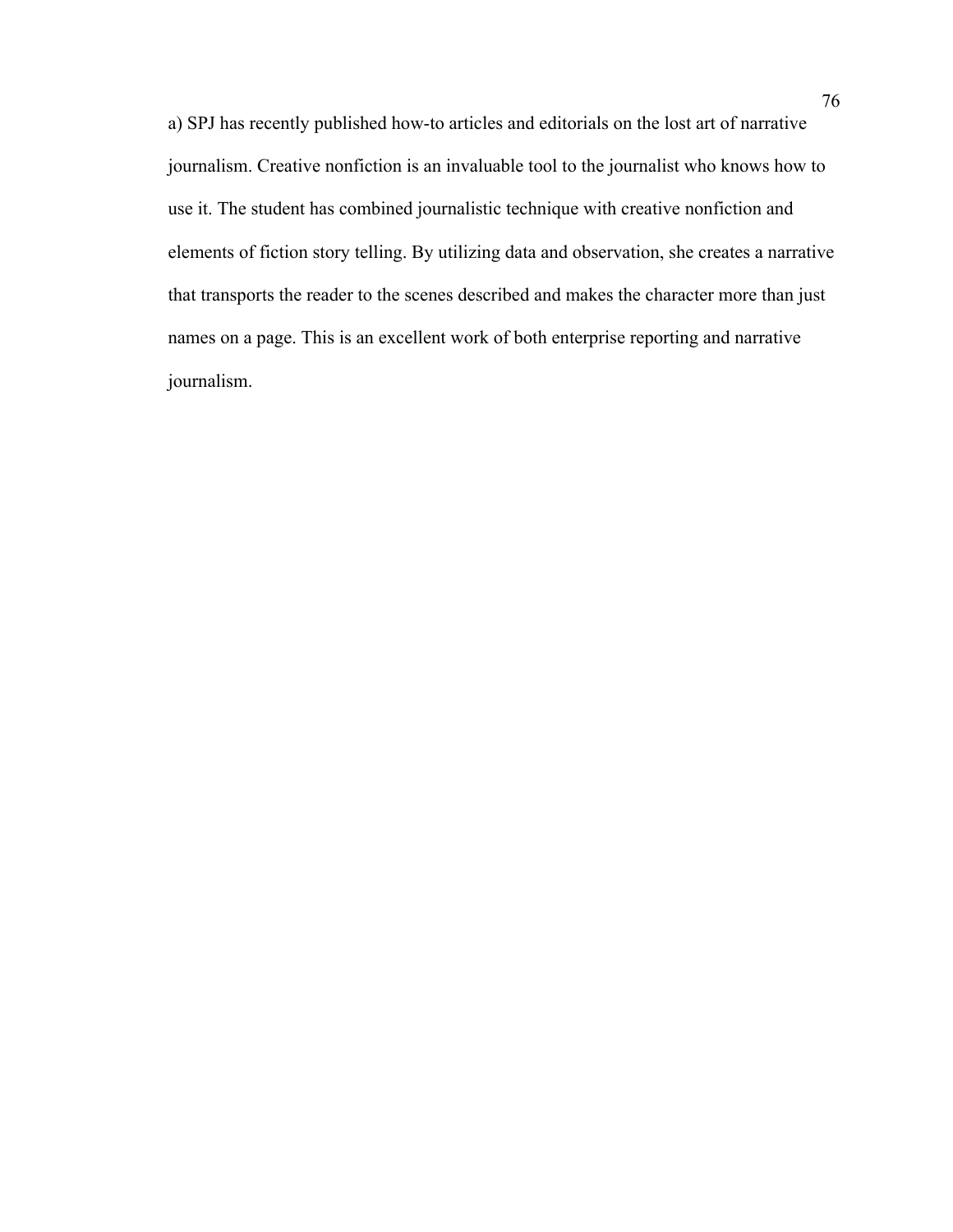a) SPJ has recently published how-to articles and editorials on the lost art of narrative journalism. Creative nonfiction is an invaluable tool to the journalist who knows how to use it. The student has combined journalistic technique with creative nonfiction and elements of fiction story telling. By utilizing data and observation, she creates a narrative that transports the reader to the scenes described and makes the character more than just names on a page. This is an excellent work of both enterprise reporting and narrative journalism.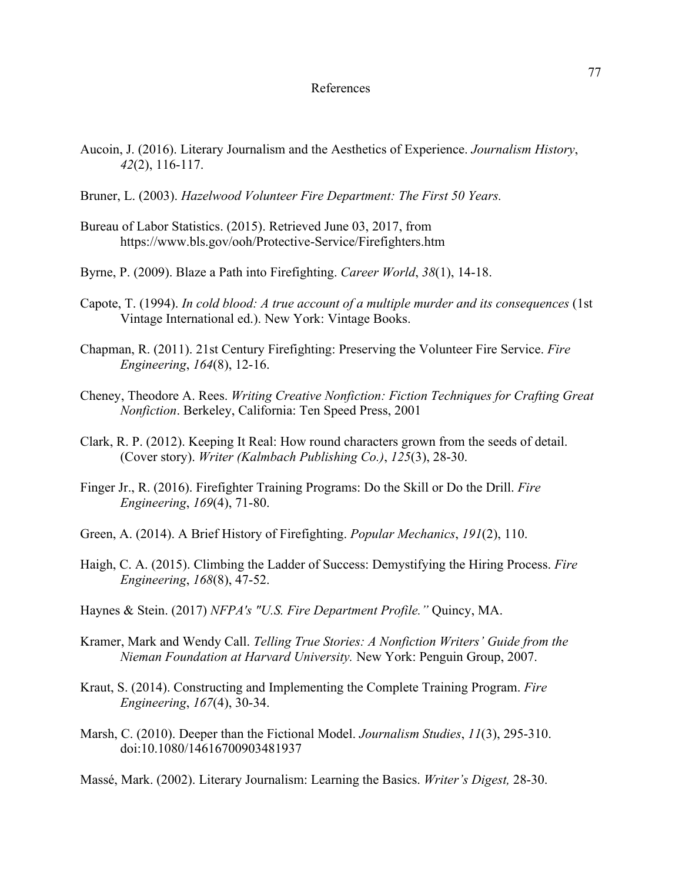# References

Aucoin, J. (2016). Literary Journalism and the Aesthetics of Experience. *Journalism History*, *42*(2), 116-117.

Bruner, L. (2003). *Hazelwood Volunteer Fire Department: The First 50 Years.*

Bureau of Labor Statistics. (2015). Retrieved June 03, 2017, from https://www.bls.gov/ooh/Protective-Service/Firefighters.htm

Byrne, P. (2009). Blaze a Path into Firefighting. *Career World*, *38*(1), 14-18.

Capote, T. (1994). *In cold blood: A true account of a multiple murder and its consequences* (1st Vintage International ed.). New York: Vintage Books.

Chapman, R. (2011). 21st Century Firefighting: Preserving the Volunteer Fire Service. *Fire Engineering*, *164*(8), 12-16.

Cheney, Theodore A. Rees. *Writing Creative Nonfiction: Fiction Techniques for Crafting Great Nonfiction*. Berkeley, California: Ten Speed Press, 2001

Clark, R. P. (2012). Keeping It Real: How round characters grown from the seeds of detail. (Cover story). *Writer (Kalmbach Publishing Co.)*, *125*(3), 28-30.

Finger Jr., R. (2016). Firefighter Training Programs: Do the Skill or Do the Drill. *Fire Engineering*, *169*(4), 71-80.

Green, A. (2014). A Brief History of Firefighting. *Popular Mechanics*, *191*(2), 110.

Haigh, C. A. (2015). Climbing the Ladder of Success: Demystifying the Hiring Process. *Fire Engineering*, *168*(8), 47-52.

Haynes & Stein. (2017) *NFPA's "U.S. Fire Department Profile."* Quincy, MA.

Kramer, Mark and Wendy Call. *Telling True Stories: A Nonfiction Writers' Guide from the Nieman Foundation at Harvard University.* New York: Penguin Group, 2007.

Kraut, S. (2014). Constructing and Implementing the Complete Training Program. *Fire Engineering*, *167*(4), 30-34.

Marsh, C. (2010). Deeper than the Fictional Model. *Journalism Studies*, *11*(3), 295-310. doi:10.1080/14616700903481937

Massé, Mark. (2002). Literary Journalism: Learning the Basics. *Writer's Digest,* 28-30.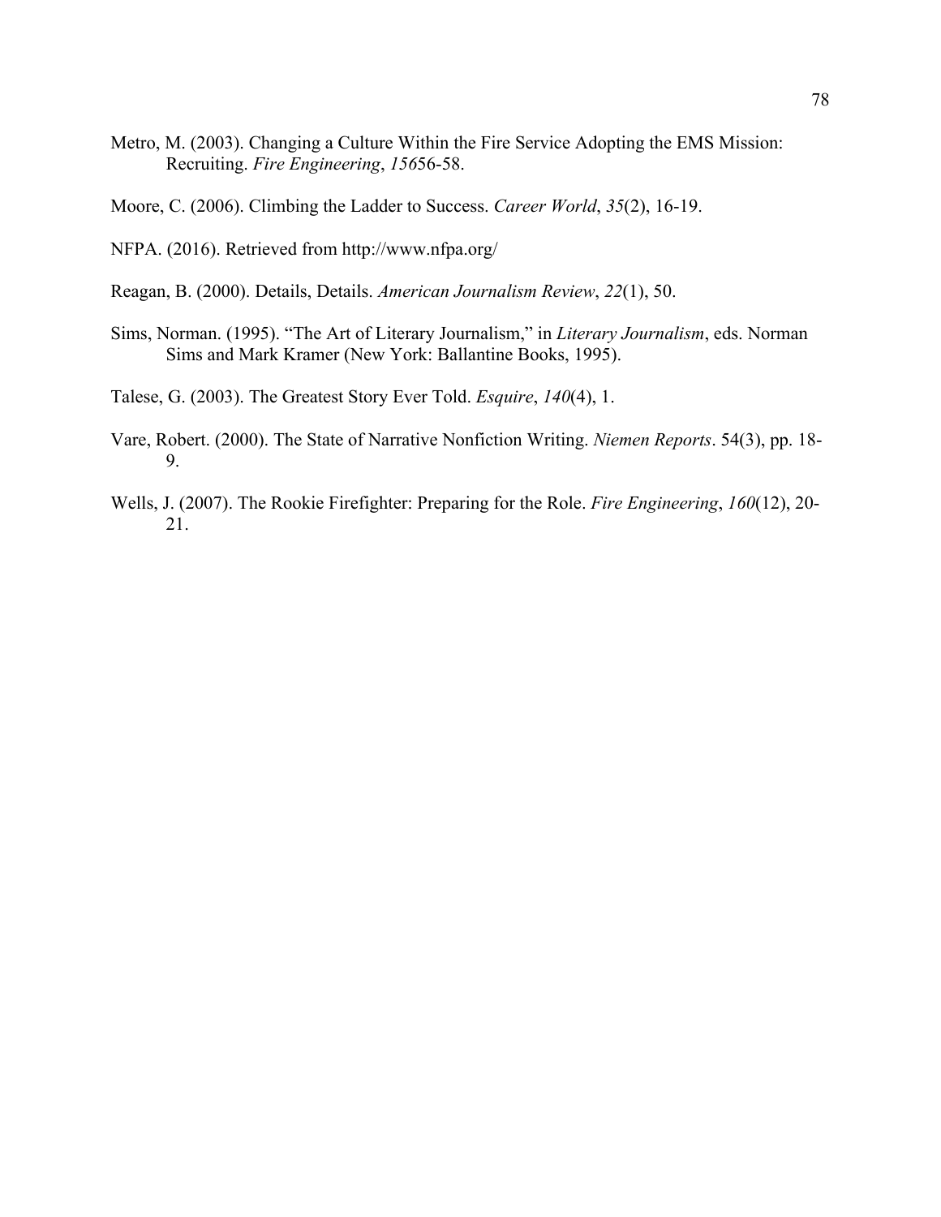Metro, M. (2003). Changing a Culture Within the Fire Service Adopting the EMS Mission: Recruiting. *Fire Engineering*, *156*56-58.

Moore, C. (2006). Climbing the Ladder to Success. *Career World*, *35*(2), 16-19.

NFPA. (2016). Retrieved from http://www.nfpa.org/

Reagan, B. (2000). Details, Details. *American Journalism Review*, *22*(1), 50.

Sims, Norman. (1995). "The Art of Literary Journalism," in *Literary Journalism*, eds. Norman Sims and Mark Kramer (New York: Ballantine Books, 1995).

Talese, G. (2003). The Greatest Story Ever Told. *Esquire*, *140*(4), 1.

Vare, Robert. (2000). The State of Narrative Nonfiction Writing. *Niemen Reports*. 54(3), pp. 18-9.

Wells, J. (2007). The Rookie Firefighter: Preparing for the Role. *Fire Engineering*, *160*(12), 20-21.